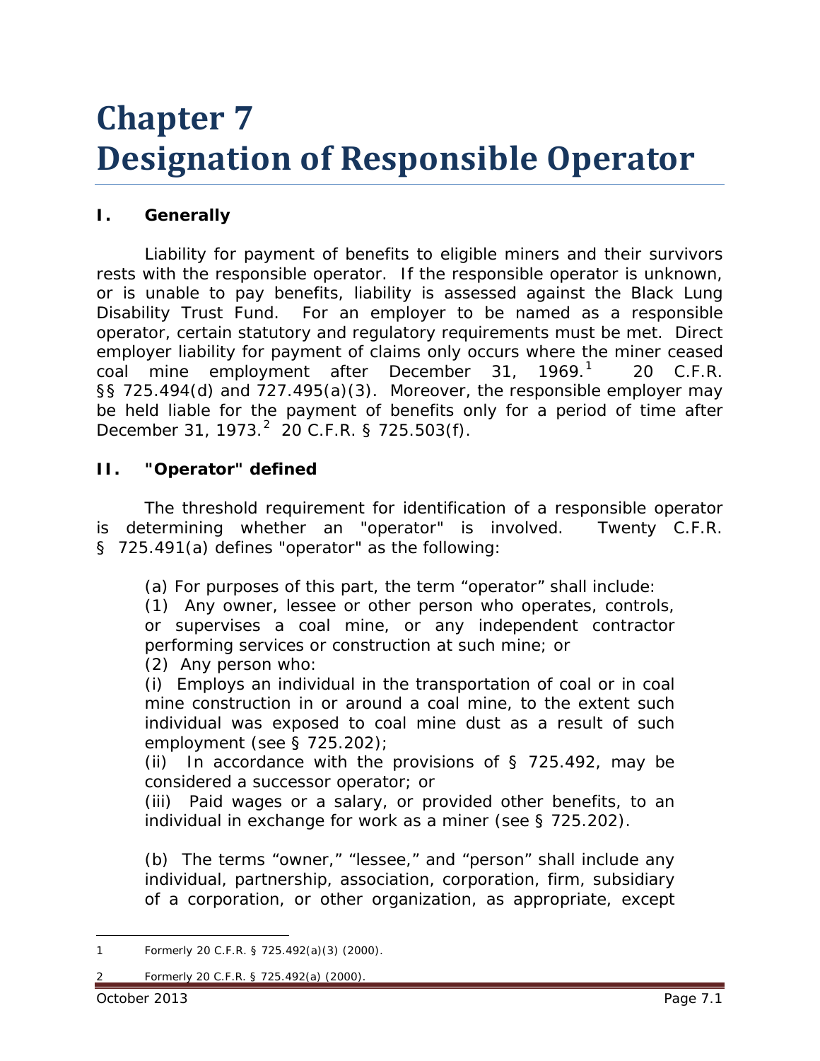# Chapter 7
# Designation of Responsible Operator

## I. Generally

Liability for payment of benefits to eligible miners and their survivors rests with the responsible operator. If the responsible operator is unknown, or is unable to pay benefits, liability is assessed against the Black Lung Disability Trust Fund. For an employer to be named as a responsible operator, certain statutory and regulatory requirements must be met. Direct employer liability for payment of claims only occurs where the miner ceased coal mine employment after December 31, 1969.[1] 20 C.F.R. §§ 725.494(d) and 727.495(a)(3). Moreover, the responsible employer may be held liable for the payment of benefits only for a period of time after December 31, 1973.[2] 20 C.F.R. § 725.503(f).

## II. "Operator" defined

The threshold requirement for identification of a responsible operator is determining whether an "operator" is involved. Twenty C.F.R. § 725.491(a) defines "operator" as the following:

> (a) For purposes of this part, the term "operator" shall include:
> (1) Any owner, lessee or other person who operates, controls, or supervises a coal mine, or any independent contractor performing services or construction at such mine; or
> (2) Any person who:
> (i) Employs an individual in the transportation of coal or in coal mine construction in or around a coal mine, to the extent such individual was exposed to coal mine dust as a result of such employment (see § 725.202);
> (ii) In accordance with the provisions of § 725.492, may be considered a successor operator; or
> (iii) Paid wages or a salary, or provided other benefits, to an individual in exchange for work as a miner (see § 725.202).
>
> (b) The terms "owner," "lessee," and "person" shall include any individual, partnership, association, corporation, firm, subsidiary of a corporation, or other organization, as appropriate, except

---

1 Formerly 20 C.F.R. § 725.492(a)(3) (2000).

2 Formerly 20 C.F.R. § 725.492(a) (2000).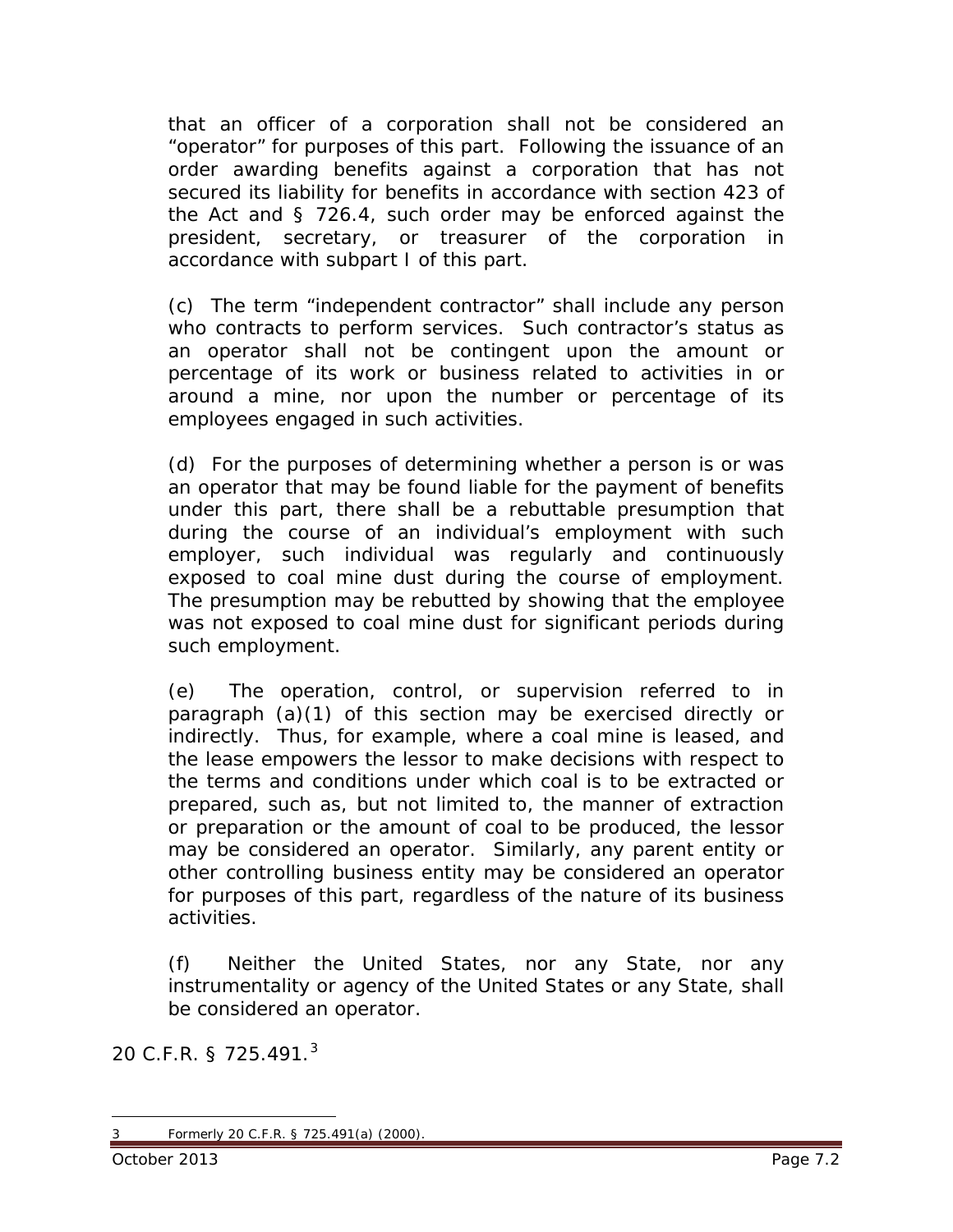that an officer of a corporation shall not be considered an "operator" for purposes of this part. Following the issuance of an order awarding benefits against a corporation that has not secured its liability for benefits in accordance with section 423 of the Act and § 726.4, such order may be enforced against the president, secretary, or treasurer of the corporation in accordance with subpart I of this part.

(c) The term "independent contractor" shall include any person who contracts to perform services. Such contractor's status as an operator shall not be contingent upon the amount or percentage of its work or business related to activities in or around a mine, nor upon the number or percentage of its employees engaged in such activities.

(d) For the purposes of determining whether a person is or was an operator that may be found liable for the payment of benefits under this part, there shall be a rebuttable presumption that during the course of an individual's employment with such employer, such individual was regularly and continuously exposed to coal mine dust during the course of employment. The presumption may be rebutted by showing that the employee was not exposed to coal mine dust for significant periods during such employment.

(e) The operation, control, or supervision referred to in paragraph (a)(1) of this section may be exercised directly or indirectly. Thus, for example, where a coal mine is leased, and the lease empowers the lessor to make decisions with respect to the terms and conditions under which coal is to be extracted or prepared, such as, but not limited to, the manner of extraction or preparation or the amount of coal to be produced, the lessor may be considered an operator. Similarly, any parent entity or other controlling business entity may be considered an operator for purposes of this part, regardless of the nature of its business activities.

(f) Neither the United States, nor any State, nor any instrumentality or agency of the United States or any State, shall be considered an operator.

20 C.F.R. § 725.491.[3]

---

3 *Formerly* 20 C.F.R. § 725.491(a) (2000).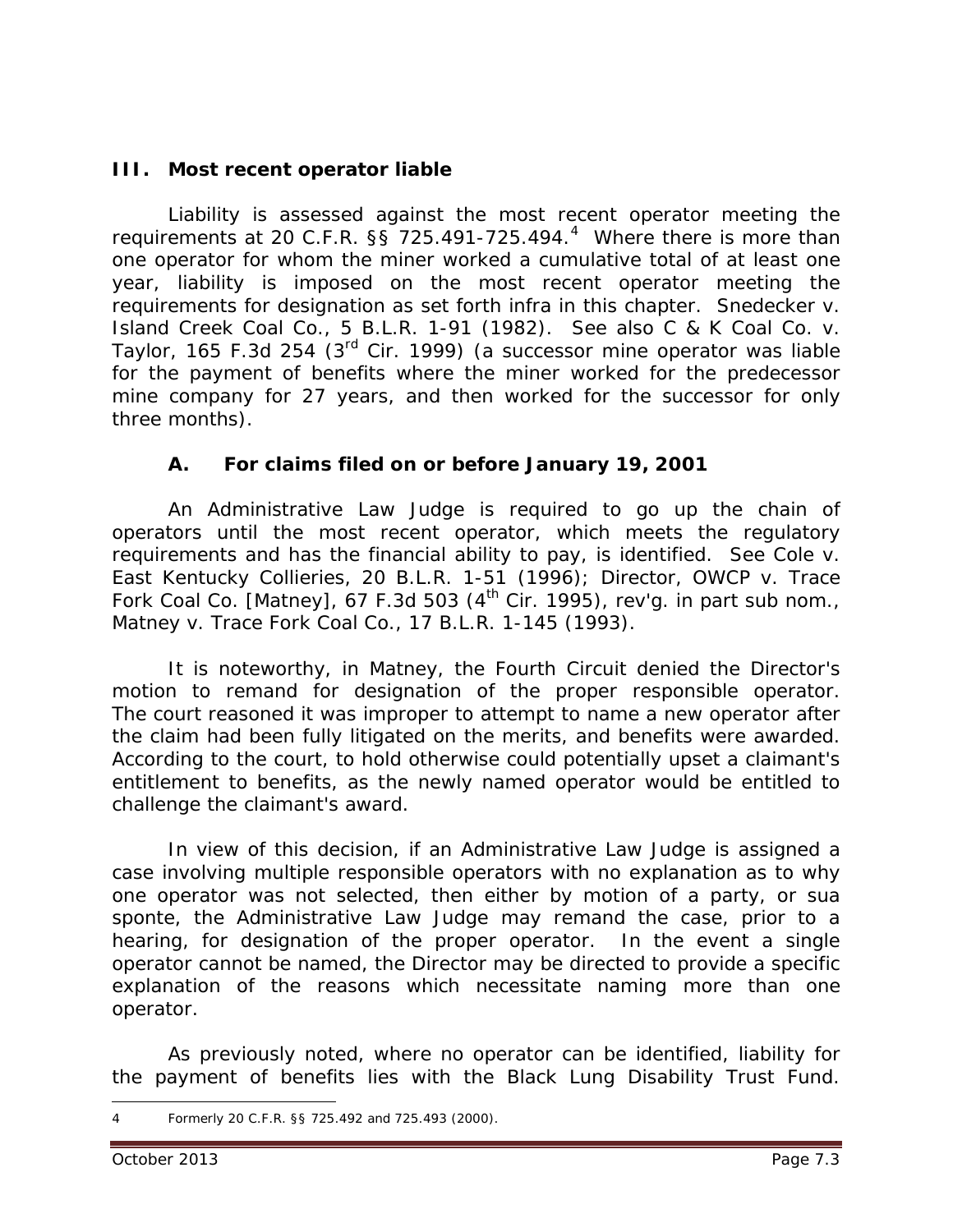## III. Most recent operator liable

Liability is assessed against the most recent operator meeting the requirements at 20 C.F.R. §§ 725.491-725.494.[4] Where there is more than one operator for whom the miner worked a cumulative total of at least one year, liability is imposed on the most recent operator meeting the requirements for designation as set forth infra in this chapter. *Snedecker v. Island Creek Coal Co.*, 5 B.L.R. 1-91 (1982). *See also C & K Coal Co. v. Taylor*, 165 F.3d 254 (3[rd] Cir. 1999) (a successor mine operator was liable for the payment of benefits where the miner worked for the predecessor mine company for 27 years, and then worked for the successor for only three months).

### A. For claims filed on or before January 19, 2001

An Administrative Law Judge is required to go up the chain of operators until the most recent operator, which meets the regulatory requirements and has the financial ability to pay, is identified. *See Cole v. East Kentucky Collieries*, 20 B.L.R. 1-51 (1996); *Director, OWCP v. Trace Fork Coal Co. [Matney]*, 67 F.3d 503 (4[th] Cir. 1995), *rev'g. in part sub nom., Matney v. Trace Fork Coal Co.*, 17 B.L.R. 1-145 (1993).

It is noteworthy, in *Matney*, the Fourth Circuit denied the Director's motion to remand for designation of the proper responsible operator. The court reasoned it was improper to attempt to name a new operator after the claim had been fully litigated on the merits, and benefits were awarded. According to the court, to hold otherwise could potentially upset a claimant's entitlement to benefits, as the newly named operator would be entitled to challenge the claimant's award.

In view of this decision, if an Administrative Law Judge is assigned a case involving multiple responsible operators with no explanation as to why one operator was not selected, then either by motion of a party, or sua sponte, the Administrative Law Judge may remand the case, prior to a hearing, for designation of the proper operator. In the event a single operator cannot be named, the Director may be directed to provide a specific explanation of the reasons which necessitate naming more than one operator.

As previously noted, where no operator can be identified, liability for the payment of benefits lies with the Black Lung Disability Trust Fund.

---

4 Formerly 20 C.F.R. §§ 725.492 and 725.493 (2000).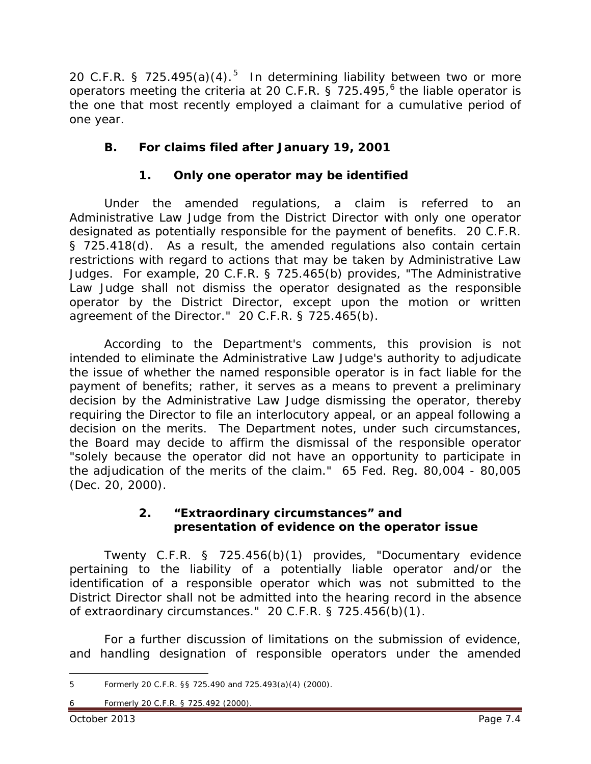20 C.F.R. § 725.495(a)(4).[5] In determining liability between two or more operators meeting the criteria at 20 C.F.R. § 725.495,[6] the liable operator is the one that most recently employed a claimant for a cumulative period of one year.

### B. For claims filed after January 19, 2001

#### 1. Only one operator may be identified

Under the amended regulations, a claim is referred to an Administrative Law Judge from the District Director with only one operator designated as potentially responsible for the payment of benefits. 20 C.F.R. § 725.418(d). As a result, the amended regulations also contain certain restrictions with regard to actions that may be taken by Administrative Law Judges. For example, 20 C.F.R. § 725.465(b) provides, "The Administrative Law Judge shall not dismiss the operator designated as the responsible operator by the District Director, except upon the motion or written agreement of the Director." 20 C.F.R. § 725.465(b).

According to the Department's comments, this provision is not intended to eliminate the Administrative Law Judge's authority to adjudicate the issue of whether the named responsible operator is in fact liable for the payment of benefits; rather, it serves as a means to prevent a preliminary decision by the Administrative Law Judge dismissing the operator, thereby requiring the Director to file an interlocutory appeal, or an appeal following a decision on the merits. The Department notes, under such circumstances, the Board may decide to affirm the dismissal of the responsible operator "solely because the operator did not have an opportunity to participate in the adjudication of the merits of the claim." 65 Fed. Reg. 80,004 - 80,005 (Dec. 20, 2000).

#### 2. "Extraordinary circumstances" and presentation of evidence on the operator issue

Twenty C.F.R. § 725.456(b)(1) provides, "Documentary evidence pertaining to the liability of a potentially liable operator and/or the identification of a responsible operator which was not submitted to the District Director shall not be admitted into the hearing record in the absence of extraordinary circumstances." 20 C.F.R. § 725.456(b)(1).

For a further discussion of limitations on the submission of evidence, and handling designation of responsible operators under the amended

---

5 Formerly 20 C.F.R. §§ 725.490 and 725.493(a)(4) (2000).

6 Formerly 20 C.F.R. § 725.492 (2000).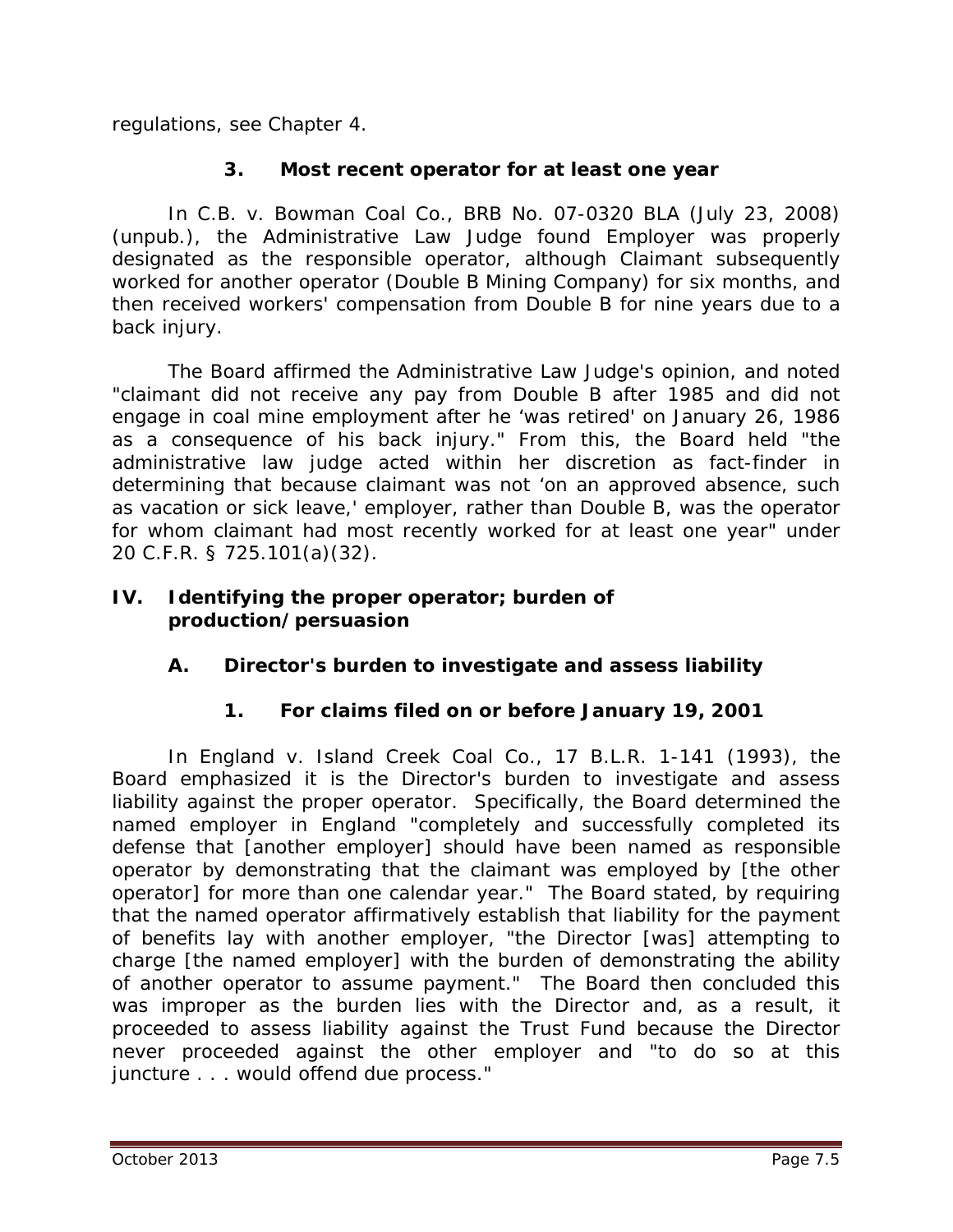regulations, see Chapter 4.

### 3. Most recent operator for at least one year

In *C.B. v. Bowman Coal Co.*, BRB No. 07-0320 BLA (July 23, 2008) (unpub.), the Administrative Law Judge found Employer was properly designated as the responsible operator, although Claimant subsequently worked for another operator (Double B Mining Company) for six months, and then received workers' compensation from Double B for nine years due to a back injury.

The Board affirmed the Administrative Law Judge's opinion, and noted "claimant did not receive any pay from Double B after 1985 and did not engage in coal mine employment after he 'was retired' on January 26, 1986 as a consequence of his back injury." From this, the Board held "the administrative law judge acted within her discretion as fact-finder in determining that because claimant was not 'on an approved absence, such as vacation or sick leave,' employer, rather than Double B, was the operator for whom claimant had most recently worked for at least one year" under 20 C.F.R. § 725.101(a)(32).

## IV. Identifying the proper operator; burden of production/persuasion

### A. Director's burden to investigate and assess liability

#### 1. For claims filed on or before January 19, 2001

In *England v. Island Creek Coal Co.*, 17 B.L.R. 1-141 (1993), the Board emphasized it is the Director's burden to investigate and assess liability against the proper operator. Specifically, the Board determined the named employer in *England* "completely and successfully completed its defense that [another employer] should have been named as responsible operator by demonstrating that the claimant was employed by [the other operator] for more than one calendar year." The Board stated, by requiring that the named operator affirmatively establish that liability for the payment of benefits lay with another employer, "the Director [was] attempting to charge [the named employer] with the burden of demonstrating the ability of another operator to assume payment." The Board then concluded this was improper as the burden lies with the Director and, as a result, it proceeded to assess liability against the Trust Fund because the Director never proceeded against the other employer and "to do so at this juncture . . . would offend due process."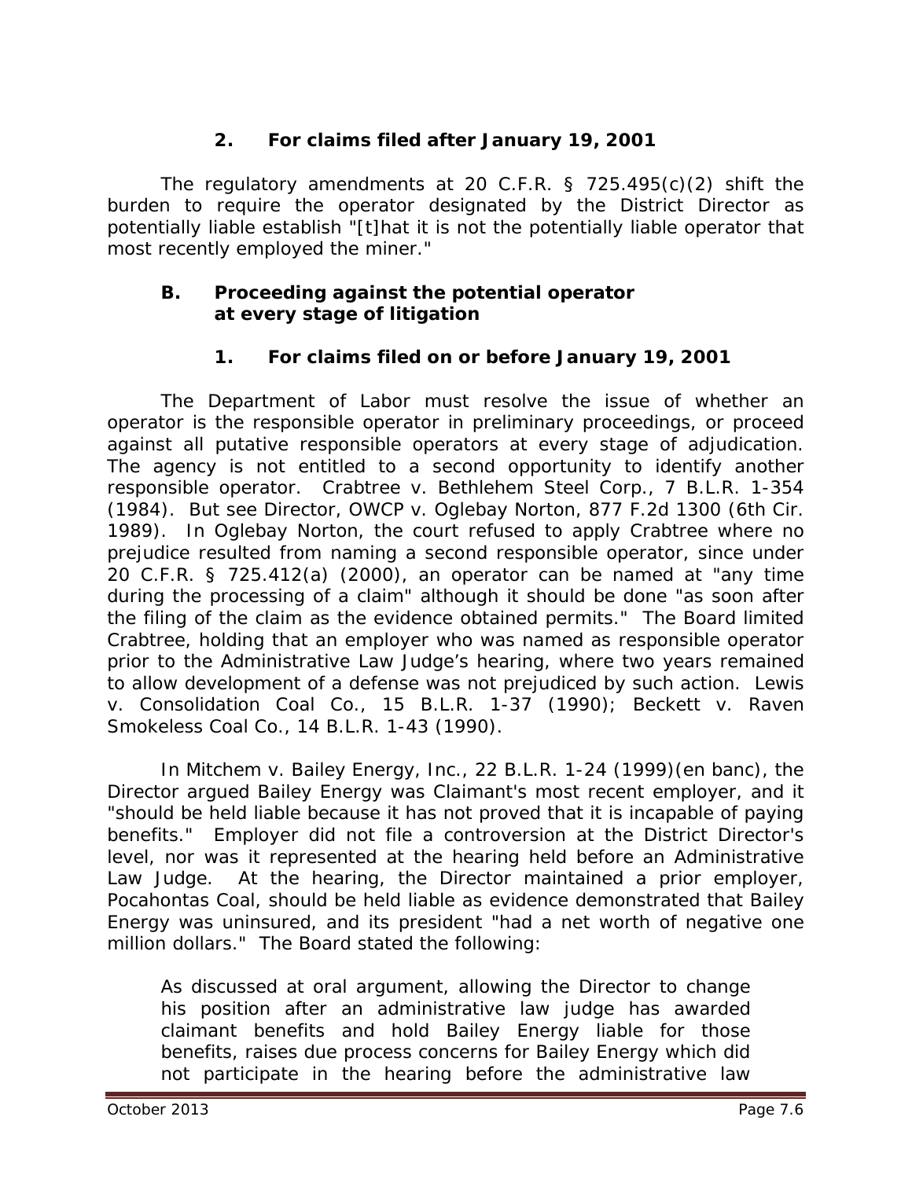### 2. For claims filed after January 19, 2001

The regulatory amendments at 20 C.F.R. § 725.495(c)(2) shift the burden to require the operator designated by the District Director as potentially liable establish "[t]hat it is not the potentially liable operator that most recently employed the miner."

## B. Proceeding against the potential operator at every stage of litigation

### 1. For claims filed on or before January 19, 2001

The Department of Labor must resolve the issue of whether an operator is the responsible operator in preliminary proceedings, or proceed against all putative responsible operators at every stage of adjudication. The agency is not entitled to a second opportunity to identify another responsible operator. *Crabtree v. Bethlehem Steel Corp.*, 7 B.L.R. 1-354 (1984). *But see Director, OWCP v. Oglebay Norton*, 877 F.2d 1300 (6th Cir. 1989). In *Oglebay Norton*, the court refused to apply *Crabtree* where no prejudice resulted from naming a second responsible operator, since under 20 C.F.R. § 725.412(a) (2000), an operator can be named at "any time during the processing of a claim" although it should be done "as soon after the filing of the claim as the evidence obtained permits." The Board limited *Crabtree*, holding that an employer who was named as responsible operator prior to the Administrative Law Judge's hearing, where two years remained to allow development of a defense was not prejudiced by such action. *Lewis v. Consolidation Coal Co.*, 15 B.L.R. 1-37 (1990); *Beckett v. Raven Smokeless Coal Co.*, 14 B.L.R. 1-43 (1990).

In *Mitchem v. Bailey Energy, Inc.*, 22 B.L.R. 1-24 (1999)(en banc), the Director argued Bailey Energy was Claimant's most recent employer, and it "should be held liable because it has not proved that it is incapable of paying benefits." Employer did not file a controversion at the District Director's level, nor was it represented at the hearing held before an Administrative Law Judge. At the hearing, the Director maintained a prior employer, Pocahontas Coal, should be held liable as evidence demonstrated that Bailey Energy was uninsured, and its president "had a net worth of negative one million dollars." The Board stated the following:

> As discussed at oral argument, allowing the Director to change his position after an administrative law judge has awarded claimant benefits and hold Bailey Energy liable for those benefits, raises due process concerns for Bailey Energy which did not participate in the hearing before the administrative law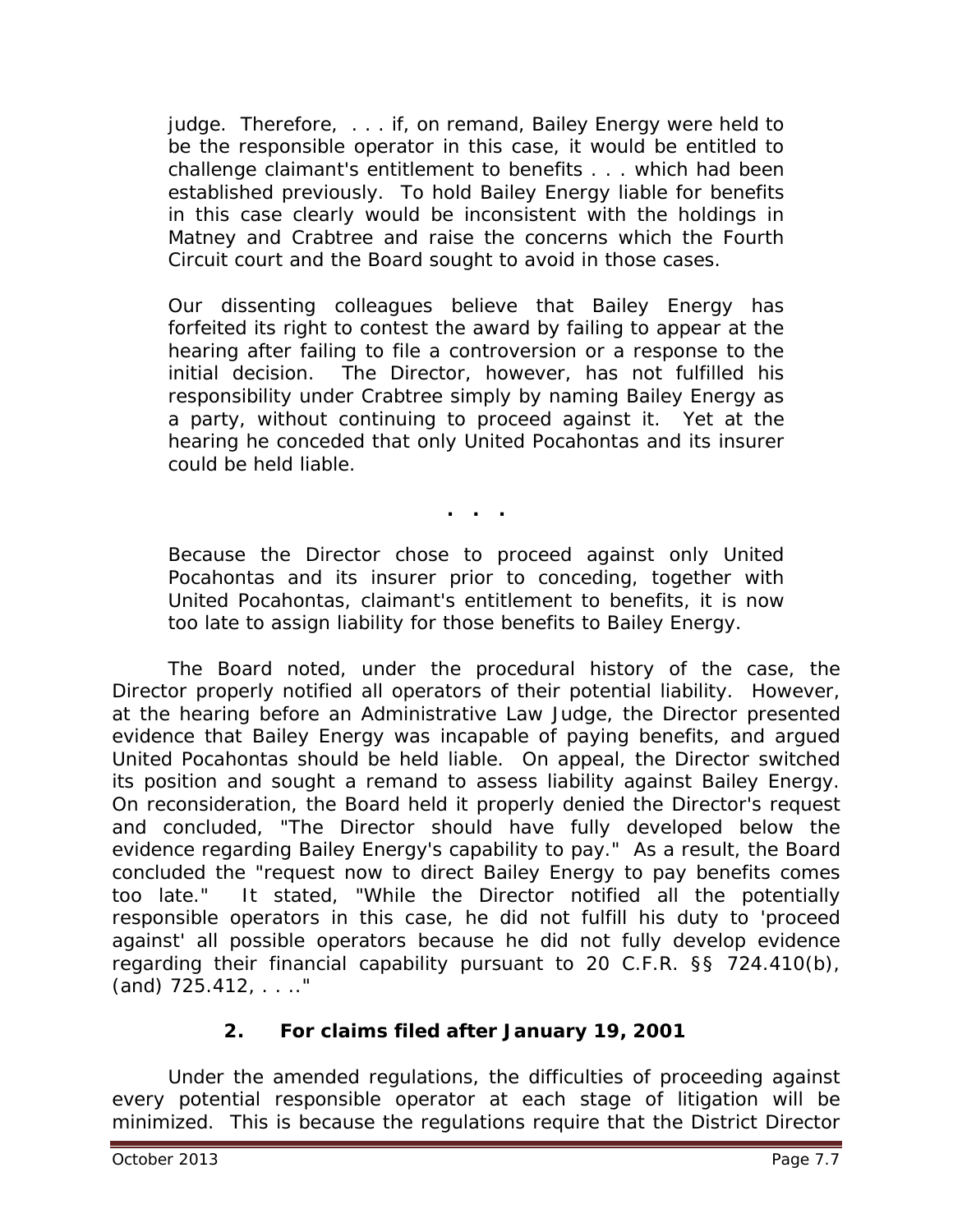> judge. Therefore, . . . if, on remand, Bailey Energy were held to be the responsible operator in this case, it would be entitled to challenge claimant's entitlement to benefits . . . which had been established previously. To hold Bailey Energy liable for benefits in this case clearly would be inconsistent with the holdings in Matney and Crabtree and raise the concerns which the Fourth Circuit court and the Board sought to avoid in those cases.
>
> Our dissenting colleagues believe that Bailey Energy has forfeited its right to contest the award by failing to appear at the hearing after failing to file a controversion or a response to the initial decision. The Director, however, has not fulfilled his responsibility under Crabtree simply by naming Bailey Energy as a party, without continuing to proceed against it. Yet at the hearing he conceded that only United Pocahontas and its insurer could be held liable.
>
> . . .
>
> Because the Director chose to proceed against only United Pocahontas and its insurer prior to conceding, together with United Pocahontas, claimant's entitlement to benefits, it is now too late to assign liability for those benefits to Bailey Energy.

The Board noted, under the procedural history of the case, the Director properly notified all operators of their potential liability. However, at the hearing before an Administrative Law Judge, the Director presented evidence that Bailey Energy was incapable of paying benefits, and argued United Pocahontas should be held liable. On appeal, the Director switched its position and sought a remand to assess liability against Bailey Energy. On reconsideration, the Board held it properly denied the Director's request and concluded, "The Director should have fully developed below the evidence regarding Bailey Energy's capability to pay." As a result, the Board concluded the "request now to direct Bailey Energy to pay benefits comes too late." It stated, "While the Director notified all the potentially responsible operators in this case, he did not fulfill his duty to 'proceed against' all possible operators because he did not fully develop evidence regarding their financial capability pursuant to 20 C.F.R. §§ 724.410(b), (and) 725.412, . . .."

### 2. For claims filed after January 19, 2001

Under the amended regulations, the difficulties of proceeding against every potential responsible operator at each stage of litigation will be minimized. This is because the regulations require that the District Director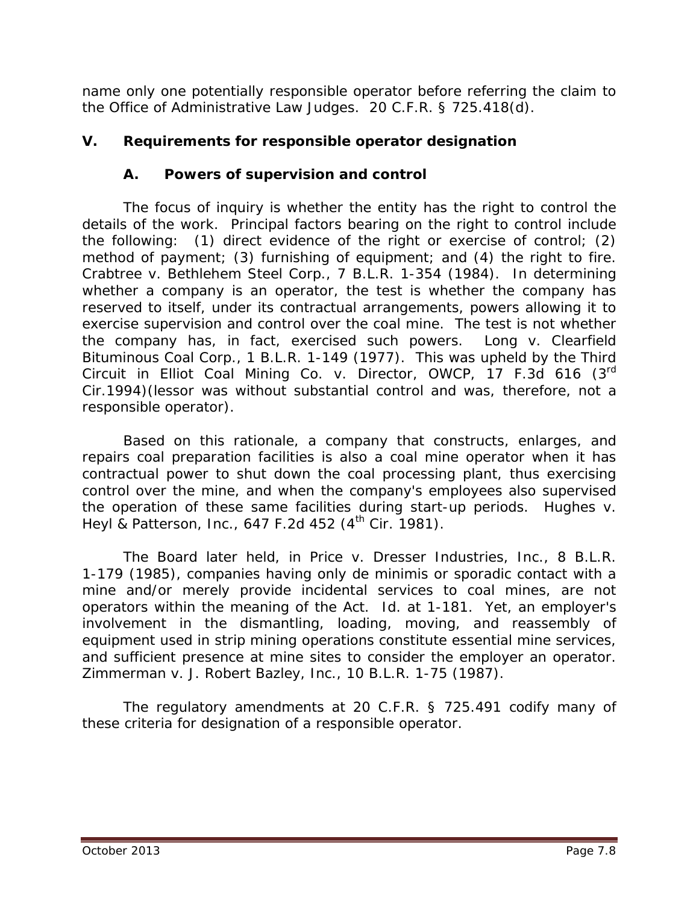name only one potentially responsible operator before referring the claim to the Office of Administrative Law Judges. 20 C.F.R. § 725.418(d).

## V. Requirements for responsible operator designation

### A. Powers of supervision and control

The focus of inquiry is whether the entity has the right to control the details of the work. Principal factors bearing on the right to control include the following: (1) direct evidence of the right or exercise of control; (2) method of payment; (3) furnishing of equipment; and (4) the right to fire. *Crabtree v. Bethlehem Steel Corp.*, 7 B.L.R. 1-354 (1984). In determining whether a company is an operator, the test is whether the company has reserved to itself, under its contractual arrangements, powers allowing it to exercise supervision and control over the coal mine. The test is not whether the company has, in fact, exercised such powers. *Long v. Clearfield Bituminous Coal Corp.*, 1 B.L.R. 1-149 (1977). This was upheld by the Third Circuit in *Elliot Coal Mining Co. v. Director, OWCP*, 17 F.3d 616 (3rd Cir.1994)(lessor was without substantial control and was, therefore, not a responsible operator).

Based on this rationale, a company that constructs, enlarges, and repairs coal preparation facilities is also a coal mine operator when it has contractual power to shut down the coal processing plant, thus exercising control over the mine, and when the company's employees also supervised the operation of these same facilities during start-up periods. *Hughes v. Heyl & Patterson, Inc.*, 647 F.2d 452 (4th Cir. 1981).

The Board later held, in *Price v. Dresser Industries, Inc.*, 8 B.L.R. 1-179 (1985), companies having only de minimis or sporadic contact with a mine and/or merely provide incidental services to coal mines, are not operators within the meaning of the Act. *Id.* at 1-181. Yet, an employer's involvement in the dismantling, loading, moving, and reassembly of equipment used in strip mining operations constitute essential mine services, and sufficient presence at mine sites to consider the employer an operator. *Zimmerman v. J. Robert Bazley, Inc.*, 10 B.L.R. 1-75 (1987).

The regulatory amendments at 20 C.F.R. § 725.491 codify many of these criteria for designation of a responsible operator.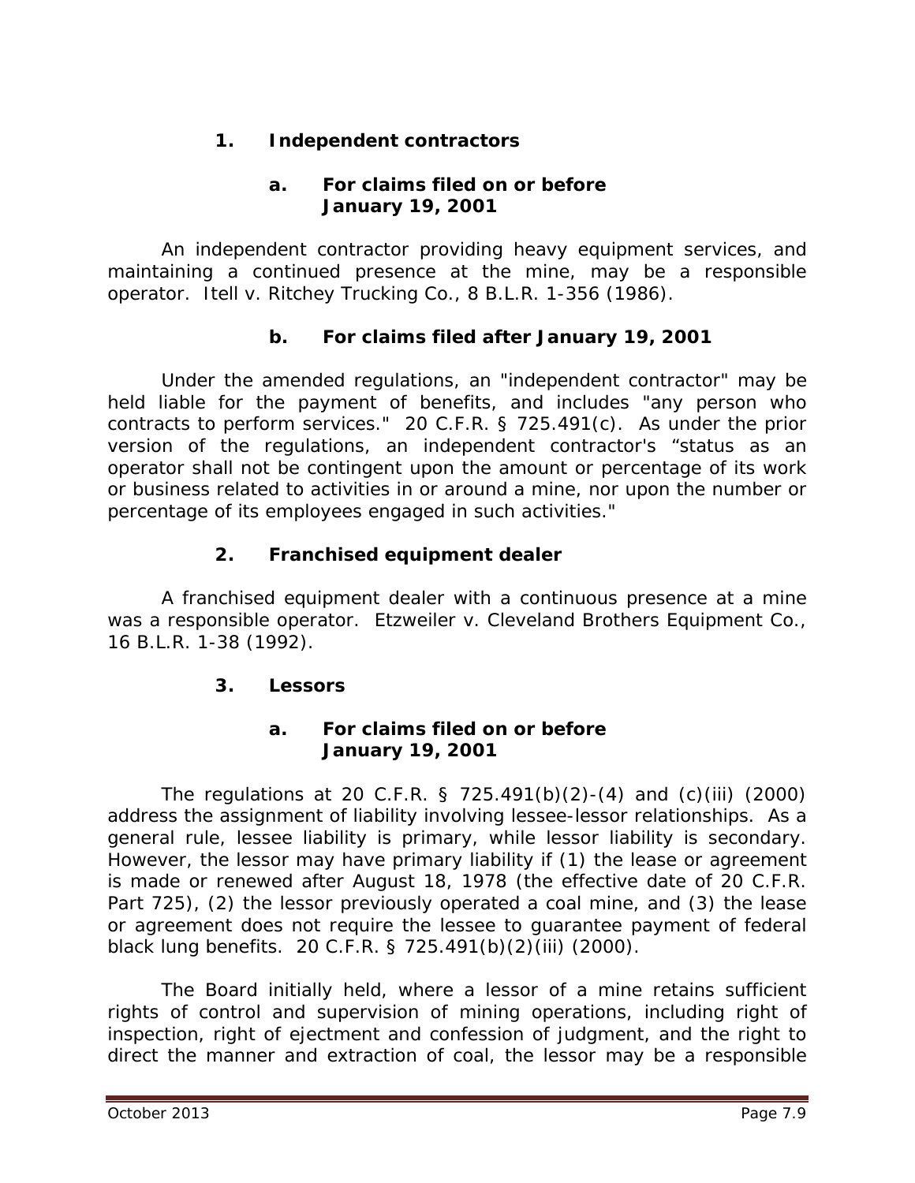### 1. Independent contractors

#### a. For claims filed on or before January 19, 2001

An independent contractor providing heavy equipment services, and maintaining a continued presence at the mine, may be a responsible operator. *Itell v. Ritchey Trucking Co.*, 8 B.L.R. 1-356 (1986).

#### b. For claims filed after January 19, 2001

Under the amended regulations, an "independent contractor" may be held liable for the payment of benefits, and includes "any person who contracts to perform services." 20 C.F.R. § 725.491(c). As under the prior version of the regulations, an independent contractor's "status as an operator shall not be contingent upon the amount or percentage of its work or business related to activities in or around a mine, nor upon the number or percentage of its employees engaged in such activities."

### 2. Franchised equipment dealer

A franchised equipment dealer with a continuous presence at a mine was a responsible operator. *Etzweiler v. Cleveland Brothers Equipment Co.*, 16 B.L.R. 1-38 (1992).

### 3. Lessors

#### a. For claims filed on or before January 19, 2001

The regulations at 20 C.F.R. § 725.491(b)(2)-(4) and (c)(iii) (2000) address the assignment of liability involving lessee-lessor relationships. As a general rule, lessee liability is primary, while lessor liability is secondary. However, the lessor may have primary liability if (1) the lease or agreement is made or renewed after August 18, 1978 (the effective date of 20 C.F.R. Part 725), (2) the lessor previously operated a coal mine, and (3) the lease or agreement does not require the lessee to guarantee payment of federal black lung benefits. 20 C.F.R. § 725.491(b)(2)(iii) (2000).

The Board initially held, where a lessor of a mine retains sufficient rights of control and supervision of mining operations, including right of inspection, right of ejectment and confession of judgment, and the right to direct the manner and extraction of coal, the lessor may be a responsible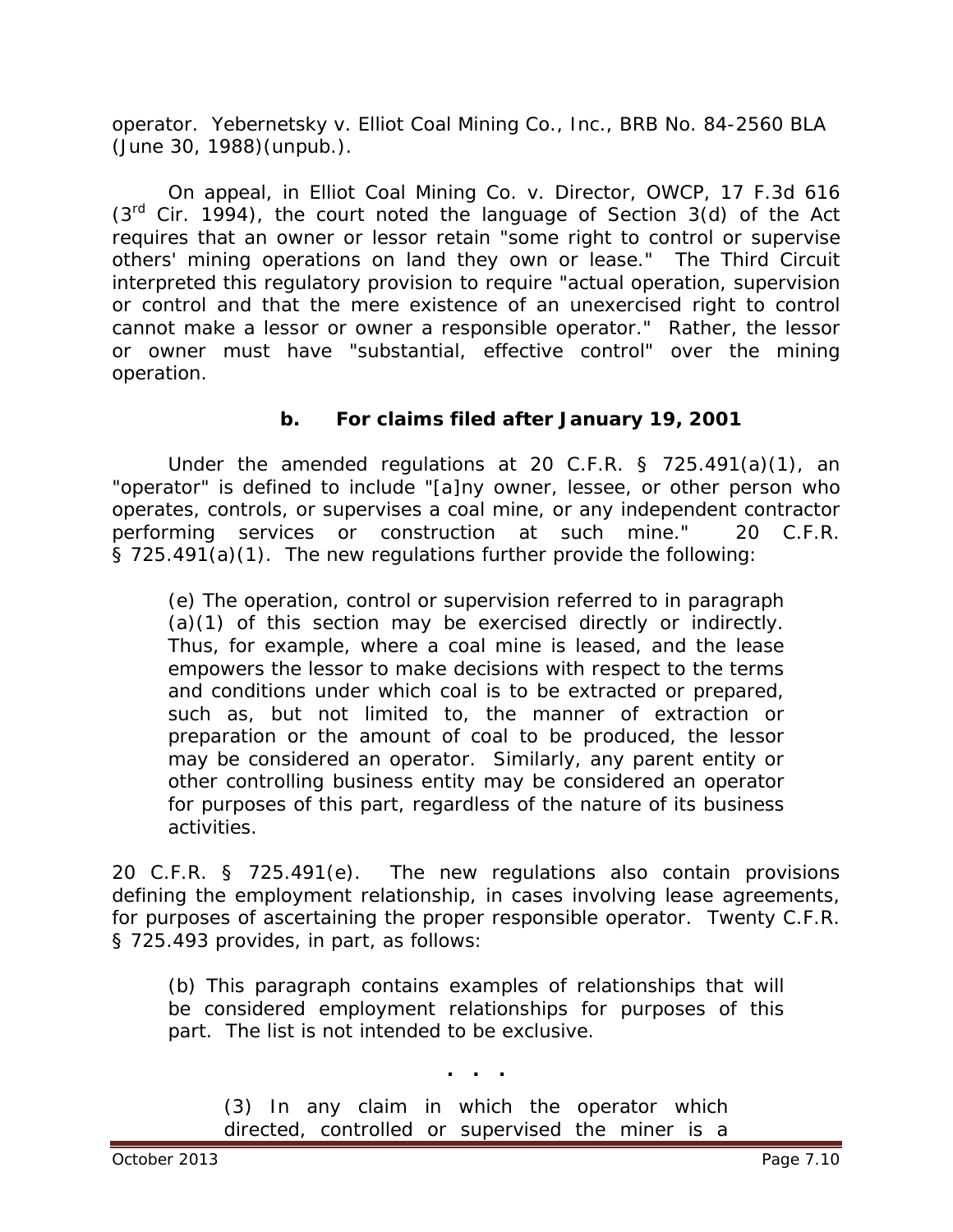operator. *Yebernetsky v. Elliot Coal Mining Co., Inc.*, BRB No. 84-2560 BLA (June 30, 1988)(unpub.).

On appeal, in *Elliot Coal Mining Co. v. Director, OWCP*, 17 F.3d 616 (3rd Cir. 1994), the court noted the language of Section 3(d) of the Act requires that an owner or lessor retain "some right to control or supervise others' mining operations on land they own or lease." The Third Circuit interpreted this regulatory provision to require "actual operation, supervision or control and that the mere existence of an unexercised right to control cannot make a lessor or owner a responsible operator." Rather, the lessor or owner must have "substantial, effective control" over the mining operation.

### b. For claims filed after January 19, 2001

Under the amended regulations at 20 C.F.R. § 725.491(a)(1), an "operator" is defined to include "[a]ny owner, lessee, or other person who operates, controls, or supervises a coal mine, or any independent contractor performing services or construction at such mine." 20 C.F.R. § 725.491(a)(1). The new regulations further provide the following:

> (e) The operation, control or supervision referred to in paragraph (a)(1) of this section may be exercised directly or indirectly. Thus, for example, where a coal mine is leased, and the lease empowers the lessor to make decisions with respect to the terms and conditions under which coal is to be extracted or prepared, such as, but not limited to, the manner of extraction or preparation or the amount of coal to be produced, the lessor may be considered an operator. Similarly, any parent entity or other controlling business entity may be considered an operator for purposes of this part, regardless of the nature of its business activities.

20 C.F.R. § 725.491(e). The new regulations also contain provisions defining the employment relationship, in cases involving lease agreements, for purposes of ascertaining the proper responsible operator. Twenty C.F.R. § 725.493 provides, in part, as follows:

> (b) This paragraph contains examples of relationships that will be considered employment relationships for purposes of this part. The list is not intended to be exclusive.
>
> . . .
>
> (3) In any claim in which the operator which directed, controlled or supervised the miner is a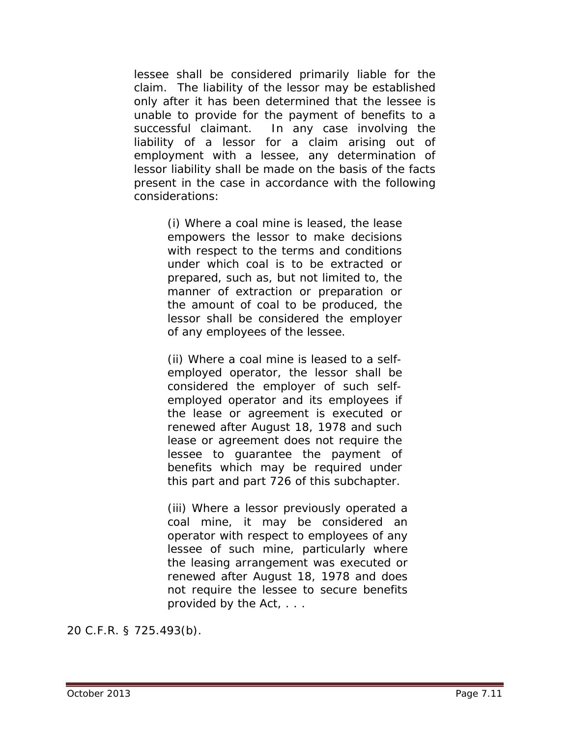> lessee shall be considered primarily liable for the claim. The liability of the lessor may be established only after it has been determined that the lessee is unable to provide for the payment of benefits to a successful claimant. In any case involving the liability of a lessor for a claim arising out of employment with a lessee, any determination of lessor liability shall be made on the basis of the facts present in the case in accordance with the following considerations:
>
> > (i) Where a coal mine is leased, the lease empowers the lessor to make decisions with respect to the terms and conditions under which coal is to be extracted or prepared, such as, but not limited to, the manner of extraction or preparation or the amount of coal to be produced, the lessor shall be considered the employer of any employees of the lessee.
> >
> > (ii) Where a coal mine is leased to a self-employed operator, the lessor shall be considered the employer of such self-employed operator and its employees if the lease or agreement is executed or renewed after August 18, 1978 and such lease or agreement does not require the lessee to guarantee the payment of benefits which may be required under this part and part 726 of this subchapter.
> >
> > (iii) Where a lessor previously operated a coal mine, it may be considered an operator with respect to employees of any lessee of such mine, particularly where the leasing arrangement was executed or renewed after August 18, 1978 and does not require the lessee to secure benefits provided by the Act, . . .

20 C.F.R. § 725.493(b).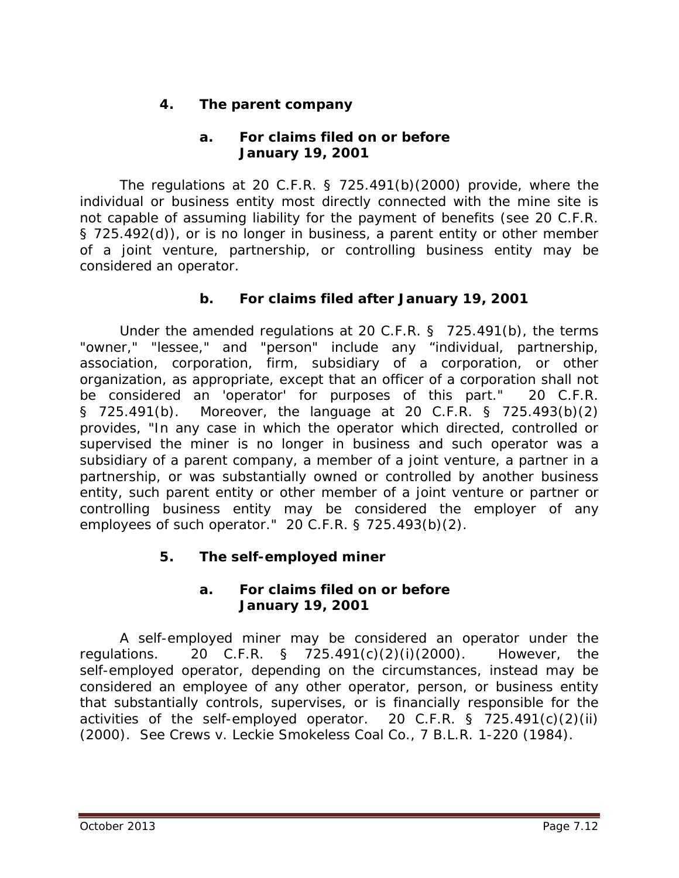### 4. The parent company

#### a. For claims filed on or before January 19, 2001

The regulations at 20 C.F.R. § 725.491(b)(2000) provide, where the individual or business entity most directly connected with the mine site is not capable of assuming liability for the payment of benefits (see 20 C.F.R. § 725.492(d)), or is no longer in business, a parent entity or other member of a joint venture, partnership, or controlling business entity may be considered an operator.

#### b. For claims filed after January 19, 2001

Under the amended regulations at 20 C.F.R. § 725.491(b), the terms "owner," "lessee," and "person" include any "individual, partnership, association, corporation, firm, subsidiary of a corporation, or other organization, as appropriate, except that an officer of a corporation shall not be considered an 'operator' for purposes of this part." 20 C.F.R. § 725.491(b). Moreover, the language at 20 C.F.R. § 725.493(b)(2) provides, "In any case in which the operator which directed, controlled or supervised the miner is no longer in business and such operator was a subsidiary of a parent company, a member of a joint venture, a partner in a partnership, or was substantially owned or controlled by another business entity, such parent entity or other member of a joint venture or partner or controlling business entity may be considered the employer of any employees of such operator." 20 C.F.R. § 725.493(b)(2).

### 5. The self-employed miner

#### a. For claims filed on or before January 19, 2001

A self-employed miner may be considered an operator under the regulations. 20 C.F.R. § 725.491(c)(2)(i)(2000). However, the self-employed operator, depending on the circumstances, instead may be considered an employee of any other operator, person, or business entity that substantially controls, supervises, or is financially responsible for the activities of the self-employed operator. 20 C.F.R. § 725.491(c)(2)(ii) (2000). *See Crews v. Leckie Smokeless Coal Co.*, 7 B.L.R. 1-220 (1984).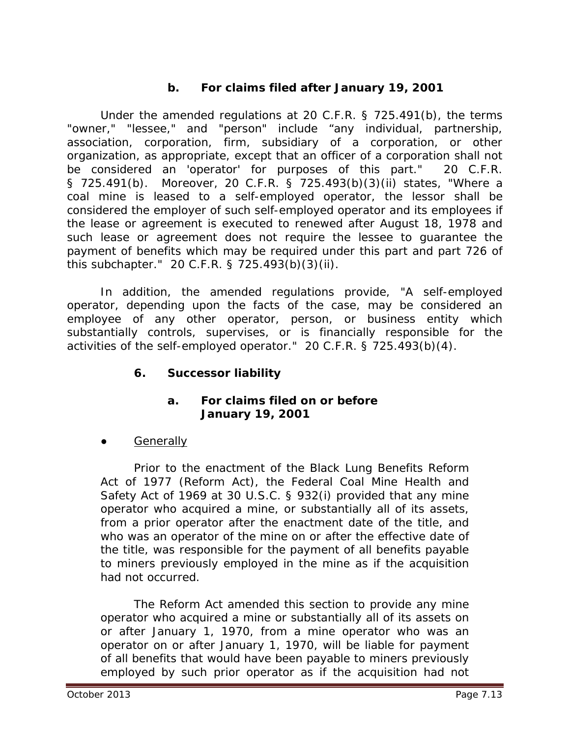#### b. For claims filed after January 19, 2001

Under the amended regulations at 20 C.F.R. § 725.491(b), the terms "owner," "lessee," and "person" include "any individual, partnership, association, corporation, firm, subsidiary of a corporation, or other organization, as appropriate, except that an officer of a corporation shall not be considered an 'operator' for purposes of this part." 20 C.F.R. § 725.491(b). Moreover, 20 C.F.R. § 725.493(b)(3)(ii) states, "Where a coal mine is leased to a self-employed operator, the lessor shall be considered the employer of such self-employed operator and its employees if the lease or agreement is executed to renewed after August 18, 1978 and such lease or agreement does not require the lessee to guarantee the payment of benefits which may be required under this part and part 726 of this subchapter." 20 C.F.R. § 725.493(b)(3)(ii).

In addition, the amended regulations provide, "A self-employed operator, depending upon the facts of the case, may be considered an employee of any other operator, person, or business entity which substantially controls, supervises, or is financially responsible for the activities of the self-employed operator." 20 C.F.R. § 725.493(b)(4).

### 6. Successor liability

#### a. For claims filed on or before January 19, 2001

- Generally

Prior to the enactment of the Black Lung Benefits Reform Act of 1977 (Reform Act), the Federal Coal Mine Health and Safety Act of 1969 at 30 U.S.C. § 932(i) provided that any mine operator who acquired a mine, or substantially all of its assets, from a prior operator after the enactment date of the title, and who was an operator of the mine on or after the effective date of the title, was responsible for the payment of all benefits payable to miners previously employed in the mine as if the acquisition had not occurred.

The Reform Act amended this section to provide any mine operator who acquired a mine or substantially all of its assets on or after January 1, 1970, from a mine operator who was an operator on or after January 1, 1970, will be liable for payment of all benefits that would have been payable to miners previously employed by such prior operator as if the acquisition had not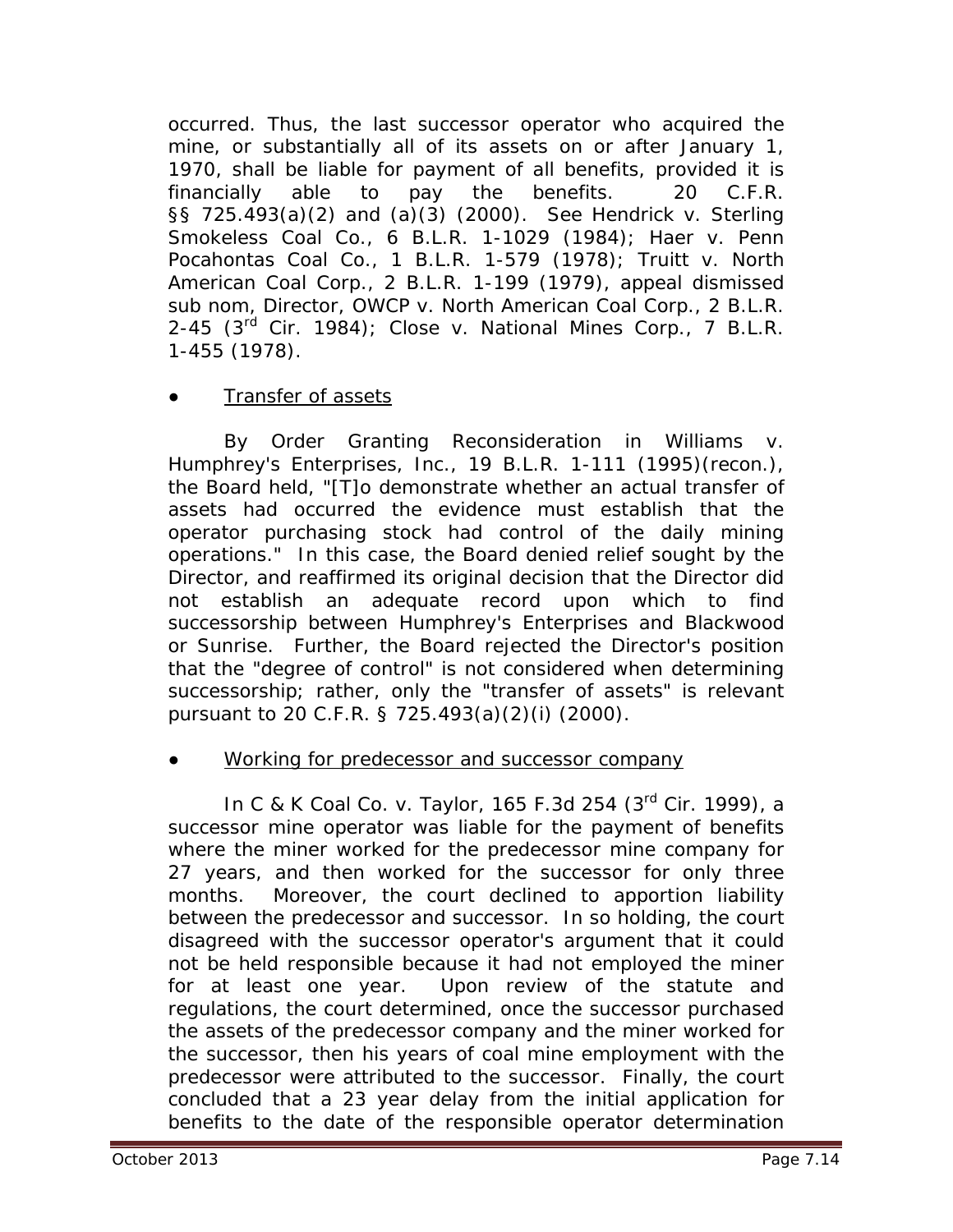occurred. Thus, the last successor operator who acquired the mine, or substantially all of its assets on or after January 1, 1970, shall be liable for payment of all benefits, provided it is financially able to pay the benefits. 20 C.F.R. §§ 725.493(a)(2) and (a)(3) (2000). *See Hendrick v. Sterling Smokeless Coal Co.*, 6 B.L.R. 1-1029 (1984); *Haer v. Penn Pocahontas Coal Co.*, 1 B.L.R. 1-579 (1978); *Truitt v. North American Coal Corp.*, 2 B.L.R. 1-199 (1979), *appeal dismissed sub nom*, *Director, OWCP v. North American Coal Corp.*, 2 B.L.R. 2-45 (3rd Cir. 1984); *Close v. National Mines Corp.*, 7 B.L.R. 1-455 (1978).

- Transfer of assets

By Order Granting Reconsideration in *Williams v. Humphrey's Enterprises, Inc.*, 19 B.L.R. 1-111 (1995)(recon.), the Board held, "[T]o demonstrate whether an actual transfer of assets had occurred the evidence must establish that the operator purchasing stock had control of the daily mining operations." In this case, the Board denied relief sought by the Director, and reaffirmed its original decision that the Director did not establish an adequate record upon which to find successorship between Humphrey's Enterprises and Blackwood or Sunrise. Further, the Board rejected the Director's position that the "degree of control" is not considered when determining successorship; rather, only the "transfer of assets" is relevant pursuant to 20 C.F.R. § 725.493(a)(2)(i) (2000).

- Working for predecessor and successor company

In *C & K Coal Co. v. Taylor*, 165 F.3d 254 (3rd Cir. 1999), a successor mine operator was liable for the payment of benefits where the miner worked for the predecessor mine company for 27 years, and then worked for the successor for only three months. Moreover, the court declined to apportion liability between the predecessor and successor. In so holding, the court disagreed with the successor operator's argument that it could not be held responsible because it had not employed the miner for at least one year. Upon review of the statute and regulations, the court determined, once the successor purchased the assets of the predecessor company and the miner worked for the successor, then his years of coal mine employment with the predecessor were attributed to the successor. Finally, the court concluded that a 23 year delay from the initial application for benefits to the date of the responsible operator determination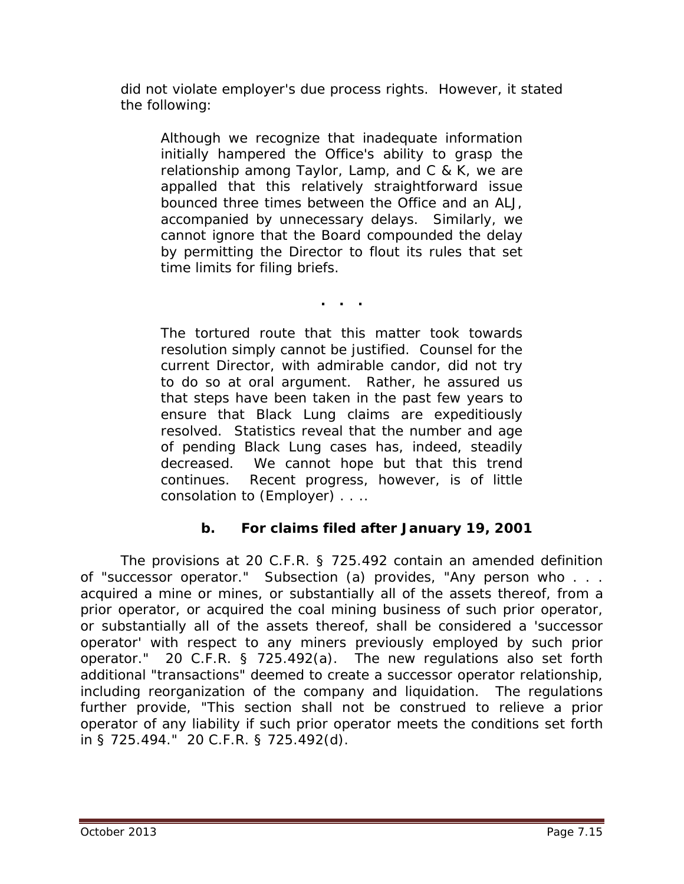did not violate employer's due process rights. However, it stated the following:

> Although we recognize that inadequate information initially hampered the Office's ability to grasp the relationship among Taylor, Lamp, and C & K, we are appalled that this relatively straightforward issue bounced three times between the Office and an ALJ, accompanied by unnecessary delays. Similarly, we cannot ignore that the Board compounded the delay by permitting the Director to flout its rules that set time limits for filing briefs.
>
> . . .
>
> The tortured route that this matter took towards resolution simply cannot be justified. Counsel for the current Director, with admirable candor, did not try to do so at oral argument. Rather, he assured us that steps have been taken in the past few years to ensure that Black Lung claims are expeditiously resolved. Statistics reveal that the number and age of pending Black Lung cases has, indeed, steadily decreased. We cannot hope but that this trend continues. Recent progress, however, is of little consolation to (Employer) . . ..

### b. For claims filed after January 19, 2001

The provisions at 20 C.F.R. § 725.492 contain an amended definition of "successor operator." Subsection (a) provides, "Any person who . . . acquired a mine or mines, or substantially all of the assets thereof, from a prior operator, or acquired the coal mining business of such prior operator, or substantially all of the assets thereof, shall be considered a 'successor operator' with respect to any miners previously employed by such prior operator." 20 C.F.R. § 725.492(a). The new regulations also set forth additional "transactions" deemed to create a successor operator relationship, including reorganization of the company and liquidation. The regulations further provide, "This section shall not be construed to relieve a prior operator of any liability if such prior operator meets the conditions set forth in § 725.494." 20 C.F.R. § 725.492(d).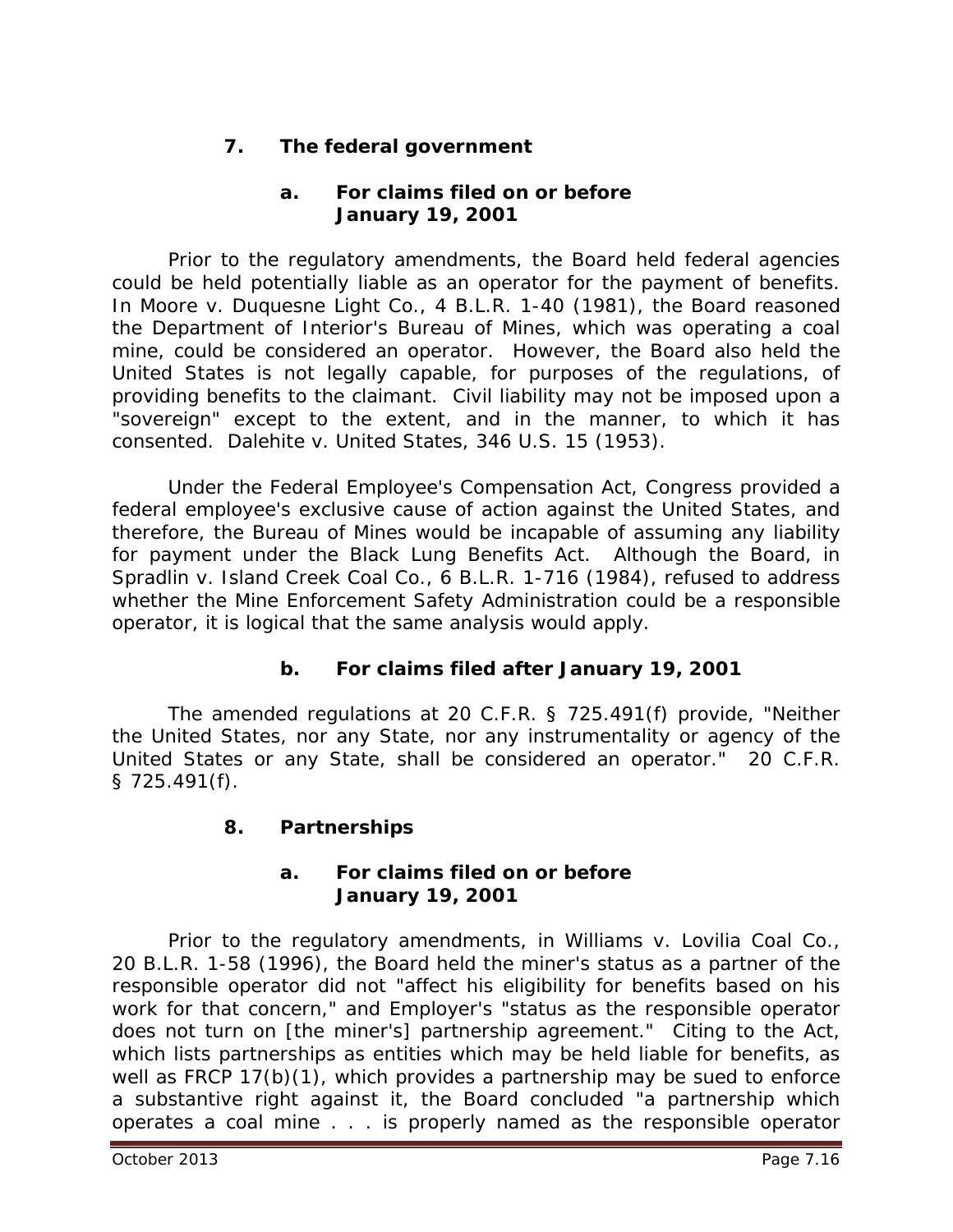### 7. The federal government

#### a. For claims filed on or before January 19, 2001

Prior to the regulatory amendments, the Board held federal agencies could be held potentially liable as an operator for the payment of benefits. In *Moore v. Duquesne Light Co.*, 4 B.L.R. 1-40 (1981), the Board reasoned the Department of Interior's Bureau of Mines, which was operating a coal mine, could be considered an operator. However, the Board also held the United States is not legally capable, for purposes of the regulations, of providing benefits to the claimant. Civil liability may not be imposed upon a "sovereign" except to the extent, and in the manner, to which it has consented. *Dalehite v. United States*, 346 U.S. 15 (1953).

Under the Federal Employee's Compensation Act, Congress provided a federal employee's exclusive cause of action against the United States, and therefore, the Bureau of Mines would be incapable of assuming any liability for payment under the Black Lung Benefits Act. Although the Board, in *Spradlin v. Island Creek Coal Co.*, 6 B.L.R. 1-716 (1984), refused to address whether the Mine Enforcement Safety Administration could be a responsible operator, it is logical that the same analysis would apply.

#### b. For claims filed after January 19, 2001

The amended regulations at 20 C.F.R. § 725.491(f) provide, "Neither the United States, nor any State, nor any instrumentality or agency of the United States or any State, shall be considered an operator." 20 C.F.R. § 725.491(f).

### 8. Partnerships

#### a. For claims filed on or before January 19, 2001

Prior to the regulatory amendments, in *Williams v. Lovilia Coal Co.*, 20 B.L.R. 1-58 (1996), the Board held the miner's status as a partner of the responsible operator did not "affect his eligibility for benefits based on his work for that concern," and Employer's "status as the responsible operator does not turn on [the miner's] partnership agreement." Citing to the Act, which lists partnerships as entities which may be held liable for benefits, as well as FRCP 17(b)(1), which provides a partnership may be sued to enforce a substantive right against it, the Board concluded "a partnership which operates a coal mine . . . is properly named as the responsible operator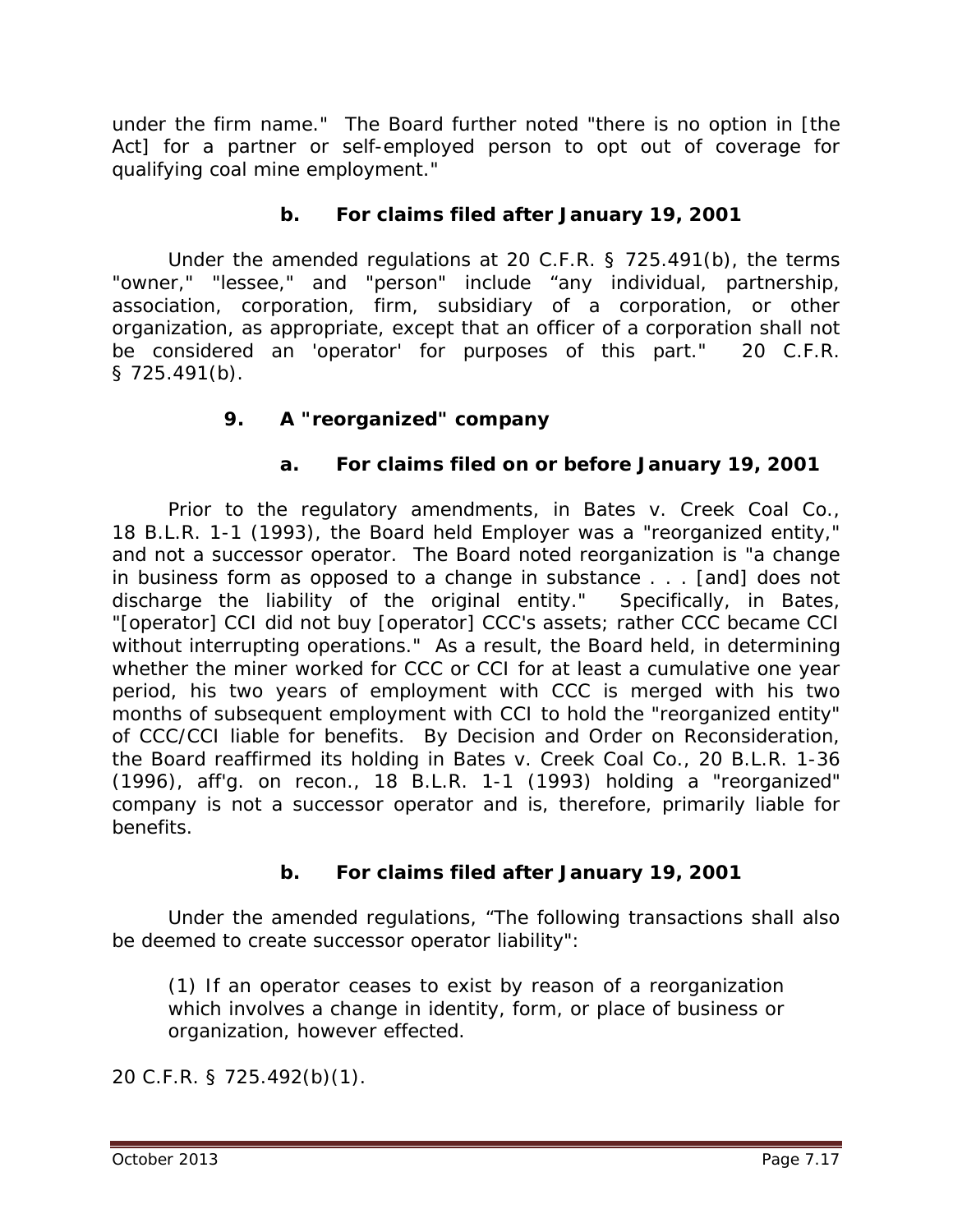under the firm name." The Board further noted "there is no option in [the Act] for a partner or self-employed person to opt out of coverage for qualifying coal mine employment."

#### b. For claims filed after January 19, 2001

Under the amended regulations at 20 C.F.R. § 725.491(b), the terms "owner," "lessee," and "person" include "any individual, partnership, association, corporation, firm, subsidiary of a corporation, or other organization, as appropriate, except that an officer of a corporation shall not be considered an 'operator' for purposes of this part." 20 C.F.R. § 725.491(b).

### 9. A "reorganized" company

#### a. For claims filed on or before January 19, 2001

Prior to the regulatory amendments, in *Bates v. Creek Coal Co.*, 18 B.L.R. 1-1 (1993), the Board held Employer was a "reorganized entity," and not a successor operator. The Board noted reorganization is "a change in business form as opposed to a change in substance . . . [and] does not discharge the liability of the original entity." Specifically, in *Bates*, "[operator] CCI did not buy [operator] CCC's assets; rather CCC became CCI without interrupting operations." As a result, the Board held, in determining whether the miner worked for CCC or CCI for at least a cumulative one year period, his two years of employment with CCC is merged with his two months of subsequent employment with CCI to hold the "reorganized entity" of CCC/CCI liable for benefits. By Decision and Order on Reconsideration, the Board reaffirmed its holding in *Bates v. Creek Coal Co.*, 20 B.L.R. 1-36 (1996), *aff'g. on recon.*, 18 B.L.R. 1-1 (1993) holding a "reorganized" company is not a successor operator and is, therefore, primarily liable for benefits.

#### b. For claims filed after January 19, 2001

Under the amended regulations, "The following transactions shall also be deemed to create successor operator liability":

> (1) If an operator ceases to exist by reason of a reorganization which involves a change in identity, form, or place of business or organization, however effected.

20 C.F.R. § 725.492(b)(1).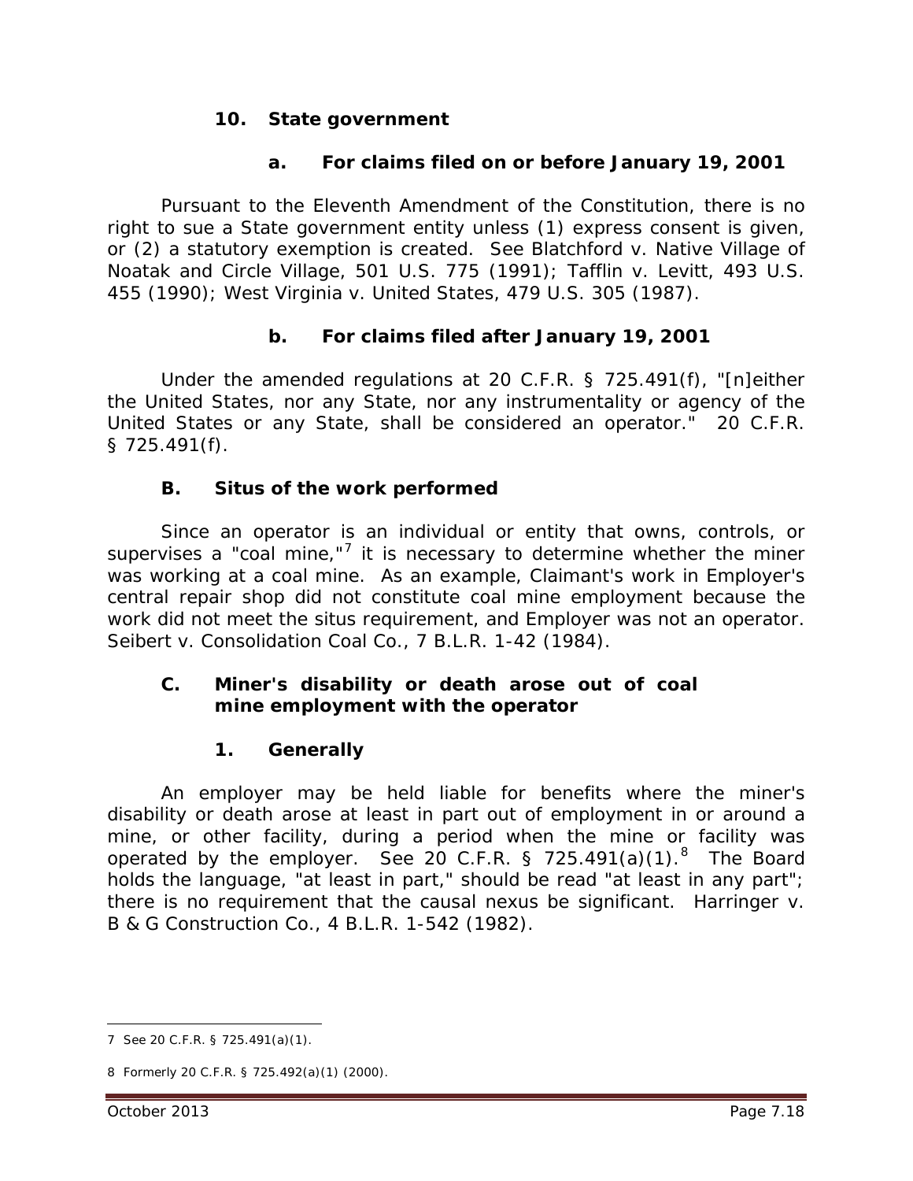### 10. State government

#### a. For claims filed on or before January 19, 2001

Pursuant to the Eleventh Amendment of the Constitution, there is no right to sue a State government entity unless (1) express consent is given, or (2) a statutory exemption is created. *See Blatchford v. Native Village of Noatak and Circle Village*, 501 U.S. 775 (1991); *Tafflin v. Levitt*, 493 U.S. 455 (1990); *West Virginia v. United States*, 479 U.S. 305 (1987).

#### b. For claims filed after January 19, 2001

Under the amended regulations at 20 C.F.R. § 725.491(f), "[n]either the United States, nor any State, nor any instrumentality or agency of the United States or any State, shall be considered an operator." 20 C.F.R. § 725.491(f).

## B. Situs of the work performed

Since an operator is an individual or entity that owns, controls, or supervises a "coal mine,"[7] it is necessary to determine whether the miner was working at a coal mine. As an example, Claimant's work in Employer's central repair shop did not constitute coal mine employment because the work did not meet the situs requirement, and Employer was not an operator. *Seibert v. Consolidation Coal Co.*, 7 B.L.R. 1-42 (1984).

## C. Miner's disability or death arose out of coal mine employment with the operator

### 1. Generally

An employer may be held liable for benefits where the miner's disability or death arose at least in part out of employment in or around a mine, or other facility, during a period when the mine or facility was operated by the employer. *See* 20 C.F.R. § 725.491(a)(1).[8] The Board holds the language, "at least in part," should be read "at least in any part"; there is no requirement that the causal nexus be significant. *Harringer v. B & G Construction Co.*, 4 B.L.R. 1-542 (1982).

---

7 *See* 20 C.F.R. § 725.491(a)(1).

8 Formerly 20 C.F.R. § 725.492(a)(1) (2000).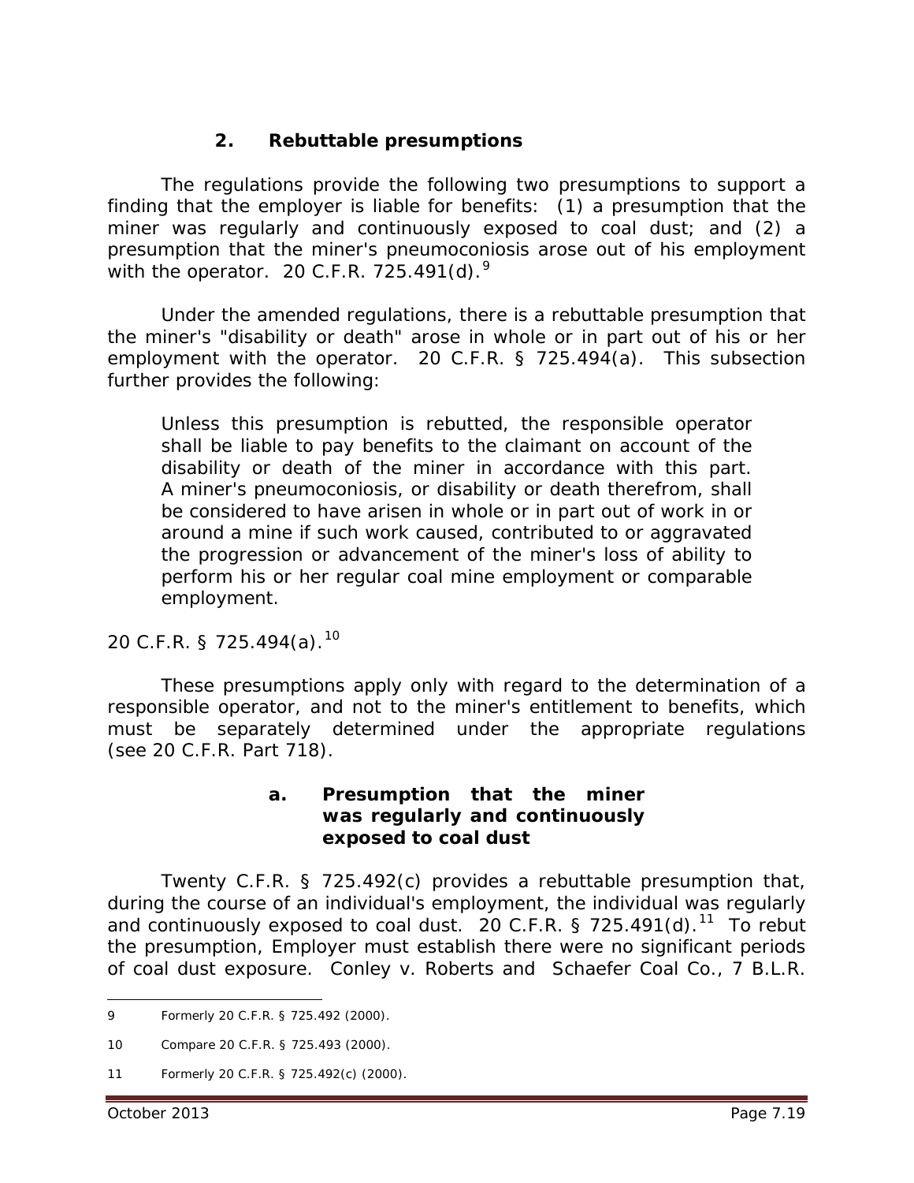### 2. Rebuttable presumptions

The regulations provide the following two presumptions to support a finding that the employer is liable for benefits: (1) a presumption that the miner was regularly and continuously exposed to coal dust; and (2) a presumption that the miner's pneumoconiosis arose out of his employment with the operator. 20 C.F.R. 725.491(d).[9]

Under the amended regulations, there is a rebuttable presumption that the miner's "disability or death" arose in whole or in part out of his or her employment with the operator. 20 C.F.R. § 725.494(a). This subsection further provides the following:

> Unless this presumption is rebutted, the responsible operator shall be liable to pay benefits to the claimant on account of the disability or death of the miner in accordance with this part. A miner's pneumoconiosis, or disability or death therefrom, shall be considered to have arisen in whole or in part out of work in or around a mine if such work caused, contributed to or aggravated the progression or advancement of the miner's loss of ability to perform his or her regular coal mine employment or comparable employment.

20 C.F.R. § 725.494(a).[10]

These presumptions apply only with regard to the determination of a responsible operator, and not to the miner's entitlement to benefits, which must be separately determined under the appropriate regulations (see 20 C.F.R. Part 718).

#### a. Presumption that the miner was regularly and continuously exposed to coal dust

Twenty C.F.R. § 725.492(c) provides a rebuttable presumption that, during the course of an individual's employment, the individual was regularly and continuously exposed to coal dust. 20 C.F.R. § 725.491(d).[11] To rebut the presumption, Employer must establish there were no significant periods of coal dust exposure. *Conley v. Roberts and Schaefer Coal Co.*, 7 B.L.R.

---

9 Formerly 20 C.F.R. § 725.492 (2000).

10 *Compare* 20 C.F.R. § 725.493 (2000).

11 Formerly 20 C.F.R. § 725.492(c) (2000).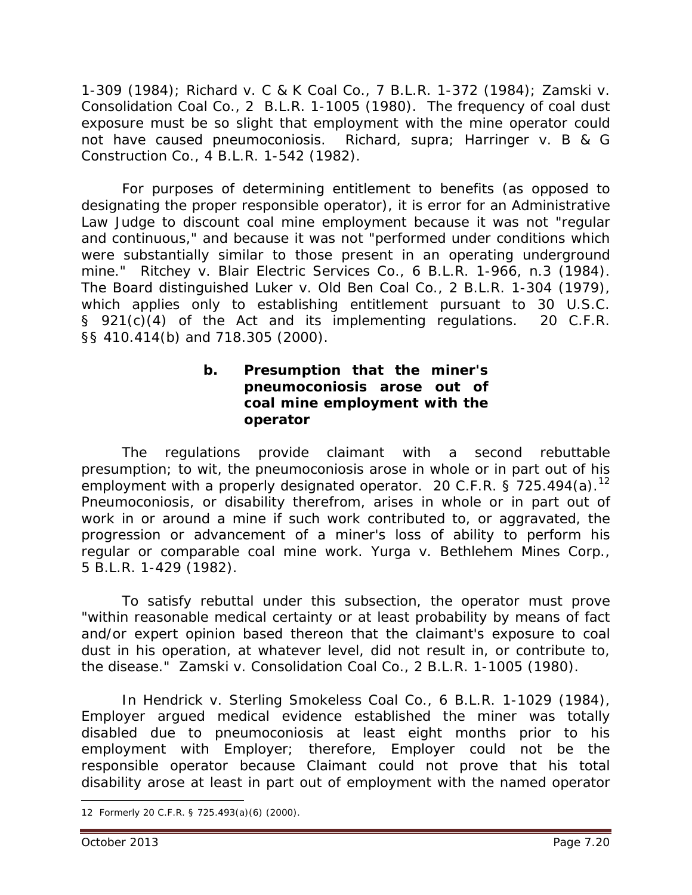1-309 (1984); *Richard v. C & K Coal Co.*, 7 B.L.R. 1-372 (1984); *Zamski v. Consolidation Coal Co.*, 2 B.L.R. 1-1005 (1980). The frequency of coal dust exposure must be so slight that employment with the mine operator could not have caused pneumoconiosis. *Richard*, *supra*; *Harringer v. B & G Construction Co.*, 4 B.L.R. 1-542 (1982).

For purposes of determining entitlement to benefits (as opposed to designating the proper responsible operator), it is error for an Administrative Law Judge to discount coal mine employment because it was not "regular and continuous," and because it was not "performed under conditions which were substantially similar to those present in an operating underground mine." *Ritchey v. Blair Electric Services Co.*, 6 B.L.R. 1-966, n.3 (1984). The Board distinguished *Luker v. Old Ben Coal Co.*, 2 B.L.R. 1-304 (1979), which applies only to establishing entitlement pursuant to 30 U.S.C. § 921(c)(4) of the Act and its implementing regulations. 20 C.F.R. §§ 410.414(b) and 718.305 (2000).

**b. Presumption that the miner's pneumoconiosis arose out of coal mine employment with the operator**

The regulations provide claimant with a second rebuttable presumption; to wit, the pneumoconiosis arose in whole or in part out of his employment with a properly designated operator. 20 C.F.R. § 725.494(a).[12] Pneumoconiosis, or disability therefrom, arises in whole or in part out of work in or around a mine if such work contributed to, or aggravated, the progression or advancement of a miner's loss of ability to perform his regular or comparable coal mine work. *Yurga v. Bethlehem Mines Corp.*, 5 B.L.R. 1-429 (1982).

To satisfy rebuttal under this subsection, the operator must prove "within reasonable medical certainty or at least probability by means of fact and/or expert opinion based thereon that the claimant's exposure to coal dust in his operation, at whatever level, did not result in, or contribute to, the disease." *Zamski v. Consolidation Coal Co.*, 2 B.L.R. 1-1005 (1980).

In *Hendrick v. Sterling Smokeless Coal Co.*, 6 B.L.R. 1-1029 (1984), Employer argued medical evidence established the miner was totally disabled due to pneumoconiosis at least eight months prior to his employment with Employer; therefore, Employer could not be the responsible operator because Claimant could not prove that his total disability arose at least in part out of employment with the named operator

12 Formerly 20 C.F.R. § 725.493(a)(6) (2000).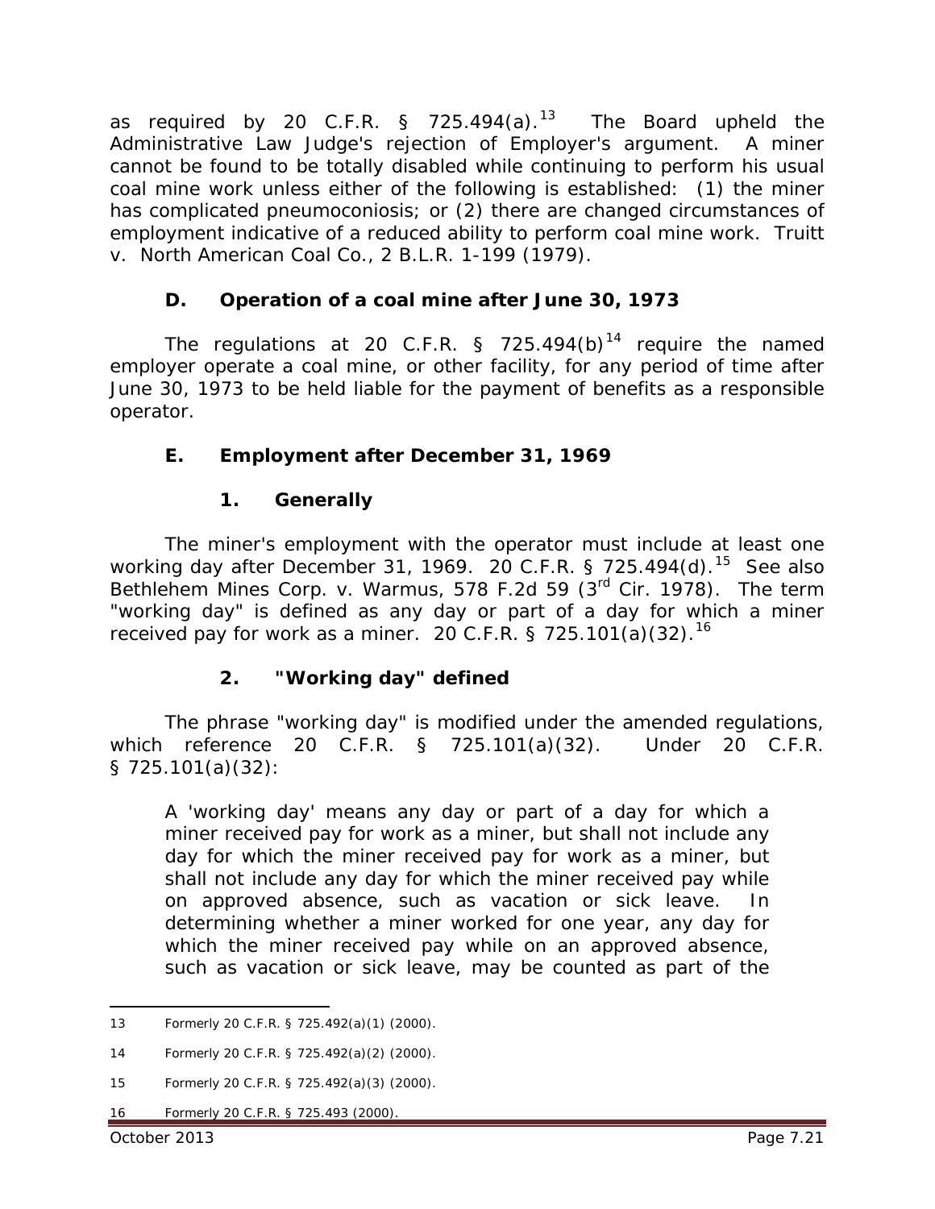as required by 20 C.F.R. § 725.494(a).[13] The Board upheld the Administrative Law Judge's rejection of Employer's argument. A miner cannot be found to be totally disabled while continuing to perform his usual coal mine work unless either of the following is established: (1) the miner has complicated pneumoconiosis; or (2) there are changed circumstances of employment indicative of a reduced ability to perform coal mine work. *Truitt v. North American Coal Co.*, 2 B.L.R. 1-199 (1979).

### D. Operation of a coal mine after June 30, 1973

The regulations at 20 C.F.R. § 725.494(b)[14] require the named employer operate a coal mine, or other facility, for any period of time after June 30, 1973 to be held liable for the payment of benefits as a responsible operator.

### E. Employment after December 31, 1969

#### 1. Generally

The miner's employment with the operator must include at least one working day after December 31, 1969. 20 C.F.R. § 725.494(d).[15] *See also Bethlehem Mines Corp. v. Warmus*, 578 F.2d 59 (3rd Cir. 1978). The term "working day" is defined as any day or part of a day for which a miner received pay for work as a miner. 20 C.F.R. § 725.101(a)(32).[16]

#### 2. "Working day" defined

The phrase "working day" is modified under the amended regulations, which reference 20 C.F.R. § 725.101(a)(32). Under 20 C.F.R. § 725.101(a)(32):

> A 'working day' means any day or part of a day for which a miner received pay for work as a miner, but shall not include any day for which the miner received pay for work as a miner, but shall not include any day for which the miner received pay while on approved absence, such as vacation or sick leave. In determining whether a miner worked for one year, any day for which the miner received pay while on an approved absence, such as vacation or sick leave, may be counted as part of the

---

13 Formerly 20 C.F.R. § 725.492(a)(1) (2000).

14 Formerly 20 C.F.R. § 725.492(a)(2) (2000).

15 Formerly 20 C.F.R. § 725.492(a)(3) (2000).

16 Formerly 20 C.F.R. § 725.493 (2000).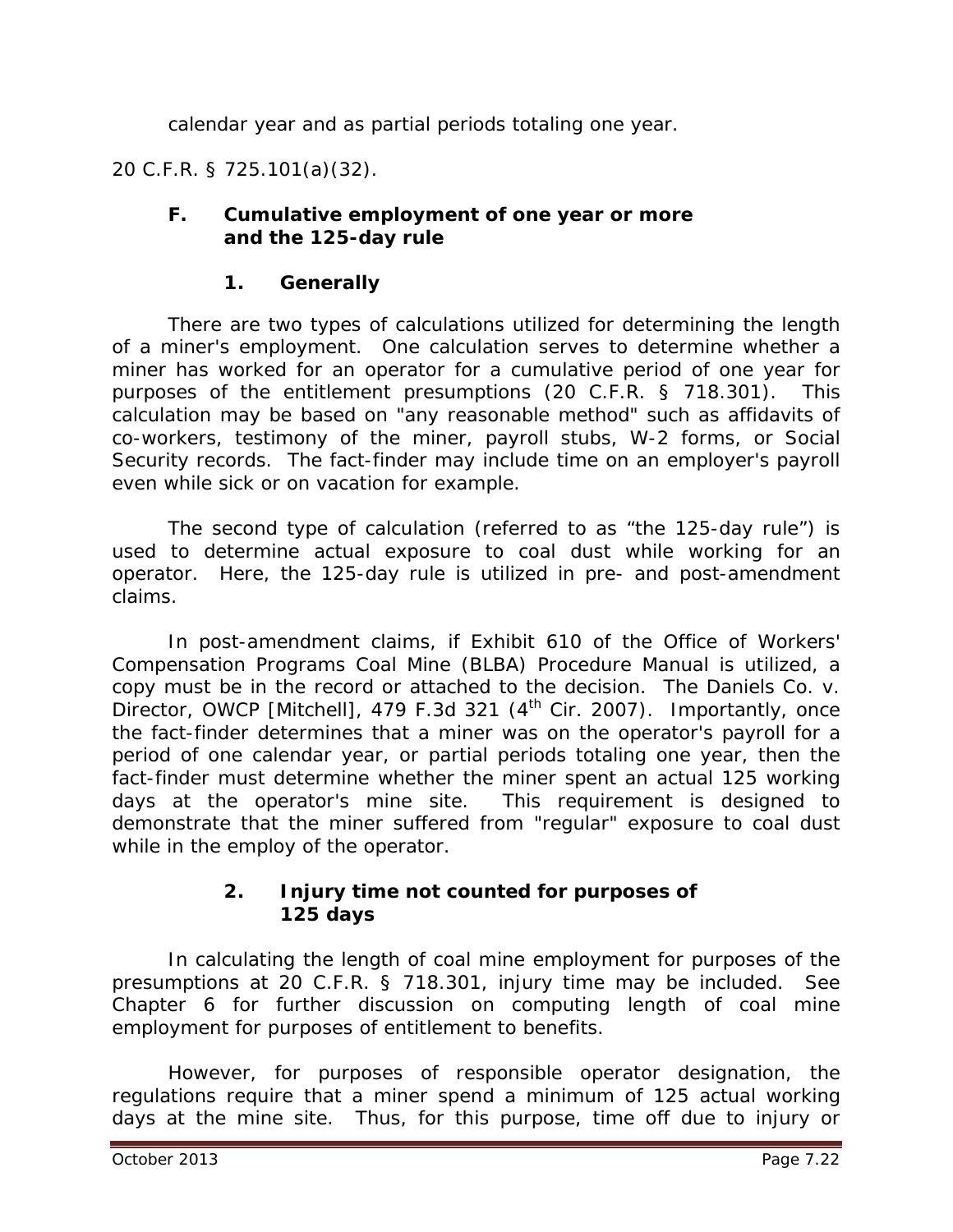calendar year and as partial periods totaling one year.

20 C.F.R. § 725.101(a)(32).

### F. Cumulative employment of one year or more and the 125-day rule

#### 1. Generally

There are two types of calculations utilized for determining the length of a miner's employment. One calculation serves to determine whether a miner has worked for an operator for a cumulative period of one year for purposes of the entitlement presumptions (20 C.F.R. § 718.301). This calculation may be based on "any reasonable method" such as affidavits of co-workers, testimony of the miner, payroll stubs, W-2 forms, or Social Security records. The fact-finder may include time on an employer's payroll even while sick or on vacation for example.

The second type of calculation (referred to as "the 125-day rule") is used to determine actual exposure to coal dust while working for an operator. Here, the 125-day rule is utilized in pre- and post-amendment claims.

In post-amendment claims, if Exhibit 610 of the Office of Workers' Compensation Programs Coal Mine (BLBA) Procedure Manual is utilized, a copy must be in the record or attached to the decision. *The Daniels Co. v. Director, OWCP [Mitchell]*, 479 F.3d 321 (4th Cir. 2007). Importantly, once the fact-finder determines that a miner was on the operator's payroll for a period of one calendar year, or partial periods totaling one year, then the fact-finder must determine whether the miner spent an actual 125 working days at the operator's mine site. This requirement is designed to demonstrate that the miner suffered from "regular" exposure to coal dust while in the employ of the operator.

#### 2. Injury time not counted for purposes of 125 days

In calculating the length of coal mine employment for purposes of the presumptions at 20 C.F.R. § 718.301, injury time may be included. See Chapter 6 for further discussion on computing length of coal mine employment for purposes of entitlement to benefits.

However, for purposes of responsible operator designation, the regulations require that a miner spend a minimum of 125 actual working days at the mine site. Thus, for this purpose, time off due to injury or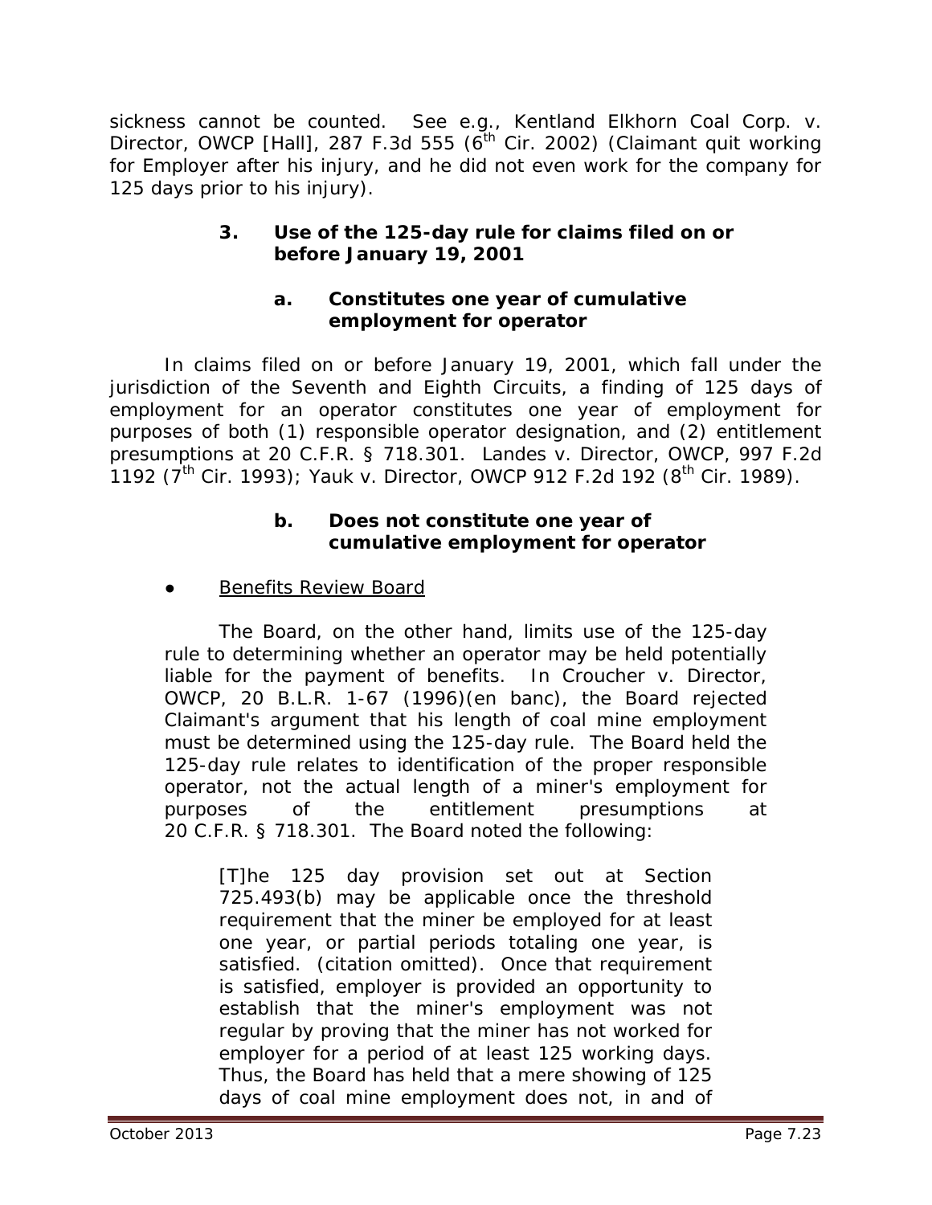sickness cannot be counted. *See e.g., Kentland Elkhorn Coal Corp. v. Director, OWCP [Hall]*, 287 F.3d 555 (6th Cir. 2002) (Claimant quit working for Employer after his injury, and he did not even work for the company for 125 days prior to his injury).

### 3. Use of the 125-day rule for claims filed on or before January 19, 2001

#### a. Constitutes one year of cumulative employment for operator

In claims filed on or before January 19, 2001, which fall under the jurisdiction of the Seventh and Eighth Circuits, a finding of 125 days of employment for an operator constitutes one year of employment for purposes of both (1) responsible operator designation, and (2) entitlement presumptions at 20 C.F.R. § 718.301. *Landes v. Director, OWCP*, 997 F.2d 1192 (7th Cir. 1993); *Yauk v. Director, OWCP* 912 F.2d 192 (8th Cir. 1989).

#### b. Does not constitute one year of cumulative employment for operator

- Benefits Review Board

  The Board, on the other hand, limits use of the 125-day rule to determining whether an operator may be held potentially liable for the payment of benefits. In *Croucher v. Director, OWCP*, 20 B.L.R. 1-67 (1996)(en banc), the Board rejected Claimant's argument that his length of coal mine employment must be determined using the 125-day rule. The Board held the 125-day rule relates to identification of the proper responsible operator, not the actual length of a miner's employment for purposes of the entitlement presumptions at 20 C.F.R. § 718.301. The Board noted the following:

  > [T]he 125 day provision set out at Section 725.493(b) may be applicable once the threshold requirement that the miner be employed for at least one year, or partial periods totaling one year, is satisfied. (citation omitted). Once that requirement is satisfied, employer is provided an opportunity to establish that the miner's employment was not regular by proving that the miner has not worked for employer for a period of at least 125 working days. Thus, the Board has held that a mere showing of 125 days of coal mine employment does not, in and of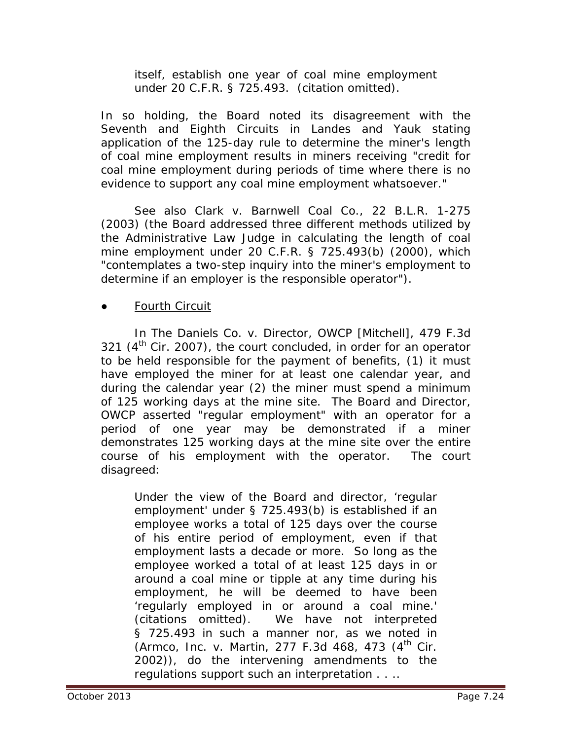> itself, establish one year of coal mine employment under 20 C.F.R. § 725.493. (citation omitted).

In so holding, the Board noted its disagreement with the Seventh and Eighth Circuits in *Landes* and *Yauk* stating application of the 125-day rule to determine the miner's length of coal mine employment results in miners receiving "credit for coal mine employment during periods of time where there is no evidence to support any coal mine employment whatsoever."

See also *Clark v. Barnwell Coal Co.*, 22 B.L.R. 1-275 (2003) (the Board addressed three different methods utilized by the Administrative Law Judge in calculating the length of coal mine employment under 20 C.F.R. § 725.493(b) (2000), which "contemplates a two-step inquiry into the miner's employment to determine if an employer is the responsible operator").

- Fourth Circuit

In *The Daniels Co. v. Director, OWCP [Mitchell]*, 479 F.3d 321 (4th Cir. 2007), the court concluded, in order for an operator to be held responsible for the payment of benefits, (1) it must have employed the miner for at least one calendar year, and during the calendar year (2) the miner must spend a minimum of 125 working days at the mine site. The Board and Director, OWCP asserted "regular employment" with an operator for a period of one year may be demonstrated if a miner demonstrates 125 working days at the mine site over the entire course of his employment with the operator. The court disagreed:

> Under the view of the Board and director, 'regular employment' under § 725.493(b) is established if an employee works a total of 125 days over the course of his entire period of employment, even if that employment lasts a decade or more. So long as the employee worked a total of at least 125 days in or around a coal mine or tipple at any time during his employment, he will be deemed to have been 'regularly employed in or around a coal mine.' (citations omitted). We have not interpreted § 725.493 in such a manner nor, as we noted in (*Armco, Inc. v. Martin*, 277 F.3d 468, 473 (4th Cir. 2002)), do the intervening amendments to the regulations support such an interpretation . . ..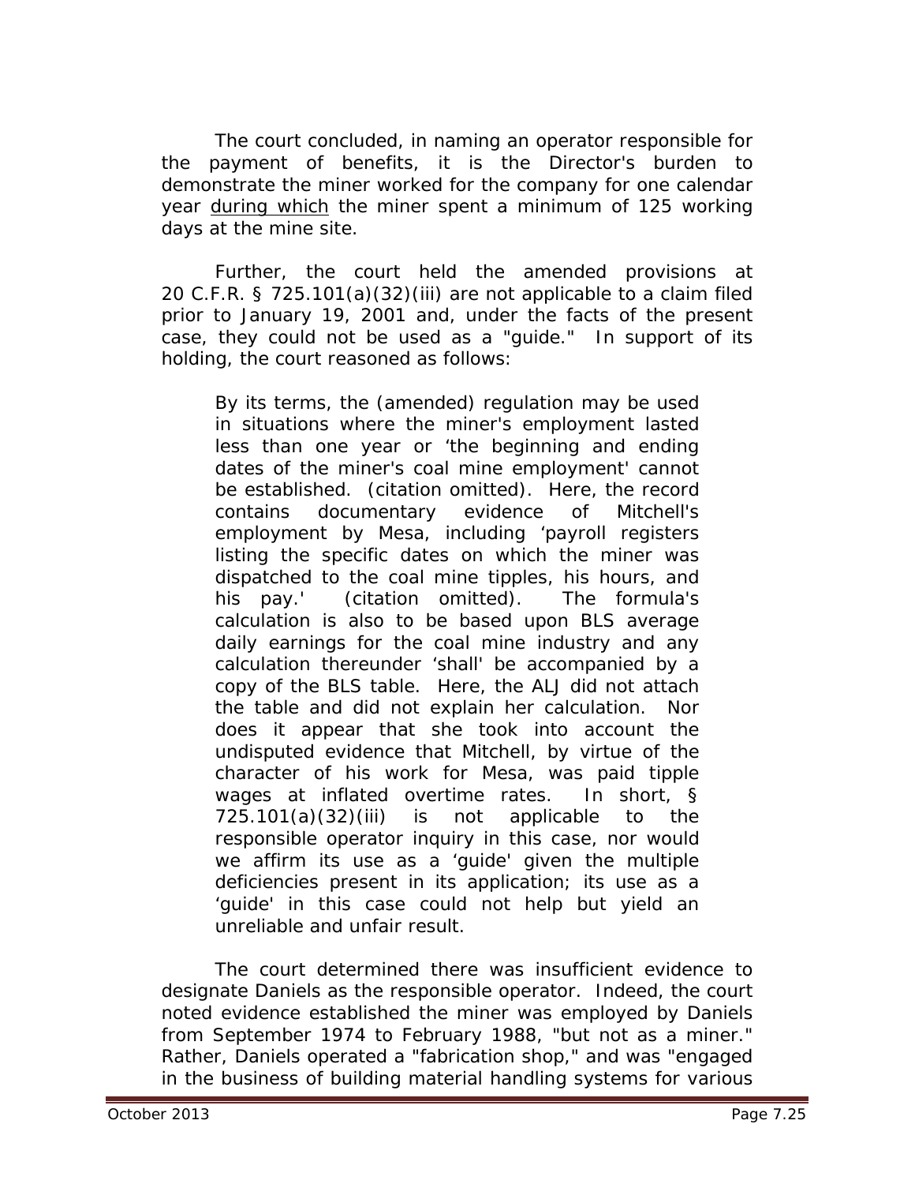The court concluded, in naming an operator responsible for the payment of benefits, it is the Director's burden to demonstrate the miner worked for the company for one calendar year <u>during which</u> the miner spent a minimum of 125 working days at the mine site.

Further, the court held the amended provisions at 20 C.F.R. § 725.101(a)(32)(iii) are not applicable to a claim filed prior to January 19, 2001 and, under the facts of the present case, they could not be used as a "guide." In support of its holding, the court reasoned as follows:

> By its terms, the (amended) regulation may be used in situations where the miner's employment lasted less than one year or 'the beginning and ending dates of the miner's coal mine employment' cannot be established. (citation omitted). Here, the record contains documentary evidence of Mitchell's employment by Mesa, including 'payroll registers listing the specific dates on which the miner was dispatched to the coal mine tipples, his hours, and his pay.' (citation omitted). The formula's calculation is also to be based upon BLS average daily earnings for the coal mine industry and any calculation thereunder 'shall' be accompanied by a copy of the BLS table. Here, the ALJ did not attach the table and did not explain her calculation. Nor does it appear that she took into account the undisputed evidence that Mitchell, by virtue of the character of his work for Mesa, was paid tipple wages at inflated overtime rates. In short, § 725.101(a)(32)(iii) is not applicable to the responsible operator inquiry in this case, nor would we affirm its use as a 'guide' given the multiple deficiencies present in its application; its use as a 'guide' in this case could not help but yield an unreliable and unfair result.

The court determined there was insufficient evidence to designate Daniels as the responsible operator. Indeed, the court noted evidence established the miner was employed by Daniels from September 1974 to February 1988, "but not as a miner." Rather, Daniels operated a "fabrication shop," and was "engaged in the business of building material handling systems for various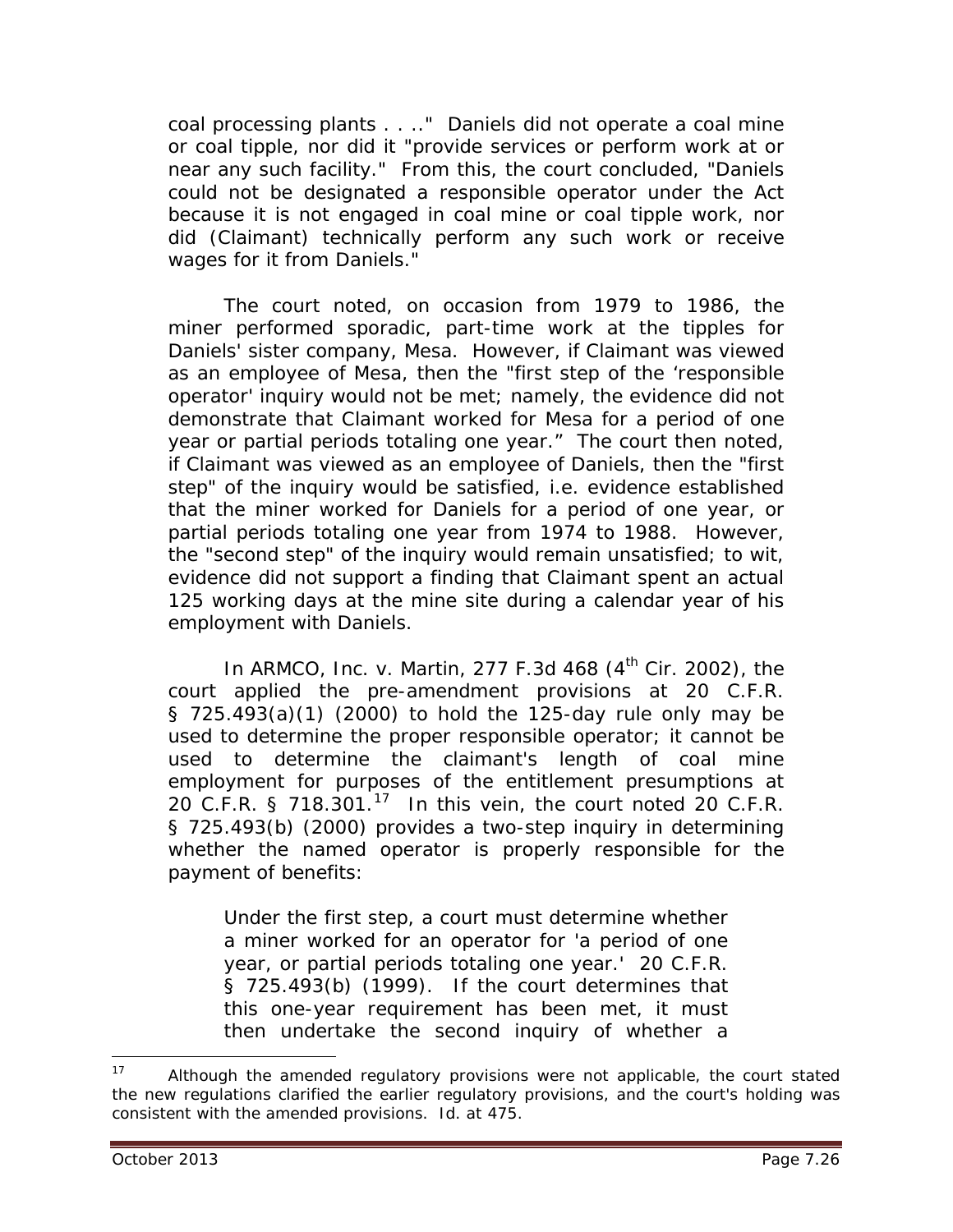coal processing plants . . .." Daniels did not operate a coal mine or coal tipple, nor did it "provide services or perform work at or near any such facility." From this, the court concluded, "Daniels could not be designated a responsible operator under the Act because it is not engaged in coal mine or coal tipple work, nor did (Claimant) technically perform any such work or receive wages for it from Daniels."

The court noted, on occasion from 1979 to 1986, the miner performed sporadic, part-time work at the tipples for Daniels' sister company, Mesa. However, if Claimant was viewed as an employee of Mesa, then the "first step of the 'responsible operator' inquiry would not be met; namely, the evidence did not demonstrate that Claimant worked for Mesa for a period of one year or partial periods totaling one year." The court then noted, if Claimant was viewed as an employee of Daniels, then the "first step" of the inquiry would be satisfied, i.e. evidence established that the miner worked for Daniels for a period of one year, or partial periods totaling one year from 1974 to 1988. However, the "second step" of the inquiry would remain unsatisfied; to wit, evidence did not support a finding that Claimant spent an actual 125 working days at the mine site during a calendar year of his employment with Daniels.

In *ARMCO, Inc. v. Martin*, 277 F.3d 468 (4th Cir. 2002), the court applied the pre-amendment provisions at 20 C.F.R. § 725.493(a)(1) (2000) to hold the 125-day rule only may be used to determine the proper responsible operator; it cannot be used to determine the claimant's length of coal mine employment for purposes of the entitlement presumptions at 20 C.F.R. § 718.301.[17] In this vein, the court noted 20 C.F.R. § 725.493(b) (2000) provides a two-step inquiry in determining whether the named operator is properly responsible for the payment of benefits:

> Under the first step, a court must determine whether a miner worked for an operator for 'a period of one year, or partial periods totaling one year.' 20 C.F.R. § 725.493(b) (1999). If the court determines that this one-year requirement has been met, it must then undertake the second inquiry of whether a

---

[17] Although the amended regulatory provisions were not applicable, the court stated the new regulations clarified the earlier regulatory provisions, and the court's holding was consistent with the amended provisions. *Id.* at 475.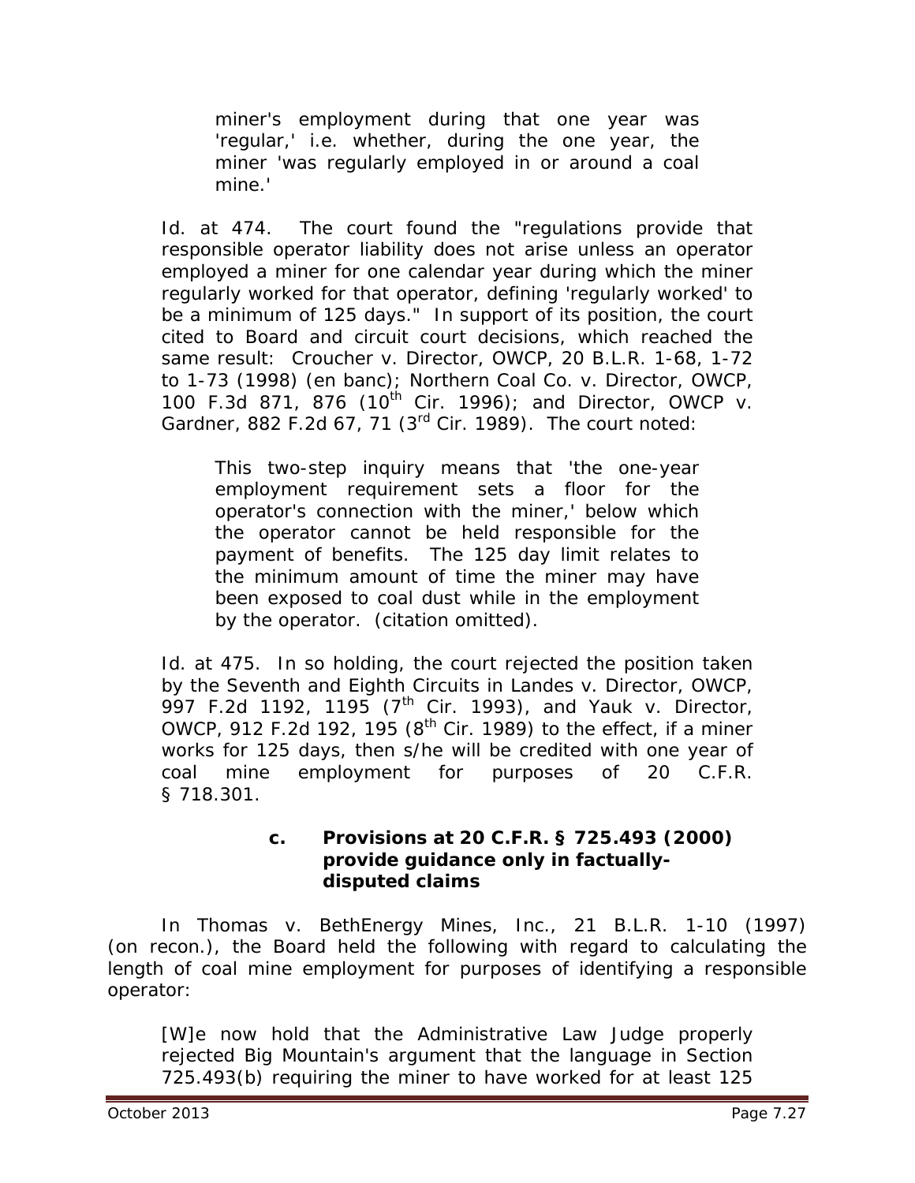> miner's employment during that one year was 'regular,' i.e. whether, during the one year, the miner 'was regularly employed in or around a coal mine.'

*Id.* at 474. The court found the "regulations provide that responsible operator liability does not arise unless an operator employed a miner for one calendar year during which the miner regularly worked for that operator, defining 'regularly worked' to be a minimum of 125 days." In support of its position, the court cited to Board and circuit court decisions, which reached the same result: *Croucher v. Director, OWCP*, 20 B.L.R. 1-68, 1-72 to 1-73 (1998) (en banc); *Northern Coal Co. v. Director, OWCP*, 100 F.3d 871, 876 (10th Cir. 1996); and *Director, OWCP v. Gardner*, 882 F.2d 67, 71 (3rd Cir. 1989). The court noted:

> This two-step inquiry means that 'the one-year employment requirement sets a floor for the operator's connection with the miner,' below which the operator cannot be held responsible for the payment of benefits. The 125 day limit relates to the minimum amount of time the miner may have been exposed to coal dust while in the employment by the operator. (citation omitted).

*Id.* at 475. In so holding, the court rejected the position taken by the Seventh and Eighth Circuits in *Landes v. Director, OWCP*, 997 F.2d 1192, 1195 (7th Cir. 1993), and *Yauk v. Director, OWCP*, 912 F.2d 192, 195 (8th Cir. 1989) to the effect, if a miner works for 125 days, then s/he will be credited with one year of coal mine employment for purposes of 20 C.F.R. § 718.301.

#### c. Provisions at 20 C.F.R. § 725.493 (2000) provide guidance only in factually-disputed claims

In *Thomas v. BethEnergy Mines, Inc.*, 21 B.L.R. 1-10 (1997) (on recon.), the Board held the following with regard to calculating the length of coal mine employment for purposes of identifying a responsible operator:

> [W]e now hold that the Administrative Law Judge properly rejected Big Mountain's argument that the language in Section 725.493(b) requiring the miner to have worked for at least 125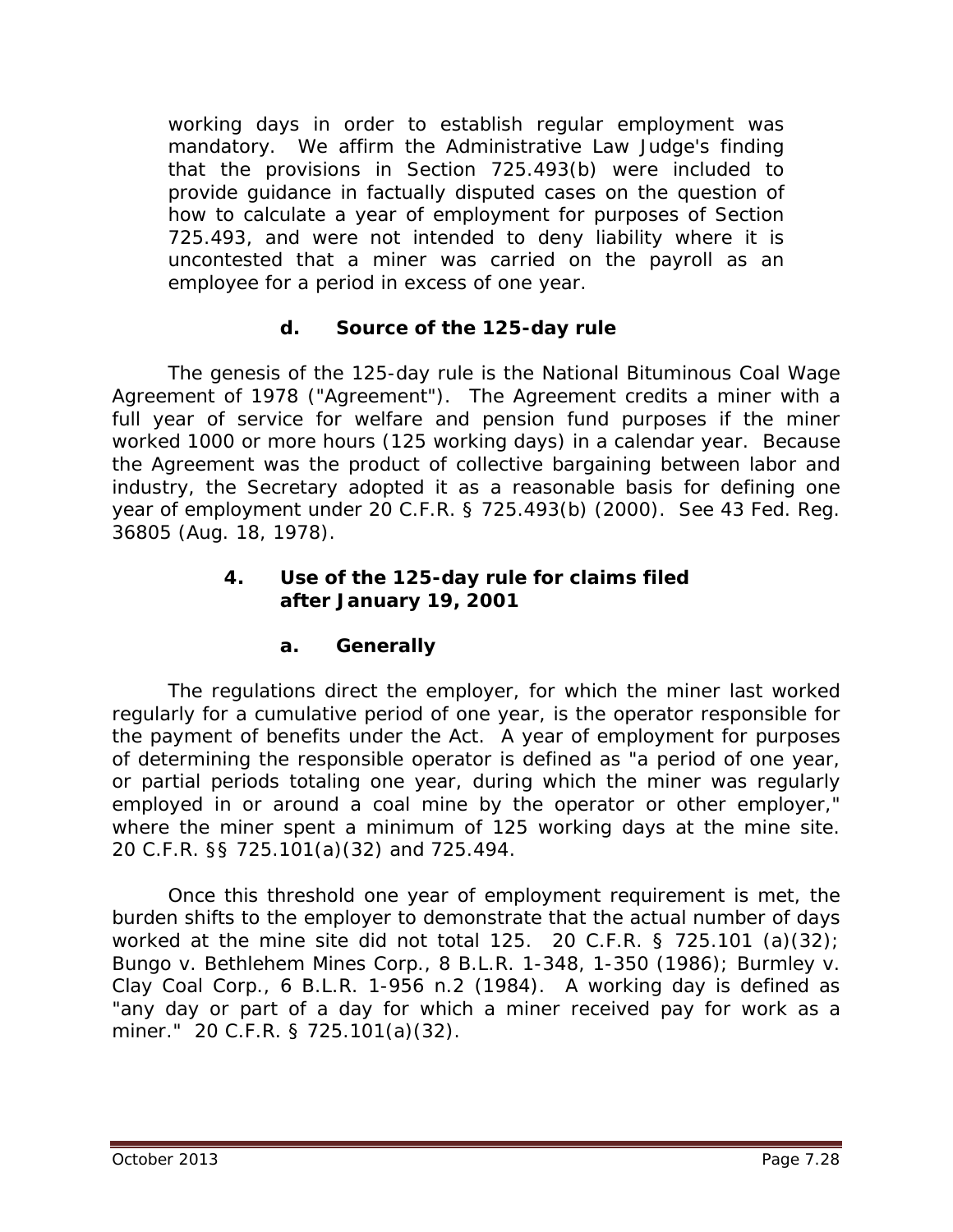> working days in order to establish regular employment was mandatory. We affirm the Administrative Law Judge's finding that the provisions in Section 725.493(b) were included to provide guidance in factually disputed cases on the question of how to calculate a year of employment for purposes of Section 725.493, and were not intended to deny liability where it is uncontested that a miner was carried on the payroll as an employee for a period in excess of one year.

#### d. Source of the 125-day rule

The genesis of the 125-day rule is the National Bituminous Coal Wage Agreement of 1978 ("Agreement"). The Agreement credits a miner with a full year of service for welfare and pension fund purposes if the miner worked 1000 or more hours (125 working days) in a calendar year. Because the Agreement was the product of collective bargaining between labor and industry, the Secretary adopted it as a reasonable basis for defining one year of employment under 20 C.F.R. § 725.493(b) (2000). *See* 43 Fed. Reg. 36805 (Aug. 18, 1978).

### 4. Use of the 125-day rule for claims filed after January 19, 2001

#### a. Generally

The regulations direct the employer, for which the miner last worked regularly for a cumulative period of one year, is the operator responsible for the payment of benefits under the Act. A year of employment for purposes of determining the responsible operator is defined as "a period of one year, or partial periods totaling one year, during which the miner was regularly employed in or around a coal mine by the operator or other employer," where the miner spent a minimum of 125 working days at the mine site. 20 C.F.R. §§ 725.101(a)(32) and 725.494.

Once this threshold one year of employment requirement is met, the burden shifts to the employer to demonstrate that the actual number of days worked at the mine site did not total 125. 20 C.F.R. § 725.101 (a)(32); *Bungo v. Bethlehem Mines Corp.*, 8 B.L.R. 1-348, 1-350 (1986); *Burmley v. Clay Coal Corp.*, 6 B.L.R. 1-956 n.2 (1984). A working day is defined as "any day or part of a day for which a miner received pay for work as a miner." 20 C.F.R. § 725.101(a)(32).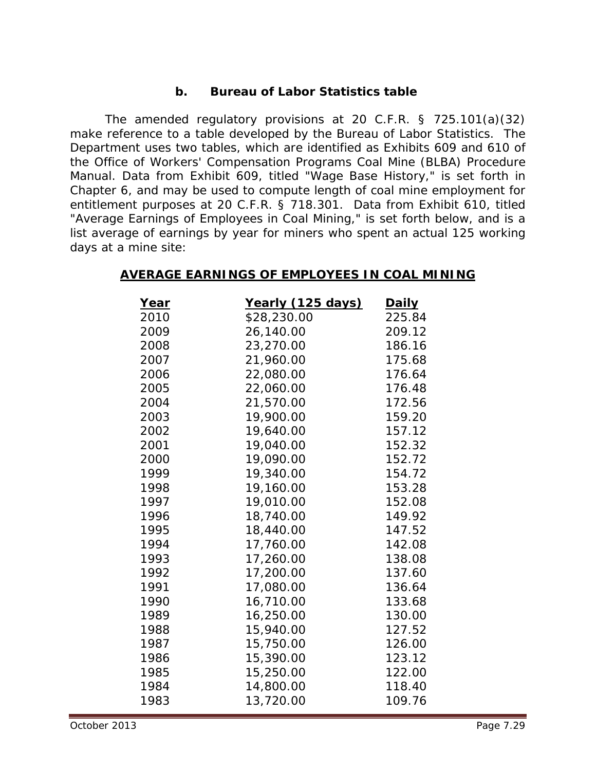### b. Bureau of Labor Statistics table

The amended regulatory provisions at 20 C.F.R. § 725.101(a)(32) make reference to a table developed by the Bureau of Labor Statistics. The Department uses two tables, which are identified as Exhibits 609 and 610 of the Office of Workers' Compensation Programs Coal Mine (BLBA) Procedure Manual. Data from Exhibit 609, titled "Wage Base History," is set forth in Chapter 6, and may be used to compute length of coal mine employment for entitlement purposes at 20 C.F.R. § 718.301. Data from Exhibit 610, titled "Average Earnings of Employees in Coal Mining," is set forth below, and is a list average of earnings by year for miners who spent an actual 125 working days at a mine site:

**AVERAGE EARNINGS OF EMPLOYEES IN COAL MINING**

| Year | Yearly (125 days) | Daily |
|---|---|---|
| 2010 | $28,230.00 | 225.84 |
| 2009 | 26,140.00 | 209.12 |
| 2008 | 23,270.00 | 186.16 |
| 2007 | 21,960.00 | 175.68 |
| 2006 | 22,080.00 | 176.64 |
| 2005 | 22,060.00 | 176.48 |
| 2004 | 21,570.00 | 172.56 |
| 2003 | 19,900.00 | 159.20 |
| 2002 | 19,640.00 | 157.12 |
| 2001 | 19,040.00 | 152.32 |
| 2000 | 19,090.00 | 152.72 |
| 1999 | 19,340.00 | 154.72 |
| 1998 | 19,160.00 | 153.28 |
| 1997 | 19,010.00 | 152.08 |
| 1996 | 18,740.00 | 149.92 |
| 1995 | 18,440.00 | 147.52 |
| 1994 | 17,760.00 | 142.08 |
| 1993 | 17,260.00 | 138.08 |
| 1992 | 17,200.00 | 137.60 |
| 1991 | 17,080.00 | 136.64 |
| 1990 | 16,710.00 | 133.68 |
| 1989 | 16,250.00 | 130.00 |
| 1988 | 15,940.00 | 127.52 |
| 1987 | 15,750.00 | 126.00 |
| 1986 | 15,390.00 | 123.12 |
| 1985 | 15,250.00 | 122.00 |
| 1984 | 14,800.00 | 118.40 |
| 1983 | 13,720.00 | 109.76 |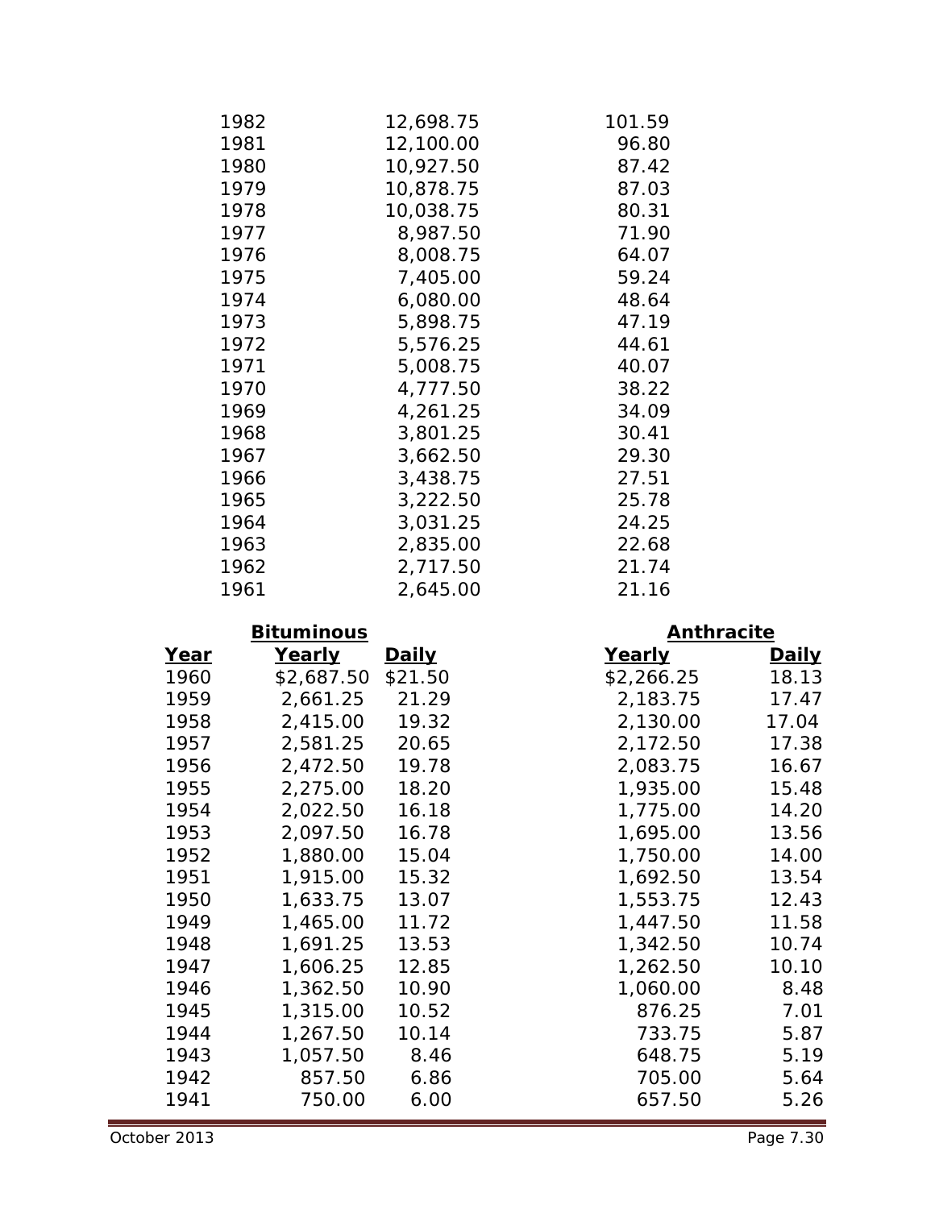| | | |
|---|---|---|
| 1982 | 12,698.75 | 101.59 |
| 1981 | 12,100.00 | 96.80 |
| 1980 | 10,927.50 | 87.42 |
| 1979 | 10,878.75 | 87.03 |
| 1978 | 10,038.75 | 80.31 |
| 1977 | 8,987.50 | 71.90 |
| 1976 | 8,008.75 | 64.07 |
| 1975 | 7,405.00 | 59.24 |
| 1974 | 6,080.00 | 48.64 |
| 1973 | 5,898.75 | 47.19 |
| 1972 | 5,576.25 | 44.61 |
| 1971 | 5,008.75 | 40.07 |
| 1970 | 4,777.50 | 38.22 |
| 1969 | 4,261.25 | 34.09 |
| 1968 | 3,801.25 | 30.41 |
| 1967 | 3,662.50 | 29.30 |
| 1966 | 3,438.75 | 27.51 |
| 1965 | 3,222.50 | 25.78 |
| 1964 | 3,031.25 | 24.25 |
| 1963 | 2,835.00 | 22.68 |
| 1962 | 2,717.50 | 21.74 |
| 1961 | 2,645.00 | 21.16 |

| | **Bituminous** | | **Anthracite** | |
|---|---|---|---|---|
| **Year** | **Yearly** | **Daily** | **Yearly** | **Daily** |
| 1960 | $2,687.50 | $21.50 | $2,266.25 | 18.13 |
| 1959 | 2,661.25 | 21.29 | 2,183.75 | 17.47 |
| 1958 | 2,415.00 | 19.32 | 2,130.00 | 17.04 |
| 1957 | 2,581.25 | 20.65 | 2,172.50 | 17.38 |
| 1956 | 2,472.50 | 19.78 | 2,083.75 | 16.67 |
| 1955 | 2,275.00 | 18.20 | 1,935.00 | 15.48 |
| 1954 | 2,022.50 | 16.18 | 1,775.00 | 14.20 |
| 1953 | 2,097.50 | 16.78 | 1,695.00 | 13.56 |
| 1952 | 1,880.00 | 15.04 | 1,750.00 | 14.00 |
| 1951 | 1,915.00 | 15.32 | 1,692.50 | 13.54 |
| 1950 | 1,633.75 | 13.07 | 1,553.75 | 12.43 |
| 1949 | 1,465.00 | 11.72 | 1,447.50 | 11.58 |
| 1948 | 1,691.25 | 13.53 | 1,342.50 | 10.74 |
| 1947 | 1,606.25 | 12.85 | 1,262.50 | 10.10 |
| 1946 | 1,362.50 | 10.90 | 1,060.00 | 8.48 |
| 1945 | 1,315.00 | 10.52 | 876.25 | 7.01 |
| 1944 | 1,267.50 | 10.14 | 733.75 | 5.87 |
| 1943 | 1,057.50 | 8.46 | 648.75 | 5.19 |
| 1942 | 857.50 | 6.86 | 705.00 | 5.64 |
| 1941 | 750.00 | 6.00 | 657.50 | 5.26 |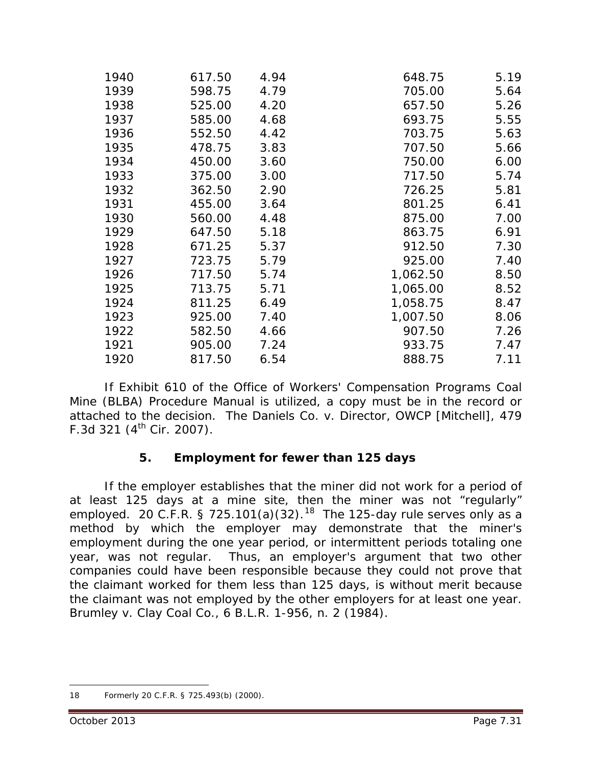| | | | | |
|---|---|---|---|---|
| 1940 | 617.50 | 4.94 | 648.75 | 5.19 |
| 1939 | 598.75 | 4.79 | 705.00 | 5.64 |
| 1938 | 525.00 | 4.20 | 657.50 | 5.26 |
| 1937 | 585.00 | 4.68 | 693.75 | 5.55 |
| 1936 | 552.50 | 4.42 | 703.75 | 5.63 |
| 1935 | 478.75 | 3.83 | 707.50 | 5.66 |
| 1934 | 450.00 | 3.60 | 750.00 | 6.00 |
| 1933 | 375.00 | 3.00 | 717.50 | 5.74 |
| 1932 | 362.50 | 2.90 | 726.25 | 5.81 |
| 1931 | 455.00 | 3.64 | 801.25 | 6.41 |
| 1930 | 560.00 | 4.48 | 875.00 | 7.00 |
| 1929 | 647.50 | 5.18 | 863.75 | 6.91 |
| 1928 | 671.25 | 5.37 | 912.50 | 7.30 |
| 1927 | 723.75 | 5.79 | 925.00 | 7.40 |
| 1926 | 717.50 | 5.74 | 1,062.50 | 8.50 |
| 1925 | 713.75 | 5.71 | 1,065.00 | 8.52 |
| 1924 | 811.25 | 6.49 | 1,058.75 | 8.47 |
| 1923 | 925.00 | 7.40 | 1,007.50 | 8.06 |
| 1922 | 582.50 | 4.66 | 907.50 | 7.26 |
| 1921 | 905.00 | 7.24 | 933.75 | 7.47 |
| 1920 | 817.50 | 6.54 | 888.75 | 7.11 |

If Exhibit 610 of the Office of Workers' Compensation Programs Coal Mine (BLBA) Procedure Manual is utilized, a copy must be in the record or attached to the decision. *The Daniels Co. v. Director, OWCP [Mitchell]*, 479 F.3d 321 (4th Cir. 2007).

### 5. Employment for fewer than 125 days

If the employer establishes that the miner did not work for a period of at least 125 days at a mine site, then the miner was not "regularly" employed. 20 C.F.R. § 725.101(a)(32).[18] The 125-day rule serves only as a method by which the employer may demonstrate that the miner's employment during the one year period, or intermittent periods totaling one year, was not regular. Thus, an employer's argument that two other companies could have been responsible because they could not prove that the claimant worked for them less than 125 days, is without merit because the claimant was not employed by the other employers for at least one year. *Brumley v. Clay Coal Co.*, 6 B.L.R. 1-956, n. 2 (1984).

---

18 Formerly 20 C.F.R. § 725.493(b) (2000).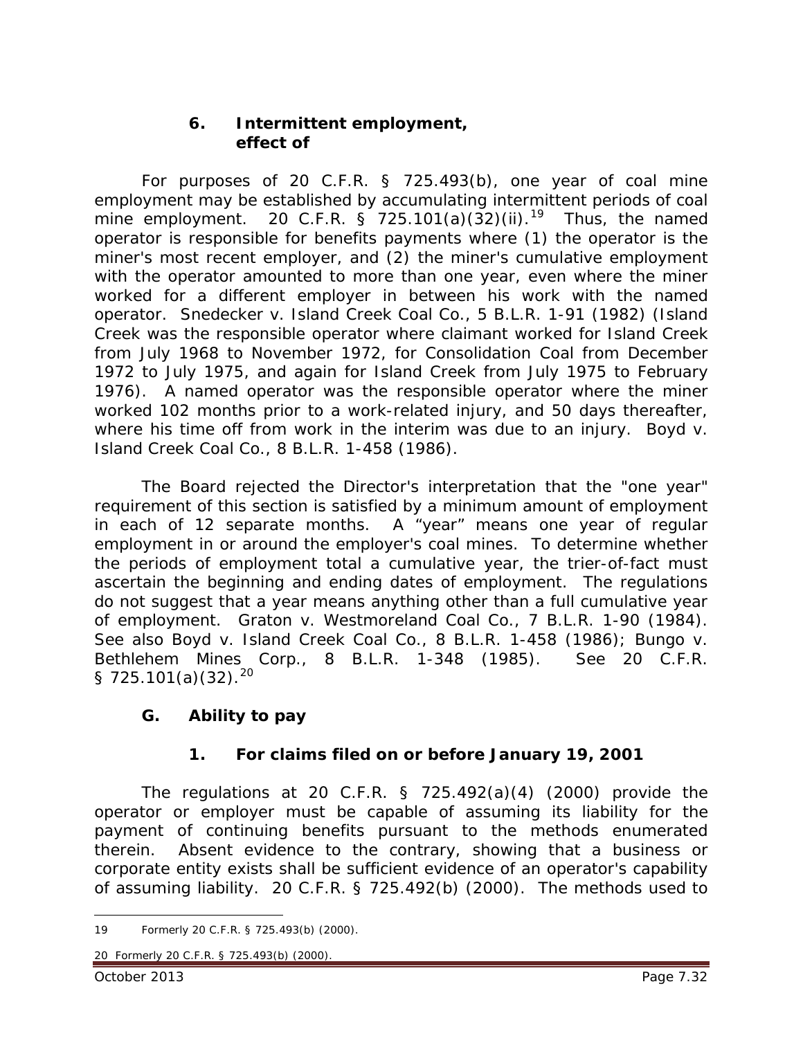### 6. Intermittent employment, effect of

For purposes of 20 C.F.R. § 725.493(b), one year of coal mine employment may be established by accumulating intermittent periods of coal mine employment. 20 C.F.R. § 725.101(a)(32)(ii).[19] Thus, the named operator is responsible for benefits payments where (1) the operator is the miner's most recent employer, and (2) the miner's cumulative employment with the operator amounted to more than one year, even where the miner worked for a different employer in between his work with the named operator. *Snedecker v. Island Creek Coal Co.*, 5 B.L.R. 1-91 (1982) (Island Creek was the responsible operator where claimant worked for Island Creek from July 1968 to November 1972, for Consolidation Coal from December 1972 to July 1975, and again for Island Creek from July 1975 to February 1976). A named operator was the responsible operator where the miner worked 102 months prior to a work-related injury, and 50 days thereafter, where his time off from work in the interim was due to an injury. *Boyd v. Island Creek Coal Co.*, 8 B.L.R. 1-458 (1986).

The Board rejected the Director's interpretation that the "one year" requirement of this section is satisfied by a minimum amount of employment in each of 12 separate months. A "year" means one year of regular employment in or around the employer's coal mines. To determine whether the periods of employment total a cumulative year, the trier-of-fact must ascertain the beginning and ending dates of employment. The regulations do not suggest that a year means anything other than a full cumulative year of employment. *Graton v. Westmoreland Coal Co.*, 7 B.L.R. 1-90 (1984). *See also Boyd v. Island Creek Coal Co.*, 8 B.L.R. 1-458 (1986); *Bungo v. Bethlehem Mines Corp.*, 8 B.L.R. 1-348 (1985). *See* 20 C.F.R. § 725.101(a)(32).[20]

## G. Ability to pay

### 1. For claims filed on or before January 19, 2001

The regulations at 20 C.F.R. § 725.492(a)(4) (2000) provide the operator or employer must be capable of assuming its liability for the payment of continuing benefits pursuant to the methods enumerated therein. Absent evidence to the contrary, showing that a business or corporate entity exists shall be sufficient evidence of an operator's capability of assuming liability. 20 C.F.R. § 725.492(b) (2000). The methods used to

---

19 Formerly 20 C.F.R. § 725.493(b) (2000).

20 Formerly 20 C.F.R. § 725.493(b) (2000).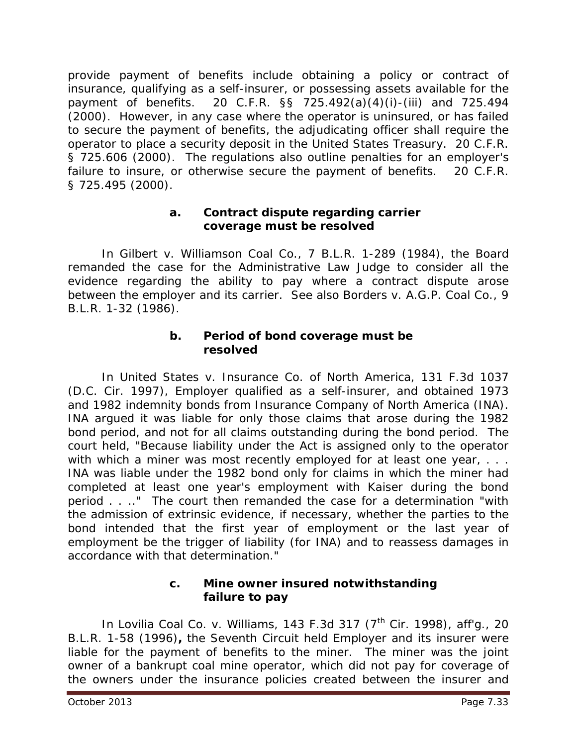provide payment of benefits include obtaining a policy or contract of insurance, qualifying as a self-insurer, or possessing assets available for the payment of benefits. 20 C.F.R. §§ 725.492(a)(4)(i)-(iii) and 725.494 (2000). However, in any case where the operator is uninsured, or has failed to secure the payment of benefits, the adjudicating officer shall require the operator to place a security deposit in the United States Treasury. 20 C.F.R. § 725.606 (2000). The regulations also outline penalties for an employer's failure to insure, or otherwise secure the payment of benefits. 20 C.F.R. § 725.495 (2000).

#### a. Contract dispute regarding carrier coverage must be resolved

In *Gilbert v. Williamson Coal Co.*, 7 B.L.R. 1-289 (1984), the Board remanded the case for the Administrative Law Judge to consider all the evidence regarding the ability to pay where a contract dispute arose between the employer and its carrier. *See also Borders v. A.G.P. Coal Co.*, 9 B.L.R. 1-32 (1986).

#### b. Period of bond coverage must be resolved

In *United States v. Insurance Co. of North America*, 131 F.3d 1037 (D.C. Cir. 1997), Employer qualified as a self-insurer, and obtained 1973 and 1982 indemnity bonds from Insurance Company of North America (INA). INA argued it was liable for only those claims that arose during the 1982 bond period, and not for all claims outstanding during the bond period. The court held, "Because liability under the Act is assigned only to the operator with which a miner was most recently employed for at least one year, . . . INA was liable under the 1982 bond only for claims in which the miner had completed at least one year's employment with Kaiser during the bond period . . .." The court then remanded the case for a determination "with the admission of extrinsic evidence, if necessary, whether the parties to the bond intended that the first year of employment or the last year of employment be the trigger of liability (for INA) and to reassess damages in accordance with that determination."

#### c. Mine owner insured notwithstanding failure to pay

In *Lovilia Coal Co. v. Williams*, 143 F.3d 317 (7th Cir. 1998), *aff'g.*, 20 B.L.R. 1-58 (1996)**,** the Seventh Circuit held Employer and its insurer were liable for the payment of benefits to the miner. The miner was the joint owner of a bankrupt coal mine operator, which did not pay for coverage of the owners under the insurance policies created between the insurer and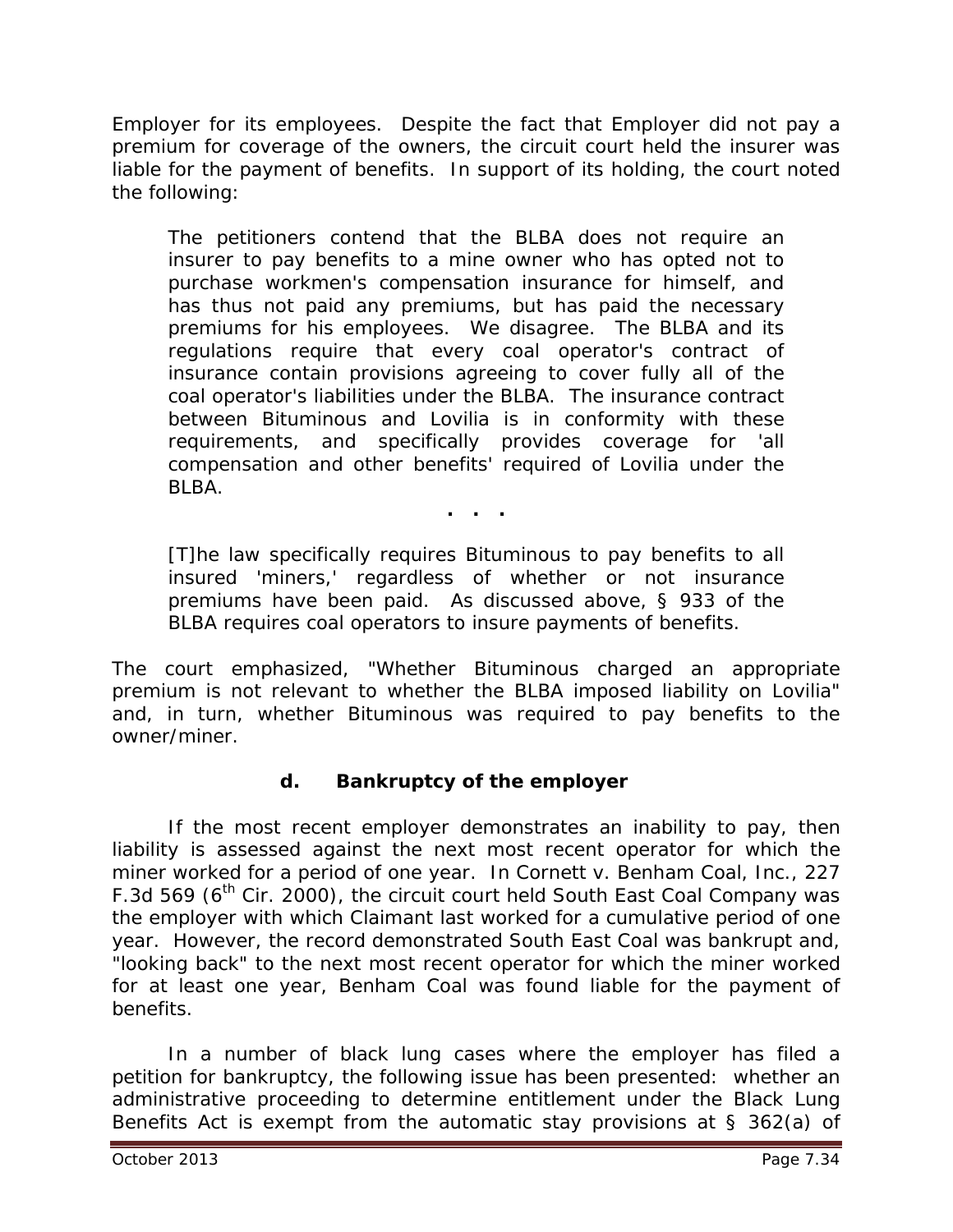Employer for its employees. Despite the fact that Employer did not pay a premium for coverage of the owners, the circuit court held the insurer was liable for the payment of benefits. In support of its holding, the court noted the following:

> The petitioners contend that the BLBA does not require an insurer to pay benefits to a mine owner who has opted not to purchase workmen's compensation insurance for himself, and has thus not paid any premiums, but has paid the necessary premiums for his employees. We disagree. The BLBA and its regulations require that every coal operator's contract of insurance contain provisions agreeing to cover fully all of the coal operator's liabilities under the BLBA. The insurance contract between Bituminous and Lovilia is in conformity with these requirements, and specifically provides coverage for 'all compensation and other benefits' required of Lovilia under the BLBA.
>
> . . .
>
> [T]he law specifically requires Bituminous to pay benefits to all insured 'miners,' regardless of whether or not insurance premiums have been paid. As discussed above, § 933 of the BLBA requires coal operators to insure payments of benefits.

The court emphasized, "Whether Bituminous charged an appropriate premium is not relevant to whether the BLBA imposed liability on Lovilia" and, in turn, whether Bituminous was required to pay benefits to the owner/miner.

#### d. Bankruptcy of the employer

If the most recent employer demonstrates an inability to pay, then liability is assessed against the next most recent operator for which the miner worked for a period of one year. In *Cornett v. Benham Coal, Inc.*, 227 F.3d 569 (6th Cir. 2000), the circuit court held South East Coal Company was the employer with which Claimant last worked for a cumulative period of one year. However, the record demonstrated South East Coal was bankrupt and, "looking back" to the next most recent operator for which the miner worked for at least one year, Benham Coal was found liable for the payment of benefits.

In a number of black lung cases where the employer has filed a petition for bankruptcy, the following issue has been presented: whether an administrative proceeding to determine entitlement under the Black Lung Benefits Act is exempt from the automatic stay provisions at § 362(a) of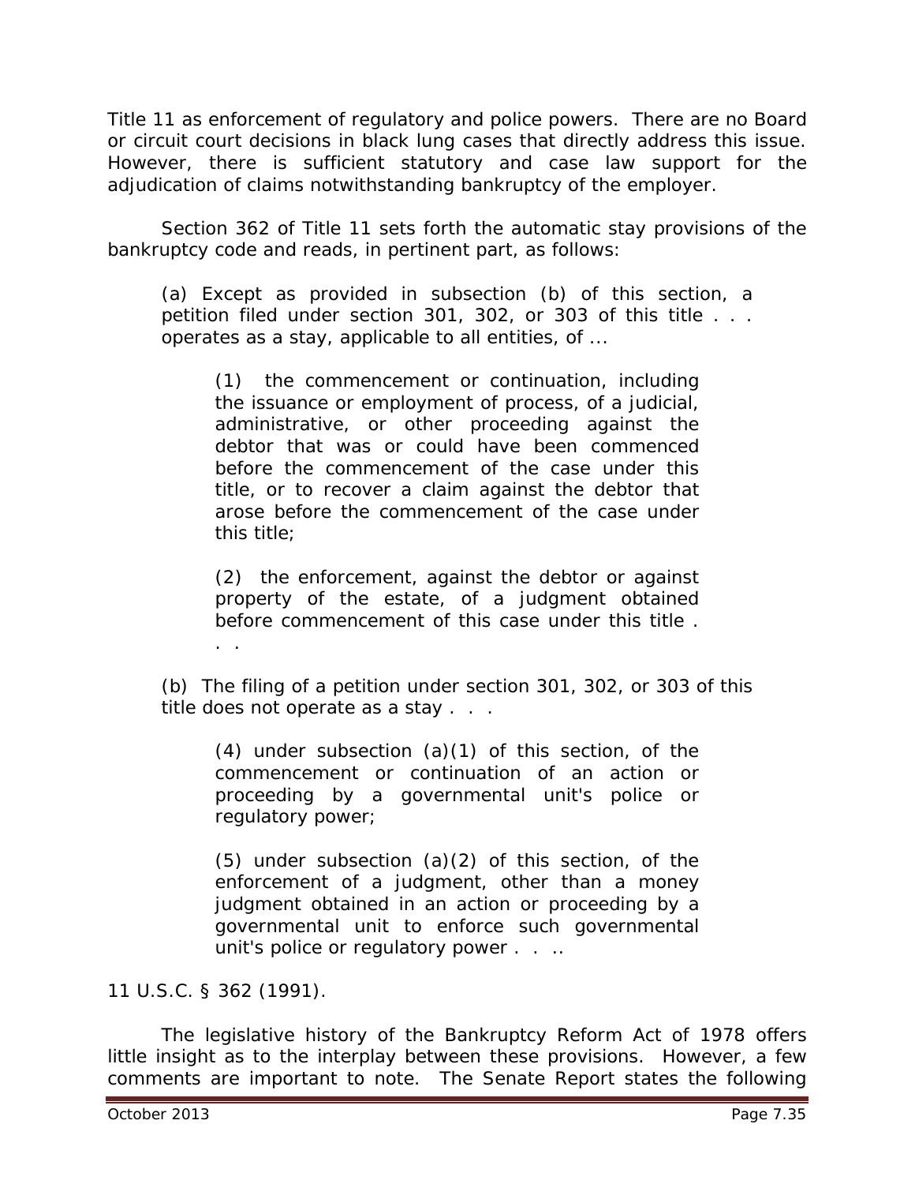Title 11 as enforcement of regulatory and police powers. There are no Board or circuit court decisions in black lung cases that directly address this issue. However, there is sufficient statutory and case law support for the adjudication of claims notwithstanding bankruptcy of the employer.

Section 362 of Title 11 sets forth the automatic stay provisions of the bankruptcy code and reads, in pertinent part, as follows:

> (a) Except as provided in subsection (b) of this section, a petition filed under section 301, 302, or 303 of this title . . . operates as a stay, applicable to all entities, of ...
>
> > (1) the commencement or continuation, including the issuance or employment of process, of a judicial, administrative, or other proceeding against the debtor that was or could have been commenced before the commencement of the case under this title, or to recover a claim against the debtor that arose before the commencement of the case under this title;
> >
> > (2) the enforcement, against the debtor or against property of the estate, of a judgment obtained before commencement of this case under this title . . .
>
> (b) The filing of a petition under section 301, 302, or 303 of this title does not operate as a stay . . .
>
> > (4) under subsection (a)(1) of this section, of the commencement or continuation of an action or proceeding by a governmental unit's police or regulatory power;
> >
> > (5) under subsection (a)(2) of this section, of the enforcement of a judgment, other than a money judgment obtained in an action or proceeding by a governmental unit to enforce such governmental unit's police or regulatory power . . ..

11 U.S.C. § 362 (1991).

The legislative history of the Bankruptcy Reform Act of 1978 offers little insight as to the interplay between these provisions. However, a few comments are important to note. The Senate Report states the following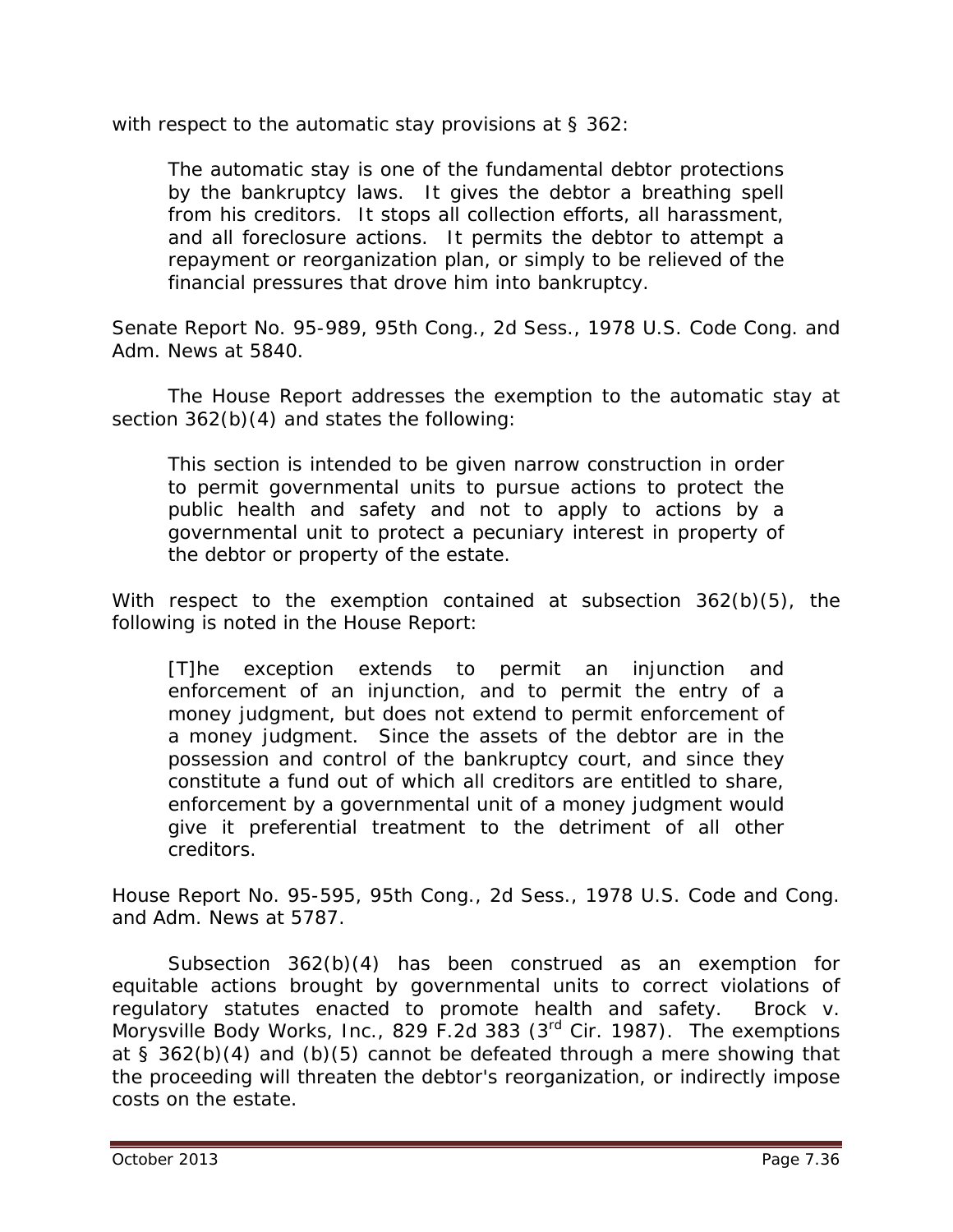with respect to the automatic stay provisions at § 362:

> The automatic stay is one of the fundamental debtor protections by the bankruptcy laws. It gives the debtor a breathing spell from his creditors. It stops all collection efforts, all harassment, and all foreclosure actions. It permits the debtor to attempt a repayment or reorganization plan, or simply to be relieved of the financial pressures that drove him into bankruptcy.

Senate Report No. 95-989, 95th Cong., 2d Sess., 1978 U.S. Code Cong. and Adm. News at 5840.

The House Report addresses the exemption to the automatic stay at section 362(b)(4) and states the following:

> This section is intended to be given narrow construction in order to permit governmental units to pursue actions to protect the public health and safety and not to apply to actions by a governmental unit to protect a pecuniary interest in property of the debtor or property of the estate.

With respect to the exemption contained at subsection 362(b)(5), the following is noted in the House Report:

> [T]he exception extends to permit an injunction and enforcement of an injunction, and to permit the entry of a money judgment, but does not extend to permit enforcement of a money judgment. Since the assets of the debtor are in the possession and control of the bankruptcy court, and since they constitute a fund out of which all creditors are entitled to share, enforcement by a governmental unit of a money judgment would give it preferential treatment to the detriment of all other creditors.

House Report No. 95-595, 95th Cong., 2d Sess., 1978 U.S. Code and Cong. and Adm. News at 5787.

Subsection 362(b)(4) has been construed as an exemption for equitable actions brought by governmental units to correct violations of regulatory statutes enacted to promote health and safety. *Brock v. Morysville Body Works, Inc.*, 829 F.2d 383 (3rd Cir. 1987). The exemptions at § 362(b)(4) and (b)(5) cannot be defeated through a mere showing that the proceeding will threaten the debtor's reorganization, or indirectly impose costs on the estate.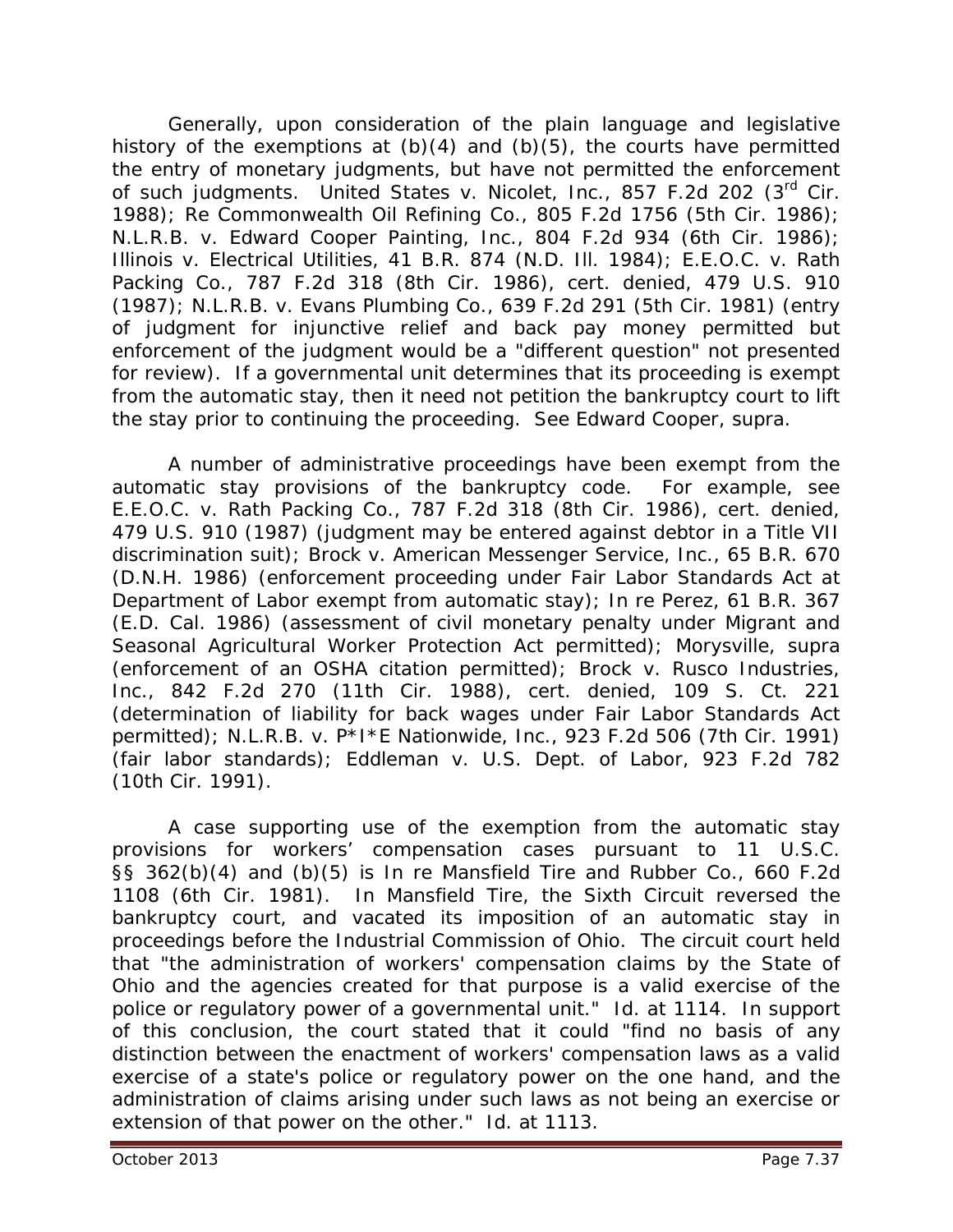Generally, upon consideration of the plain language and legislative history of the exemptions at (b)(4) and (b)(5), the courts have permitted the entry of monetary judgments, but have not permitted the enforcement of such judgments. United States v. Nicolet, Inc., 857 F.2d 202 (3rd Cir. 1988); Re Commonwealth Oil Refining Co., 805 F.2d 1756 (5th Cir. 1986); N.L.R.B. v. Edward Cooper Painting, Inc., 804 F.2d 934 (6th Cir. 1986); Illinois v. Electrical Utilities, 41 B.R. 874 (N.D. Ill. 1984); E.E.O.C. v. Rath Packing Co., 787 F.2d 318 (8th Cir. 1986), cert. denied, 479 U.S. 910 (1987); N.L.R.B. v. Evans Plumbing Co., 639 F.2d 291 (5th Cir. 1981) (entry of judgment for injunctive relief and back pay money permitted but enforcement of the judgment would be a "different question" not presented for review). If a governmental unit determines that its proceeding is exempt from the automatic stay, then it need not petition the bankruptcy court to lift the stay prior to continuing the proceeding. See Edward Cooper, supra.

A number of administrative proceedings have been exempt from the automatic stay provisions of the bankruptcy code. For example, see E.E.O.C. v. Rath Packing Co., 787 F.2d 318 (8th Cir. 1986), cert. denied, 479 U.S. 910 (1987) (judgment may be entered against debtor in a Title VII discrimination suit); Brock v. American Messenger Service, Inc., 65 B.R. 670 (D.N.H. 1986) (enforcement proceeding under Fair Labor Standards Act at Department of Labor exempt from automatic stay); In re Perez, 61 B.R. 367 (E.D. Cal. 1986) (assessment of civil monetary penalty under Migrant and Seasonal Agricultural Worker Protection Act permitted); Morysville, supra (enforcement of an OSHA citation permitted); Brock v. Rusco Industries, Inc., 842 F.2d 270 (11th Cir. 1988), cert. denied, 109 S. Ct. 221 (determination of liability for back wages under Fair Labor Standards Act permitted); N.L.R.B. v. P*I*E Nationwide, Inc., 923 F.2d 506 (7th Cir. 1991) (fair labor standards); Eddleman v. U.S. Dept. of Labor, 923 F.2d 782 (10th Cir. 1991).

A case supporting use of the exemption from the automatic stay provisions for workers' compensation cases pursuant to 11 U.S.C. §§ 362(b)(4) and (b)(5) is In re Mansfield Tire and Rubber Co., 660 F.2d 1108 (6th Cir. 1981). In Mansfield Tire, the Sixth Circuit reversed the bankruptcy court, and vacated its imposition of an automatic stay in proceedings before the Industrial Commission of Ohio. The circuit court held that "the administration of workers' compensation claims by the State of Ohio and the agencies created for that purpose is a valid exercise of the police or regulatory power of a governmental unit." Id. at 1114. In support of this conclusion, the court stated that it could "find no basis of any distinction between the enactment of workers' compensation laws as a valid exercise of a state's police or regulatory power on the one hand, and the administration of claims arising under such laws as not being an exercise or extension of that power on the other." Id. at 1113.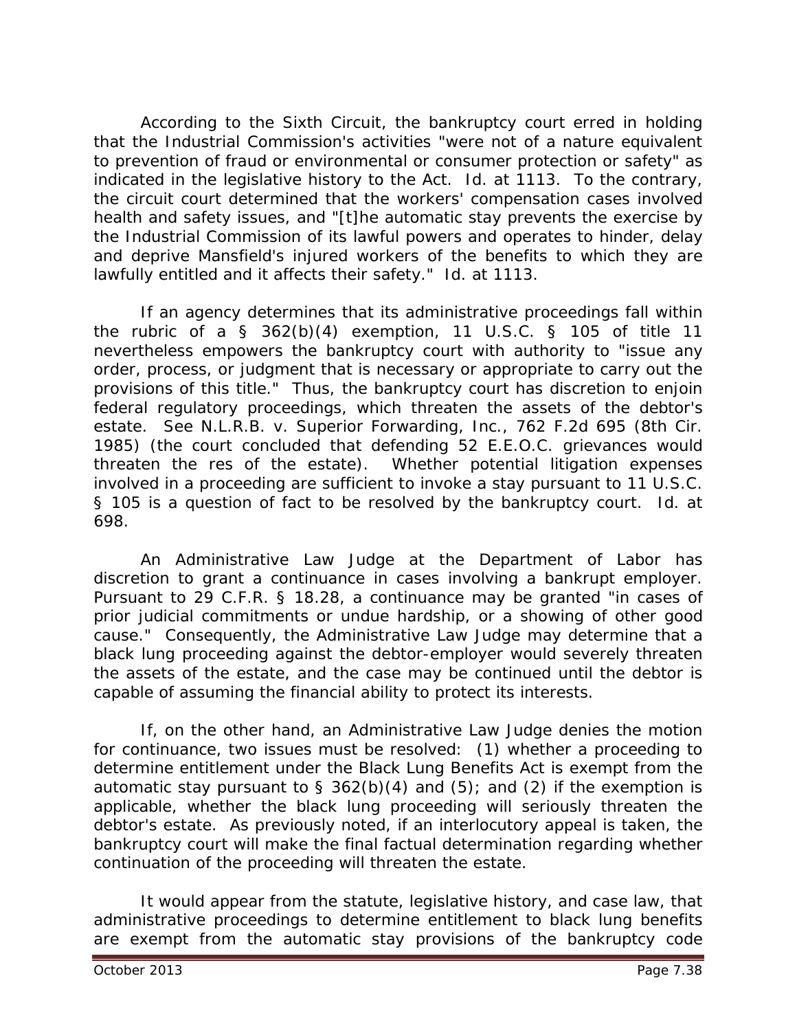According to the Sixth Circuit, the bankruptcy court erred in holding that the Industrial Commission's activities "were not of a nature equivalent to prevention of fraud or environmental or consumer protection or safety" as indicated in the legislative history to the Act. *Id.* at 1113. To the contrary, the circuit court determined that the workers' compensation cases involved health and safety issues, and "[t]he automatic stay prevents the exercise by the Industrial Commission of its lawful powers and operates to hinder, delay and deprive Mansfield's injured workers of the benefits to which they are lawfully entitled and it affects their safety." *Id.* at 1113.

If an agency determines that its administrative proceedings fall within the rubric of a § 362(b)(4) exemption, 11 U.S.C. § 105 of title 11 nevertheless empowers the bankruptcy court with authority to "issue any order, process, or judgment that is necessary or appropriate to carry out the provisions of this title." Thus, the bankruptcy court has discretion to enjoin federal regulatory proceedings, which threaten the assets of the debtor's estate. *See N.L.R.B. v. Superior Forwarding, Inc.*, 762 F.2d 695 (8th Cir. 1985) (the court concluded that defending 52 E.E.O.C. grievances would threaten the res of the estate). Whether potential litigation expenses involved in a proceeding are sufficient to invoke a stay pursuant to 11 U.S.C. § 105 is a question of fact to be resolved by the bankruptcy court. *Id.* at 698.

An Administrative Law Judge at the Department of Labor has discretion to grant a continuance in cases involving a bankrupt employer. Pursuant to 29 C.F.R. § 18.28, a continuance may be granted "in cases of prior judicial commitments or undue hardship, or a showing of other good cause." Consequently, the Administrative Law Judge may determine that a black lung proceeding against the debtor-employer would severely threaten the assets of the estate, and the case may be continued until the debtor is capable of assuming the financial ability to protect its interests.

If, on the other hand, an Administrative Law Judge denies the motion for continuance, two issues must be resolved: (1) whether a proceeding to determine entitlement under the Black Lung Benefits Act is exempt from the automatic stay pursuant to § 362(b)(4) and (5); and (2) if the exemption is applicable, whether the black lung proceeding will seriously threaten the debtor's estate. As previously noted, if an interlocutory appeal is taken, the bankruptcy court will make the final factual determination regarding whether continuation of the proceeding will threaten the estate.

It would appear from the statute, legislative history, and case law, that administrative proceedings to determine entitlement to black lung benefits are exempt from the automatic stay provisions of the bankruptcy code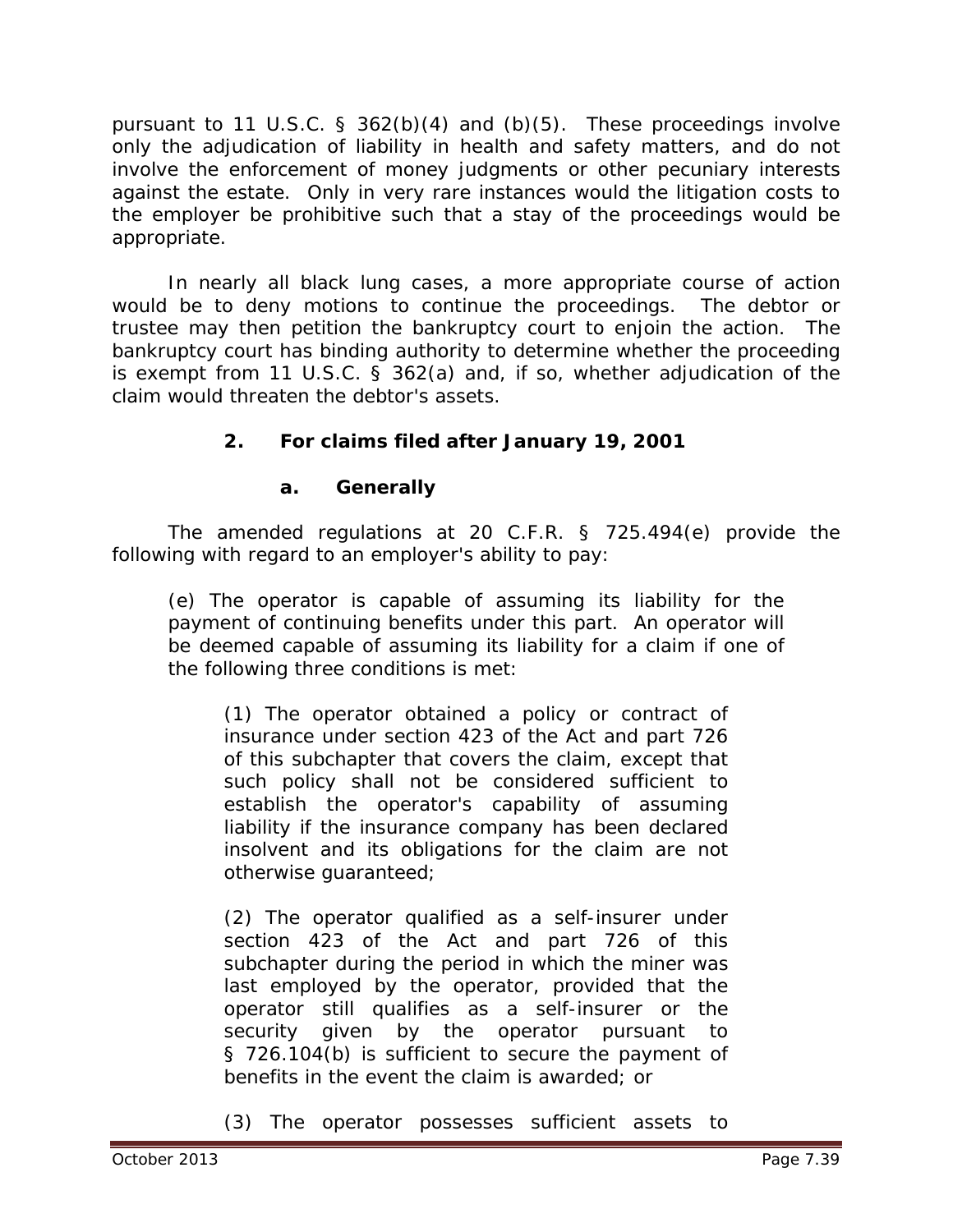pursuant to 11 U.S.C. § 362(b)(4) and (b)(5). These proceedings involve only the adjudication of liability in health and safety matters, and do not involve the enforcement of money judgments or other pecuniary interests against the estate. Only in very rare instances would the litigation costs to the employer be prohibitive such that a stay of the proceedings would be appropriate.

In nearly all black lung cases, a more appropriate course of action would be to deny motions to continue the proceedings. The debtor or trustee may then petition the bankruptcy court to enjoin the action. The bankruptcy court has binding authority to determine whether the proceeding is exempt from 11 U.S.C. § 362(a) and, if so, whether adjudication of the claim would threaten the debtor's assets.

### 2. For claims filed after January 19, 2001

#### a. Generally

The amended regulations at 20 C.F.R. § 725.494(e) provide the following with regard to an employer's ability to pay:

> (e) The operator is capable of assuming its liability for the payment of continuing benefits under this part. An operator will be deemed capable of assuming its liability for a claim if one of the following three conditions is met:
>
> > (1) The operator obtained a policy or contract of insurance under section 423 of the Act and part 726 of this subchapter that covers the claim, except that such policy shall not be considered sufficient to establish the operator's capability of assuming liability if the insurance company has been declared insolvent and its obligations for the claim are not otherwise guaranteed;
> >
> > (2) The operator qualified as a self-insurer under section 423 of the Act and part 726 of this subchapter during the period in which the miner was last employed by the operator, provided that the operator still qualifies as a self-insurer or the security given by the operator pursuant to § 726.104(b) is sufficient to secure the payment of benefits in the event the claim is awarded; or
> >
> > (3) The operator possesses sufficient assets to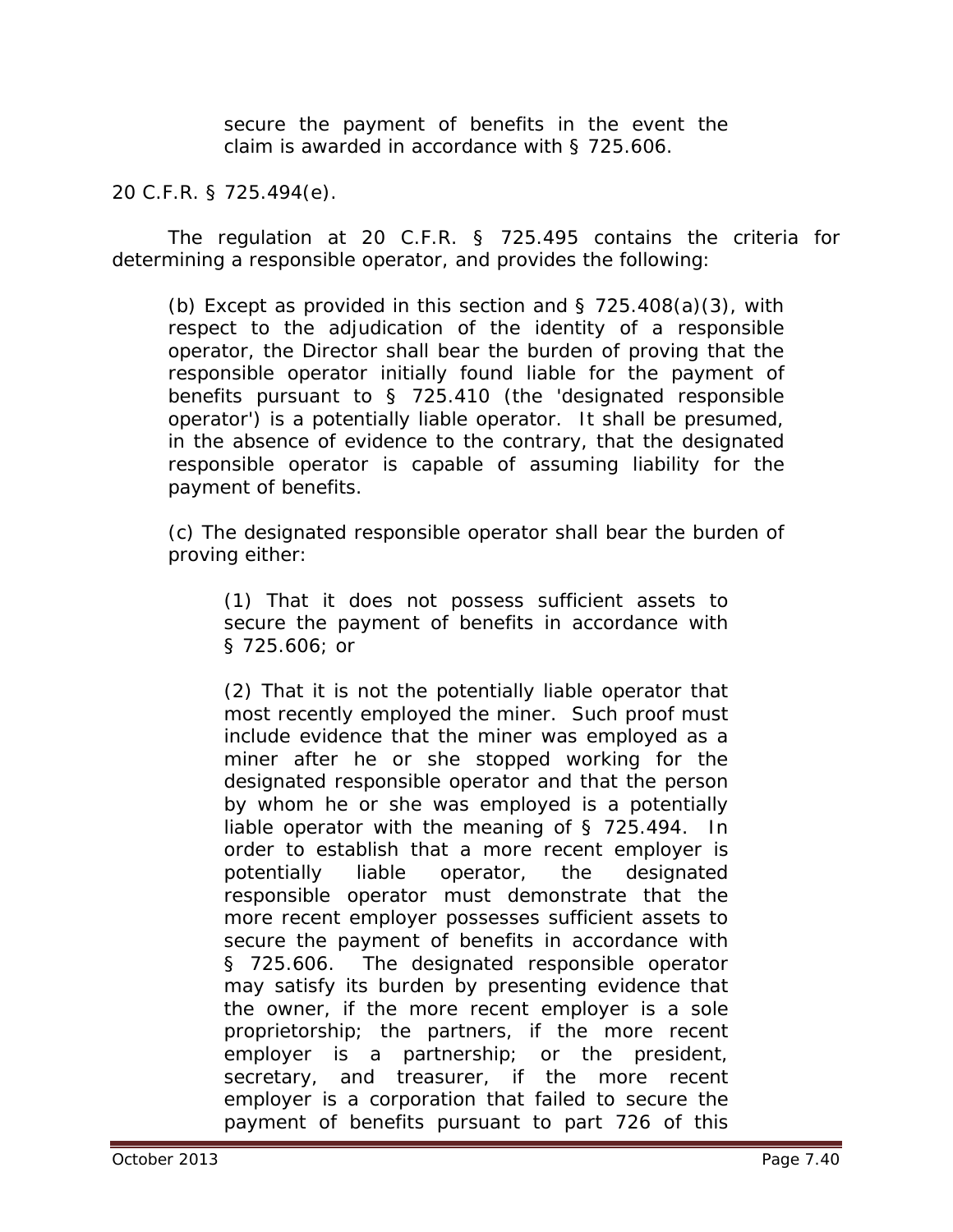> secure the payment of benefits in the event the claim is awarded in accordance with § 725.606.

20 C.F.R. § 725.494(e).

The regulation at 20 C.F.R. § 725.495 contains the criteria for determining a responsible operator, and provides the following:

> (b) Except as provided in this section and § 725.408(a)(3), with respect to the adjudication of the identity of a responsible operator, the Director shall bear the burden of proving that the responsible operator initially found liable for the payment of benefits pursuant to § 725.410 (the 'designated responsible operator') is a potentially liable operator. It shall be presumed, in the absence of evidence to the contrary, that the designated responsible operator is capable of assuming liability for the payment of benefits.
>
> (c) The designated responsible operator shall bear the burden of proving either:
>
> > (1) That it does not possess sufficient assets to secure the payment of benefits in accordance with § 725.606; or
> >
> > (2) That it is not the potentially liable operator that most recently employed the miner. Such proof must include evidence that the miner was employed as a miner after he or she stopped working for the designated responsible operator and that the person by whom he or she was employed is a potentially liable operator with the meaning of § 725.494. In order to establish that a more recent employer is potentially liable operator, the designated responsible operator must demonstrate that the more recent employer possesses sufficient assets to secure the payment of benefits in accordance with § 725.606. The designated responsible operator may satisfy its burden by presenting evidence that the owner, if the more recent employer is a sole proprietorship; the partners, if the more recent employer is a partnership; or the president, secretary, and treasurer, if the more recent employer is a corporation that failed to secure the payment of benefits pursuant to part 726 of this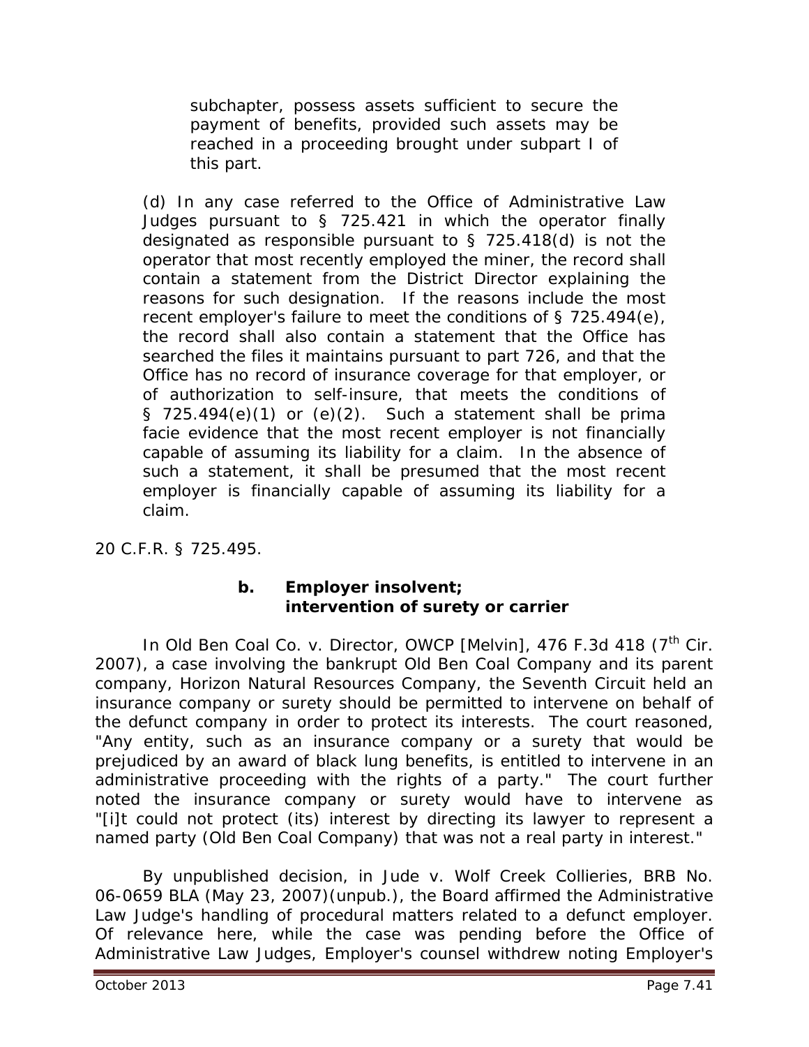> subchapter, possess assets sufficient to secure the payment of benefits, provided such assets may be reached in a proceeding brought under subpart I of this part.

(d) In any case referred to the Office of Administrative Law Judges pursuant to § 725.421 in which the operator finally designated as responsible pursuant to § 725.418(d) is not the operator that most recently employed the miner, the record shall contain a statement from the District Director explaining the reasons for such designation. If the reasons include the most recent employer's failure to meet the conditions of § 725.494(e), the record shall also contain a statement that the Office has searched the files it maintains pursuant to part 726, and that the Office has no record of insurance coverage for that employer, or of authorization to self-insure, that meets the conditions of § 725.494(e)(1) or (e)(2). Such a statement shall be prima facie evidence that the most recent employer is not financially capable of assuming its liability for a claim. In the absence of such a statement, it shall be presumed that the most recent employer is financially capable of assuming its liability for a claim.

20 C.F.R. § 725.495.

#### b. Employer insolvent; intervention of surety or carrier

In *Old Ben Coal Co. v. Director, OWCP [Melvin]*, 476 F.3d 418 (7th Cir. 2007), a case involving the bankrupt Old Ben Coal Company and its parent company, Horizon Natural Resources Company, the Seventh Circuit held an insurance company or surety should be permitted to intervene on behalf of the defunct company in order to protect its interests. The court reasoned, "Any entity, such as an insurance company or a surety that would be prejudiced by an award of black lung benefits, is entitled to intervene in an administrative proceeding with the rights of a party." The court further noted the insurance company or surety would have to intervene as "[i]t could not protect (its) interest by directing its lawyer to represent a named party (Old Ben Coal Company) that was not a real party in interest."

By unpublished decision, in *Jude v. Wolf Creek Collieries*, BRB No. 06-0659 BLA (May 23, 2007)(unpub.), the Board affirmed the Administrative Law Judge's handling of procedural matters related to a defunct employer. Of relevance here, while the case was pending before the Office of Administrative Law Judges, Employer's counsel withdrew noting Employer's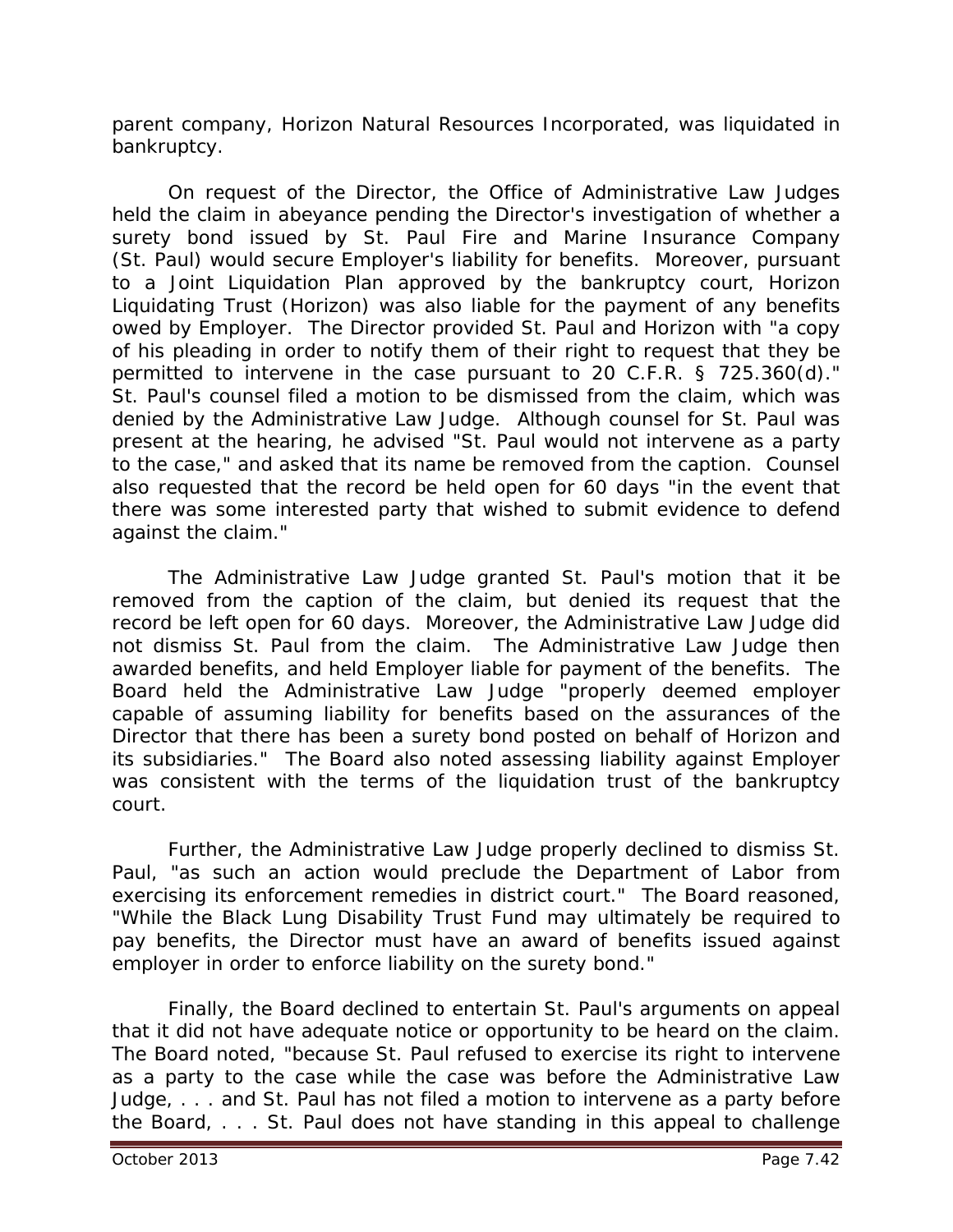parent company, Horizon Natural Resources Incorporated, was liquidated in bankruptcy.

On request of the Director, the Office of Administrative Law Judges held the claim in abeyance pending the Director's investigation of whether a surety bond issued by St. Paul Fire and Marine Insurance Company (St. Paul) would secure Employer's liability for benefits. Moreover, pursuant to a Joint Liquidation Plan approved by the bankruptcy court, Horizon Liquidating Trust (Horizon) was also liable for the payment of any benefits owed by Employer. The Director provided St. Paul and Horizon with "a copy of his pleading in order to notify them of their right to request that they be permitted to intervene in the case pursuant to 20 C.F.R. § 725.360(d)." St. Paul's counsel filed a motion to be dismissed from the claim, which was denied by the Administrative Law Judge. Although counsel for St. Paul was present at the hearing, he advised "St. Paul would not intervene as a party to the case," and asked that its name be removed from the caption. Counsel also requested that the record be held open for 60 days "in the event that there was some interested party that wished to submit evidence to defend against the claim."

The Administrative Law Judge granted St. Paul's motion that it be removed from the caption of the claim, but denied its request that the record be left open for 60 days. Moreover, the Administrative Law Judge did not dismiss St. Paul from the claim. The Administrative Law Judge then awarded benefits, and held Employer liable for payment of the benefits. The Board held the Administrative Law Judge "properly deemed employer capable of assuming liability for benefits based on the assurances of the Director that there has been a surety bond posted on behalf of Horizon and its subsidiaries." The Board also noted assessing liability against Employer was consistent with the terms of the liquidation trust of the bankruptcy court.

Further, the Administrative Law Judge properly declined to dismiss St. Paul, "as such an action would preclude the Department of Labor from exercising its enforcement remedies in district court." The Board reasoned, "While the Black Lung Disability Trust Fund may ultimately be required to pay benefits, the Director must have an award of benefits issued against employer in order to enforce liability on the surety bond."

Finally, the Board declined to entertain St. Paul's arguments on appeal that it did not have adequate notice or opportunity to be heard on the claim. The Board noted, "because St. Paul refused to exercise its right to intervene as a party to the case while the case was before the Administrative Law Judge, . . . and St. Paul has not filed a motion to intervene as a party before the Board, . . . St. Paul does not have standing in this appeal to challenge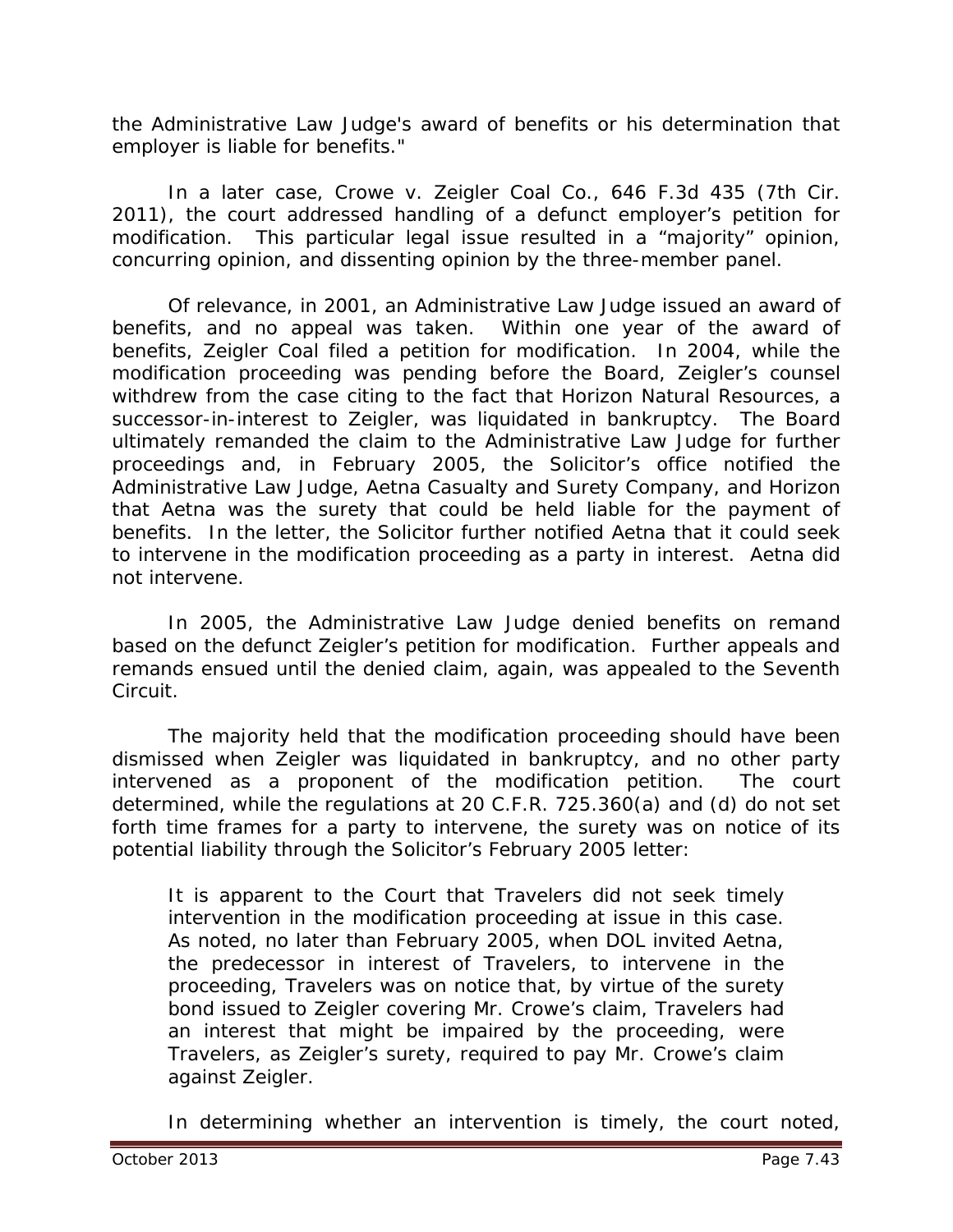the Administrative Law Judge's award of benefits or his determination that employer is liable for benefits."

In a later case, *Crowe v. Zeigler Coal Co.*, 646 F.3d 435 (7th Cir. 2011), the court addressed handling of a defunct employer's petition for modification. This particular legal issue resulted in a "majority" opinion, concurring opinion, and dissenting opinion by the three-member panel.

Of relevance, in 2001, an Administrative Law Judge issued an award of benefits, and no appeal was taken. Within one year of the award of benefits, Zeigler Coal filed a petition for modification. In 2004, while the modification proceeding was pending before the Board, Zeigler's counsel withdrew from the case citing to the fact that Horizon Natural Resources, a successor-in-interest to Zeigler, was liquidated in bankruptcy. The Board ultimately remanded the claim to the Administrative Law Judge for further proceedings and, in February 2005, the Solicitor's office notified the Administrative Law Judge, Aetna Casualty and Surety Company, and Horizon that Aetna was the surety that could be held liable for the payment of benefits. In the letter, the Solicitor further notified Aetna that it could seek to intervene in the modification proceeding as a party in interest. Aetna did not intervene.

In 2005, the Administrative Law Judge denied benefits on remand based on the defunct Zeigler's petition for modification. Further appeals and remands ensued until the denied claim, again, was appealed to the Seventh Circuit.

The majority held that the modification proceeding should have been dismissed when Zeigler was liquidated in bankruptcy, and no other party intervened as a proponent of the modification petition. The court determined, while the regulations at 20 C.F.R. 725.360(a) and (d) do not set forth time frames for a party to intervene, the surety was on notice of its potential liability through the Solicitor's February 2005 letter:

> It is apparent to the Court that Travelers did not seek timely intervention in the modification proceeding at issue in this case. As noted, no later than February 2005, when DOL invited Aetna, the predecessor in interest of Travelers, to intervene in the proceeding, Travelers was on notice that, by virtue of the surety bond issued to Zeigler covering Mr. Crowe's claim, Travelers had an interest that might be impaired by the proceeding, were Travelers, as Zeigler's surety, required to pay Mr. Crowe's claim against Zeigler.

In determining whether an intervention is timely, the court noted,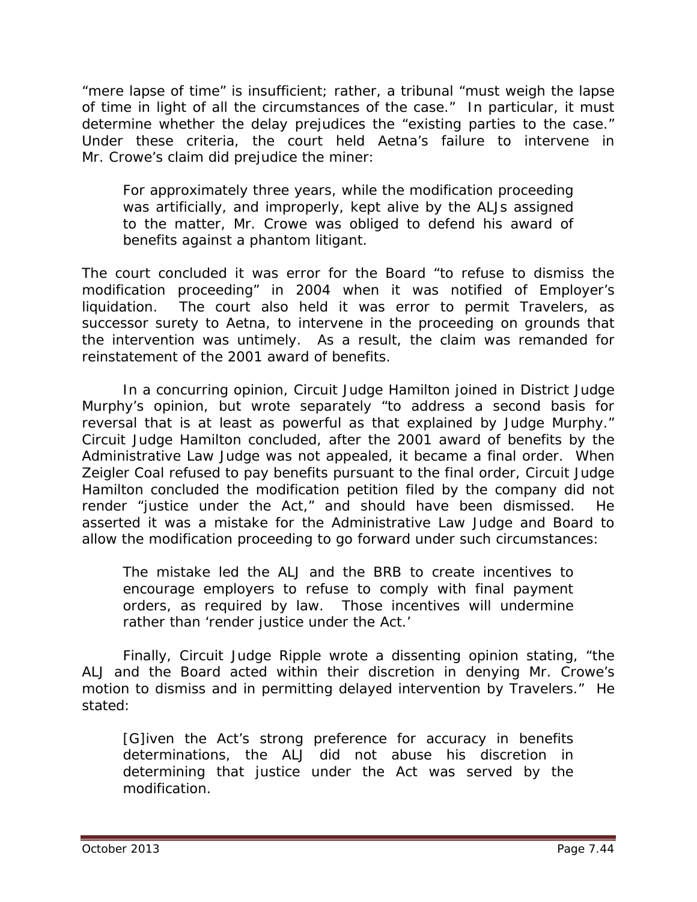"mere lapse of time" is insufficient; rather, a tribunal "must weigh the lapse of time in light of all the circumstances of the case." In particular, it must determine whether the delay prejudices the "existing parties to the case." Under these criteria, the court held Aetna's failure to intervene in Mr. Crowe's claim did prejudice the miner:

> For approximately three years, while the modification proceeding was artificially, and improperly, kept alive by the ALJs assigned to the matter, Mr. Crowe was obliged to defend his award of benefits against a phantom litigant.

The court concluded it was error for the Board "to refuse to dismiss the modification proceeding" in 2004 when it was notified of Employer's liquidation. The court also held it was error to permit Travelers, as successor surety to Aetna, to intervene in the proceeding on grounds that the intervention was untimely. As a result, the claim was remanded for reinstatement of the 2001 award of benefits.

In a concurring opinion, Circuit Judge Hamilton joined in District Judge Murphy's opinion, but wrote separately "to address a second basis for reversal that is at least as powerful as that explained by Judge Murphy." Circuit Judge Hamilton concluded, after the 2001 award of benefits by the Administrative Law Judge was not appealed, it became a final order. When Zeigler Coal refused to pay benefits pursuant to the final order, Circuit Judge Hamilton concluded the modification petition filed by the company did not render "justice under the Act," and should have been dismissed. He asserted it was a mistake for the Administrative Law Judge and Board to allow the modification proceeding to go forward under such circumstances:

> The mistake led the ALJ and the BRB to create incentives to encourage employers to refuse to comply with final payment orders, as required by law. Those incentives will undermine rather than 'render justice under the Act.'

Finally, Circuit Judge Ripple wrote a dissenting opinion stating, "the ALJ and the Board acted within their discretion in denying Mr. Crowe's motion to dismiss and in permitting delayed intervention by Travelers." He stated:

> [G]iven the Act's strong preference for accuracy in benefits determinations, the ALJ did not abuse his discretion in determining that justice under the Act was served by the modification.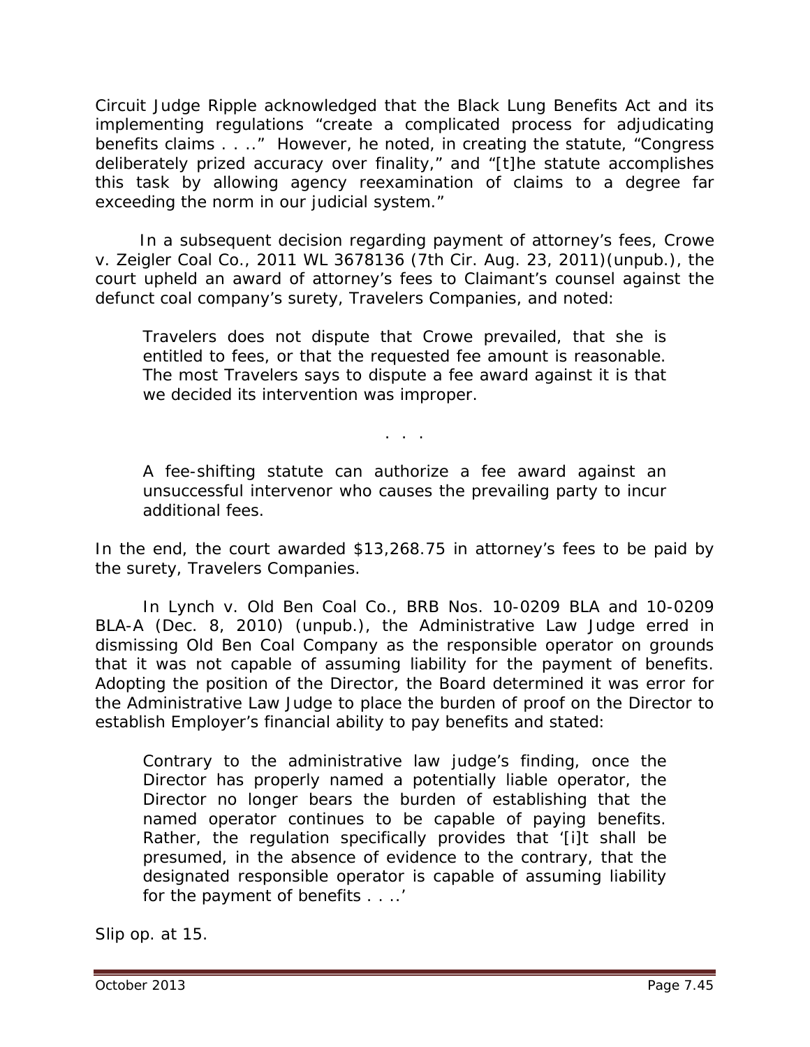Circuit Judge Ripple acknowledged that the Black Lung Benefits Act and its implementing regulations "create a complicated process for adjudicating benefits claims . . .." However, he noted, in creating the statute, "Congress deliberately prized accuracy over finality," and "[t]he statute accomplishes this task by allowing agency reexamination of claims to a degree far exceeding the norm in our judicial system."

In a subsequent decision regarding payment of attorney's fees, *Crowe v. Zeigler Coal Co.*, 2011 WL 3678136 (7th Cir. Aug. 23, 2011)(unpub.), the court upheld an award of attorney's fees to Claimant's counsel against the defunct coal company's surety, Travelers Companies, and noted:

> Travelers does not dispute that Crowe prevailed, that she is entitled to fees, or that the requested fee amount is reasonable. The most Travelers says to dispute a fee award against it is that we decided its intervention was improper.
>
> . . .
>
> A fee-shifting statute can authorize a fee award against an unsuccessful intervenor who causes the prevailing party to incur additional fees.

In the end, the court awarded $13,268.75 in attorney's fees to be paid by the surety, Travelers Companies.

In *Lynch v. Old Ben Coal Co.*, BRB Nos. 10-0209 BLA and 10-0209 BLA-A (Dec. 8, 2010) (unpub.), the Administrative Law Judge erred in dismissing Old Ben Coal Company as the responsible operator on grounds that it was not capable of assuming liability for the payment of benefits. Adopting the position of the Director, the Board determined it was error for the Administrative Law Judge to place the burden of proof on the Director to establish Employer's financial ability to pay benefits and stated:

> Contrary to the administrative law judge's finding, once the Director has properly named a potentially liable operator, the Director no longer bears the burden of establishing that the named operator continues to be capable of paying benefits. Rather, the regulation specifically provides that '[i]t shall be presumed, in the absence of evidence to the contrary, that the designated responsible operator is capable of assuming liability for the payment of benefits . . ..'

*Slip op.* at 15.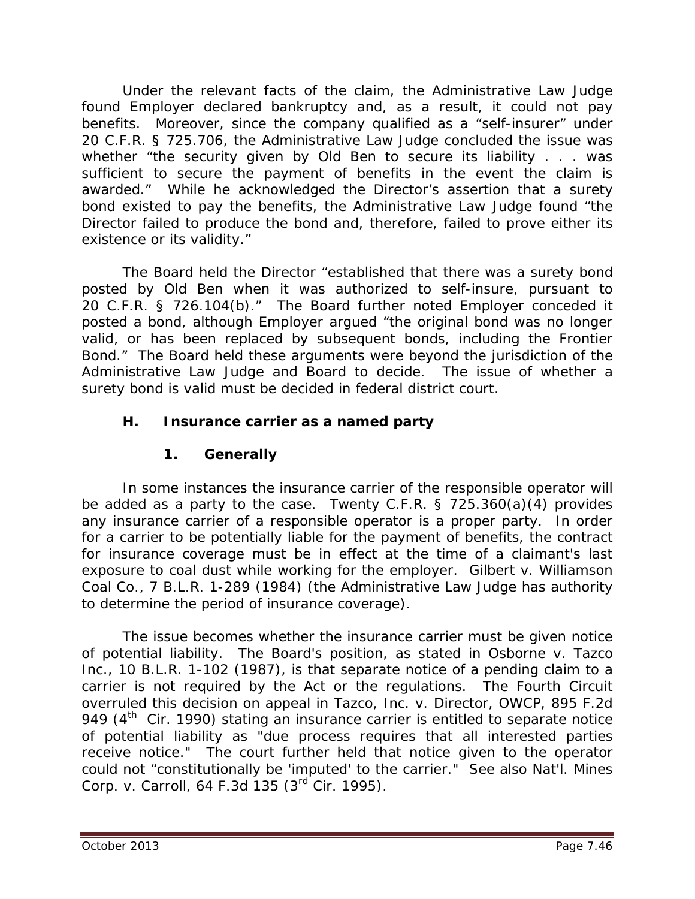Under the relevant facts of the claim, the Administrative Law Judge found Employer declared bankruptcy and, as a result, it could not pay benefits. Moreover, since the company qualified as a "self-insurer" under 20 C.F.R. § 725.706, the Administrative Law Judge concluded the issue was whether "the security given by Old Ben to secure its liability . . . was sufficient to secure the payment of benefits in the event the claim is awarded." While he acknowledged the Director's assertion that a surety bond existed to pay the benefits, the Administrative Law Judge found "the Director failed to produce the bond and, therefore, failed to prove either its existence or its validity."

The Board held the Director "established that there was a surety bond posted by Old Ben when it was authorized to self-insure, pursuant to 20 C.F.R. § 726.104(b)." The Board further noted Employer conceded it posted a bond, although Employer argued "the original bond was no longer valid, or has been replaced by subsequent bonds, including the Frontier Bond." The Board held these arguments were beyond the jurisdiction of the Administrative Law Judge and Board to decide. The issue of whether a surety bond is valid must be decided in federal district court.

### H. Insurance carrier as a named party

#### 1. Generally

In some instances the insurance carrier of the responsible operator will be added as a party to the case. Twenty C.F.R. § 725.360(a)(4) provides any insurance carrier of a responsible operator is a proper party. In order for a carrier to be potentially liable for the payment of benefits, the contract for insurance coverage must be in effect at the time of a claimant's last exposure to coal dust while working for the employer. *Gilbert v. Williamson Coal Co.*, 7 B.L.R. 1-289 (1984) (the Administrative Law Judge has authority to determine the period of insurance coverage).

The issue becomes whether the insurance carrier must be given notice of potential liability. The Board's position, as stated in *Osborne v. Tazco Inc.*, 10 B.L.R. 1-102 (1987), is that separate notice of a pending claim to a carrier is not required by the Act or the regulations. The Fourth Circuit overruled this decision on appeal in *Tazco, Inc. v. Director, OWCP*, 895 F.2d 949 (4th Cir. 1990) stating an insurance carrier is entitled to separate notice of potential liability as "due process requires that all interested parties receive notice." The court further held that notice given to the operator could not "constitutionally be 'imputed' to the carrier." *See also Nat'l. Mines Corp. v. Carroll*, 64 F.3d 135 (3rd Cir. 1995).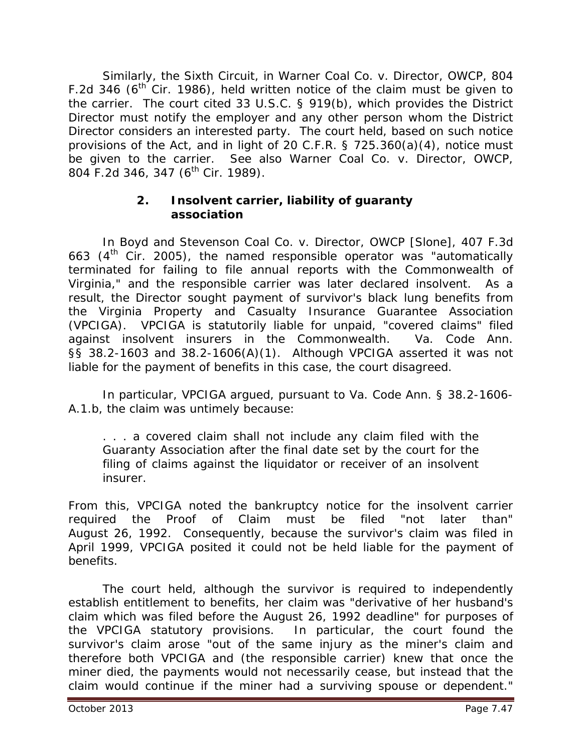Similarly, the Sixth Circuit, in Warner Coal Co. v. Director, OWCP, 804 F.2d 346 (6th Cir. 1986), held written notice of the claim must be given to the carrier. The court cited 33 U.S.C. § 919(b), which provides the District Director must notify the employer and any other person whom the District Director considers an interested party. The court held, based on such notice provisions of the Act, and in light of 20 C.F.R. § 725.360(a)(4), notice must be given to the carrier. *See also Warner Coal Co. v. Director, OWCP*, 804 F.2d 346, 347 (6th Cir. 1989).

### 2. Insolvent carrier, liability of guaranty association

In Boyd and Stevenson Coal Co. v. Director, OWCP [Slone], 407 F.3d 663 (4th Cir. 2005), the named responsible operator was "automatically terminated for failing to file annual reports with the Commonwealth of Virginia," and the responsible carrier was later declared insolvent. As a result, the Director sought payment of survivor's black lung benefits from the Virginia Property and Casualty Insurance Guarantee Association (VPCIGA). VPCIGA is statutorily liable for unpaid, "covered claims" filed against insolvent insurers in the Commonwealth. Va. Code Ann. §§ 38.2-1603 and 38.2-1606(A)(1). Although VPCIGA asserted it was not liable for the payment of benefits in this case, the court disagreed.

In particular, VPCIGA argued, pursuant to Va. Code Ann. § 38.2-1606-A.1.b, the claim was untimely because:

> . . . a covered claim shall not include any claim filed with the Guaranty Association after the final date set by the court for the filing of claims against the liquidator or receiver of an insolvent insurer.

From this, VPCIGA noted the bankruptcy notice for the insolvent carrier required the Proof of Claim must be filed "not later than" August 26, 1992. Consequently, because the survivor's claim was filed in April 1999, VPCIGA posited it could not be held liable for the payment of benefits.

The court held, although the survivor is required to independently establish entitlement to benefits, her claim was "derivative of her husband's claim which was filed before the August 26, 1992 deadline" for purposes of the VPCIGA statutory provisions. In particular, the court found the survivor's claim arose "out of the same injury as the miner's claim and therefore both VPCIGA and (the responsible carrier) knew that once the miner died, the payments would not necessarily cease, but instead that the claim would continue if the miner had a surviving spouse or dependent."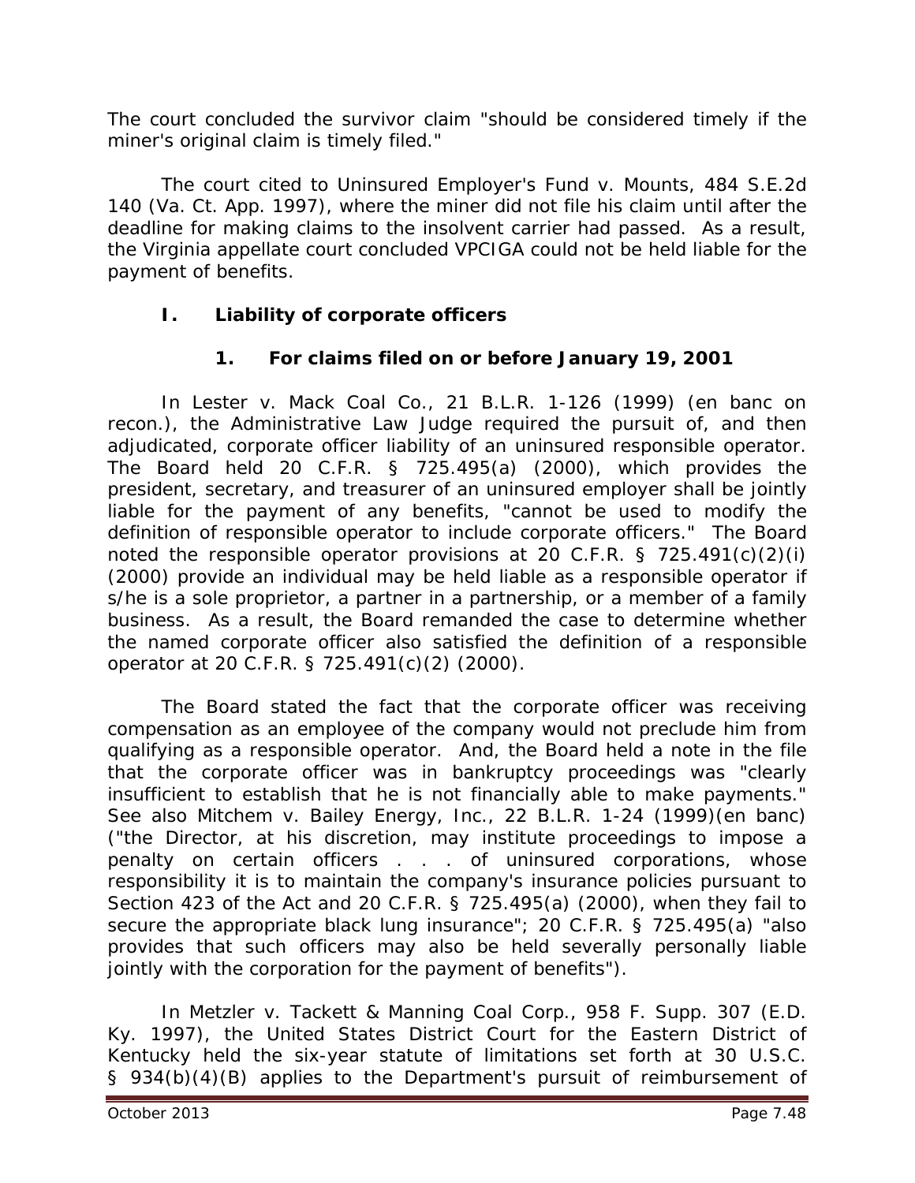The court concluded the survivor claim "should be considered timely if the miner's original claim is timely filed."

The court cited to *Uninsured Employer's Fund v. Mounts*, 484 S.E.2d 140 (Va. Ct. App. 1997), where the miner did not file his claim until after the deadline for making claims to the insolvent carrier had passed. As a result, the Virginia appellate court concluded VPCIGA could not be held liable for the payment of benefits.

### I. Liability of corporate officers

#### 1. For claims filed on or before January 19, 2001

In *Lester v. Mack Coal Co.*, 21 B.L.R. 1-126 (1999) (en banc on recon.), the Administrative Law Judge required the pursuit of, and then adjudicated, corporate officer liability of an uninsured responsible operator. The Board held 20 C.F.R. § 725.495(a) (2000), which provides the president, secretary, and treasurer of an uninsured employer shall be jointly liable for the payment of any benefits, "cannot be used to modify the definition of responsible operator to include corporate officers." The Board noted the responsible operator provisions at 20 C.F.R. § 725.491(c)(2)(i) (2000) provide an individual may be held liable as a responsible operator if s/he is a sole proprietor, a partner in a partnership, or a member of a family business. As a result, the Board remanded the case to determine whether the named corporate officer also satisfied the definition of a responsible operator at 20 C.F.R. § 725.491(c)(2) (2000).

The Board stated the fact that the corporate officer was receiving compensation as an employee of the company would not preclude him from qualifying as a responsible operator. And, the Board held a note in the file that the corporate officer was in bankruptcy proceedings was "clearly insufficient to establish that he is not financially able to make payments." *See also Mitchem v. Bailey Energy, Inc.*, 22 B.L.R. 1-24 (1999)(en banc) ("the Director, at his discretion, may institute proceedings to impose a penalty on certain officers . . . of uninsured corporations, whose responsibility it is to maintain the company's insurance policies pursuant to Section 423 of the Act and 20 C.F.R. § 725.495(a) (2000), when they fail to secure the appropriate black lung insurance"; 20 C.F.R. § 725.495(a) "also provides that such officers may also be held severally personally liable jointly with the corporation for the payment of benefits").

In *Metzler v. Tackett & Manning Coal Corp.*, 958 F. Supp. 307 (E.D. Ky. 1997), the United States District Court for the Eastern District of Kentucky held the six-year statute of limitations set forth at 30 U.S.C. § 934(b)(4)(B) applies to the Department's pursuit of reimbursement of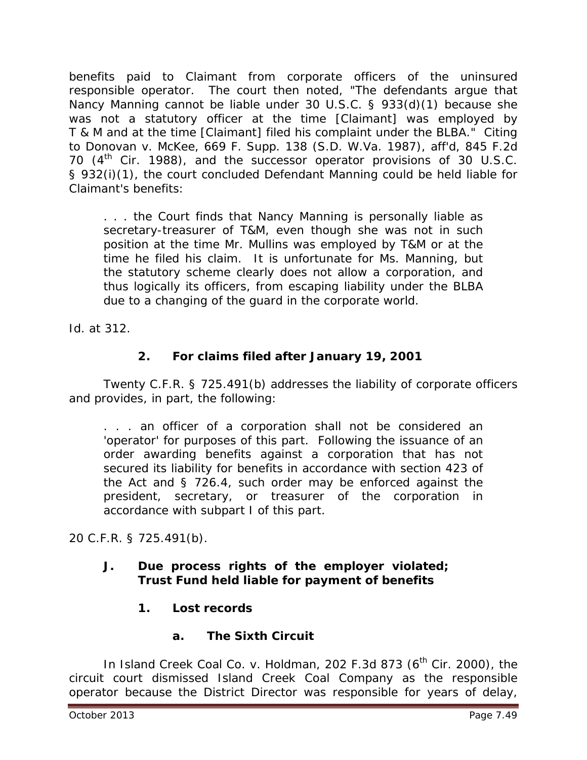benefits paid to Claimant from corporate officers of the uninsured responsible operator. The court then noted, "The defendants argue that Nancy Manning cannot be liable under 30 U.S.C. § 933(d)(1) because she was not a statutory officer at the time [Claimant] was employed by T & M and at the time [Claimant] filed his complaint under the BLBA." Citing to *Donovan v. McKee*, 669 F. Supp. 138 (S.D. W.Va. 1987), *aff'd*, 845 F.2d 70 (4th Cir. 1988), and the successor operator provisions of 30 U.S.C. § 932(i)(1), the court concluded Defendant Manning could be held liable for Claimant's benefits:

> . . . the Court finds that Nancy Manning is personally liable as secretary-treasurer of T&M, even though she was not in such position at the time Mr. Mullins was employed by T&M or at the time he filed his claim. It is unfortunate for Ms. Manning, but the statutory scheme clearly does not allow a corporation, and thus logically its officers, from escaping liability under the BLBA due to a changing of the guard in the corporate world.

*Id.* at 312.

### 2. For claims filed after January 19, 2001

Twenty C.F.R. § 725.491(b) addresses the liability of corporate officers and provides, in part, the following:

> . . . an officer of a corporation shall not be considered an 'operator' for purposes of this part. Following the issuance of an order awarding benefits against a corporation that has not secured its liability for benefits in accordance with section 423 of the Act and § 726.4, such order may be enforced against the president, secretary, or treasurer of the corporation in accordance with subpart I of this part.

20 C.F.R. § 725.491(b).

## J. Due process rights of the employer violated; Trust Fund held liable for payment of benefits

### 1. Lost records

#### a. The Sixth Circuit

In *Island Creek Coal Co. v. Holdman*, 202 F.3d 873 (6th Cir. 2000), the circuit court dismissed Island Creek Coal Company as the responsible operator because the District Director was responsible for years of delay,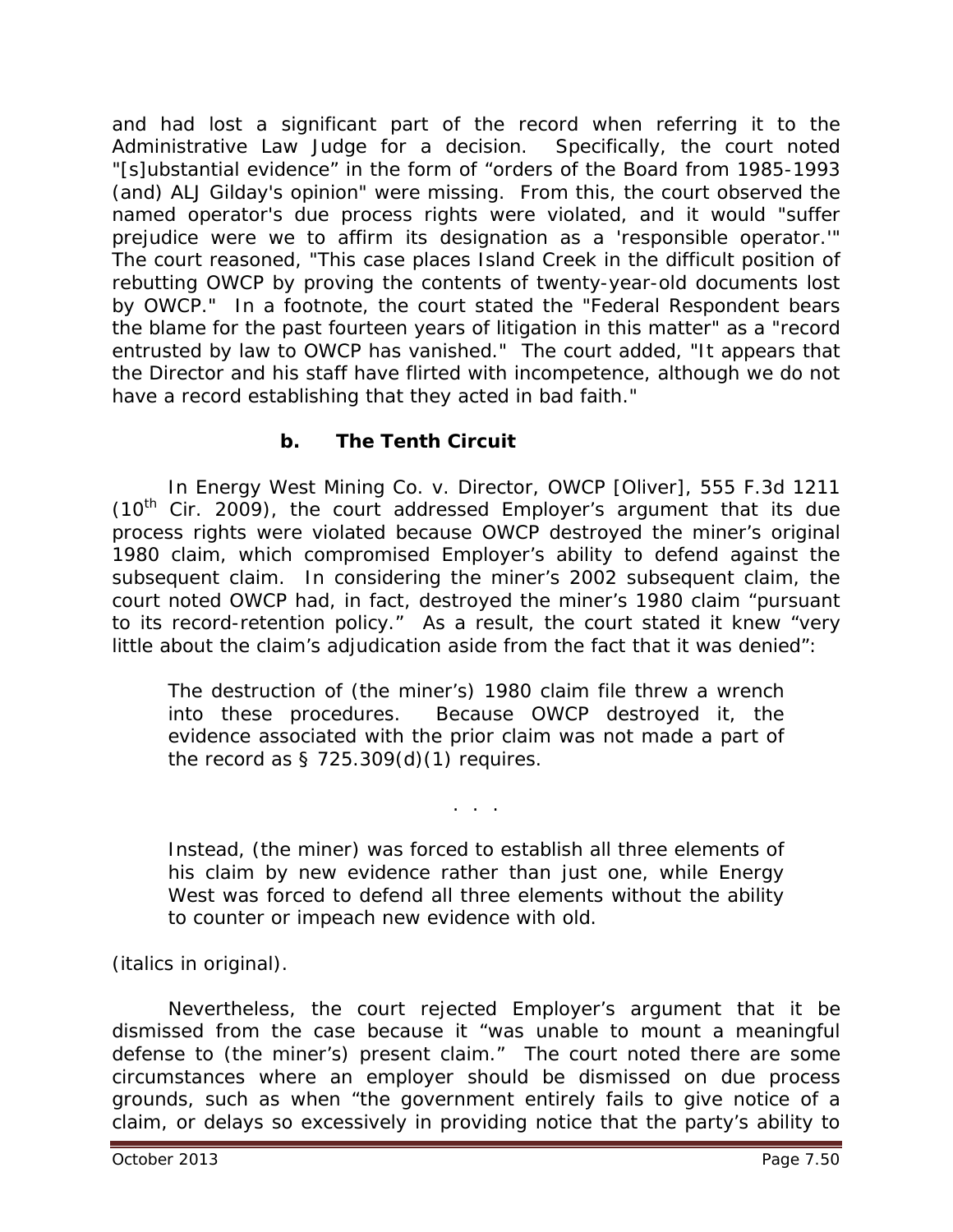and had lost a significant part of the record when referring it to the Administrative Law Judge for a decision. Specifically, the court noted "[s]ubstantial evidence" in the form of "orders of the Board from 1985-1993 (and) ALJ Gilday's opinion" were missing. From this, the court observed the named operator's due process rights were violated, and it would "suffer prejudice were we to affirm its designation as a 'responsible operator.'" The court reasoned, "This case places Island Creek in the difficult position of rebutting OWCP by proving the contents of twenty-year-old documents lost by OWCP." In a footnote, the court stated the "Federal Respondent bears the blame for the past fourteen years of litigation in this matter" as a "record entrusted by law to OWCP has vanished." The court added, "It appears that the Director and his staff have flirted with incompetence, although we do not have a record establishing that they acted in bad faith."

### b. The Tenth Circuit

*Energy West Mining Co. v. Director, OWCP [Oliver]*, 555 F.3d 1211 (10th Cir. 2009), the court addressed Employer's argument that its due process rights were violated because OWCP destroyed the miner's original 1980 claim, which compromised Employer's ability to defend against the subsequent claim. In considering the miner's 2002 subsequent claim, the court noted OWCP had, in fact, destroyed the miner's 1980 claim "pursuant to its record-retention policy." As a result, the court stated it knew "very little about the claim's adjudication aside from the fact that it was denied":

> The destruction of (the miner's) 1980 claim file threw a wrench into these procedures. Because OWCP destroyed it, the evidence associated with the prior claim was not made a part of the record as § 725.309(d)(1) requires.
>
> . . .
>
> Instead, (the miner) was forced to establish all three elements of his claim by new evidence rather than just one, while Energy West was forced to defend all three elements without the ability to counter or impeach new evidence with old.

(italics in original).

Nevertheless, the court rejected Employer's argument that it be dismissed from the case because it "was unable to mount a meaningful defense to (the miner's) present claim." The court noted there are some circumstances where an employer should be dismissed on due process grounds, such as when "the government entirely fails to give notice of a claim, or delays so excessively in providing notice that the party's ability to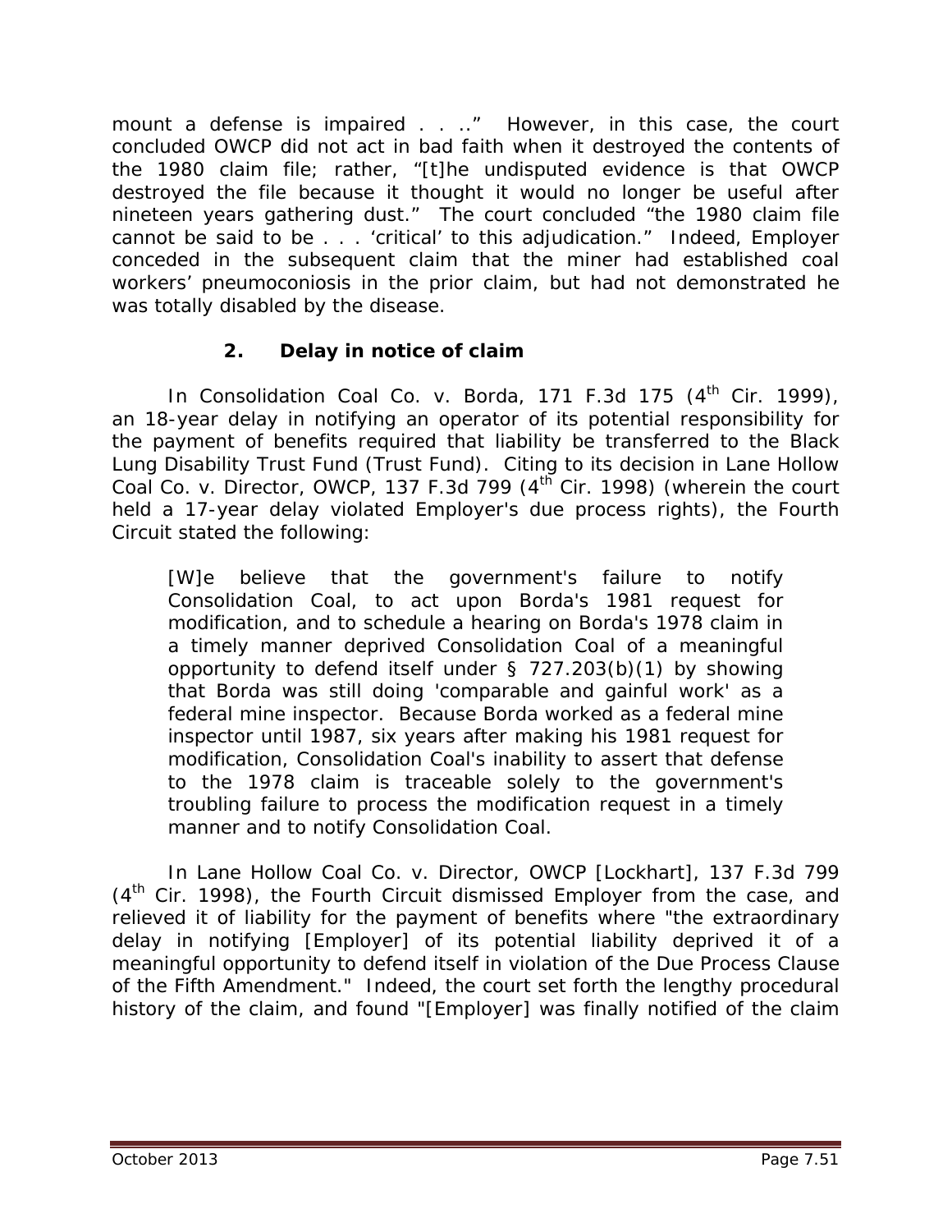mount a defense is impaired . . ..." However, in this case, the court concluded OWCP did not act in bad faith when it destroyed the contents of the 1980 claim file; rather, "[t]he undisputed evidence is that OWCP destroyed the file because it thought it would no longer be useful after nineteen years gathering dust." The court concluded "the 1980 claim file cannot be said to be . . . 'critical' to this adjudication." Indeed, Employer conceded in the subsequent claim that the miner had established coal workers' pneumoconiosis in the prior claim, but had not demonstrated he was totally disabled by the disease.

### 2. Delay in notice of claim

In *Consolidation Coal Co. v. Borda*, 171 F.3d 175 (4th Cir. 1999), an 18-year delay in notifying an operator of its potential responsibility for the payment of benefits required that liability be transferred to the Black Lung Disability Trust Fund (Trust Fund). Citing to its decision in *Lane Hollow Coal Co. v. Director, OWCP*, 137 F.3d 799 (4th Cir. 1998) (wherein the court held a 17-year delay violated Employer's due process rights), the Fourth Circuit stated the following:

> [W]e believe that the government's failure to notify Consolidation Coal, to act upon Borda's 1981 request for modification, and to schedule a hearing on Borda's 1978 claim in a timely manner deprived Consolidation Coal of a meaningful opportunity to defend itself under § 727.203(b)(1) by showing that Borda was still doing 'comparable and gainful work' as a federal mine inspector. Because Borda worked as a federal mine inspector until 1987, six years after making his 1981 request for modification, Consolidation Coal's inability to assert that defense to the 1978 claim is traceable solely to the government's troubling failure to process the modification request in a timely manner and to notify Consolidation Coal.

In *Lane Hollow Coal Co. v. Director, OWCP [Lockhart]*, 137 F.3d 799 (4th Cir. 1998), the Fourth Circuit dismissed Employer from the case, and relieved it of liability for the payment of benefits where "the extraordinary delay in notifying [Employer] of its potential liability deprived it of a meaningful opportunity to defend itself in violation of the Due Process Clause of the Fifth Amendment." Indeed, the court set forth the lengthy procedural history of the claim, and found "[Employer] was finally notified of the claim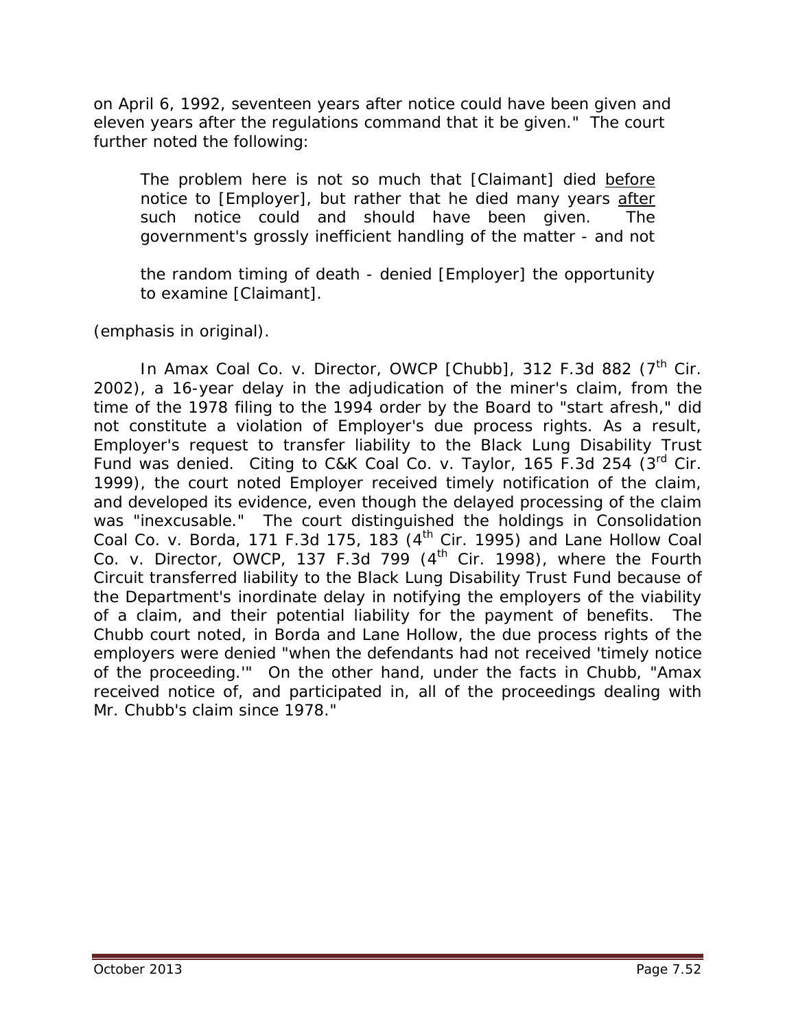on April 6, 1992, seventeen years after notice could have been given and eleven years after the regulations command that it be given." The court further noted the following:

> The problem here is not so much that [Claimant] died <u>before</u> notice to [Employer], but rather that he died many years <u>after</u> such notice could and should have been given. The government's grossly inefficient handling of the matter - and not the random timing of death - denied [Employer] the opportunity to examine [Claimant].

(emphasis in original).

In *Amax Coal Co. v. Director, OWCP [Chubb]*, 312 F.3d 882 (7th Cir. 2002), a 16-year delay in the adjudication of the miner's claim, from the time of the 1978 filing to the 1994 order by the Board to "start afresh," did not constitute a violation of Employer's due process rights. As a result, Employer's request to transfer liability to the Black Lung Disability Trust Fund was denied. Citing to *C&K Coal Co. v. Taylor*, 165 F.3d 254 (3rd Cir. 1999), the court noted Employer received timely notification of the claim, and developed its evidence, even though the delayed processing of the claim was "inexcusable." The court distinguished the holdings in *Consolidation Coal Co. v. Borda*, 171 F.3d 175, 183 (4th Cir. 1995) and *Lane Hollow Coal Co. v. Director, OWCP*, 137 F.3d 799 (4th Cir. 1998), where the Fourth Circuit transferred liability to the Black Lung Disability Trust Fund because of the Department's inordinate delay in notifying the employers of the viability of a claim, and their potential liability for the payment of benefits. The *Chubb* court noted, in *Borda* and *Lane Hollow*, the due process rights of the employers were denied "when the defendants had not received 'timely notice of the proceeding.'" On the other hand, under the facts in *Chubb*, "Amax received notice of, and participated in, all of the proceedings dealing with Mr. Chubb's claim since 1978."